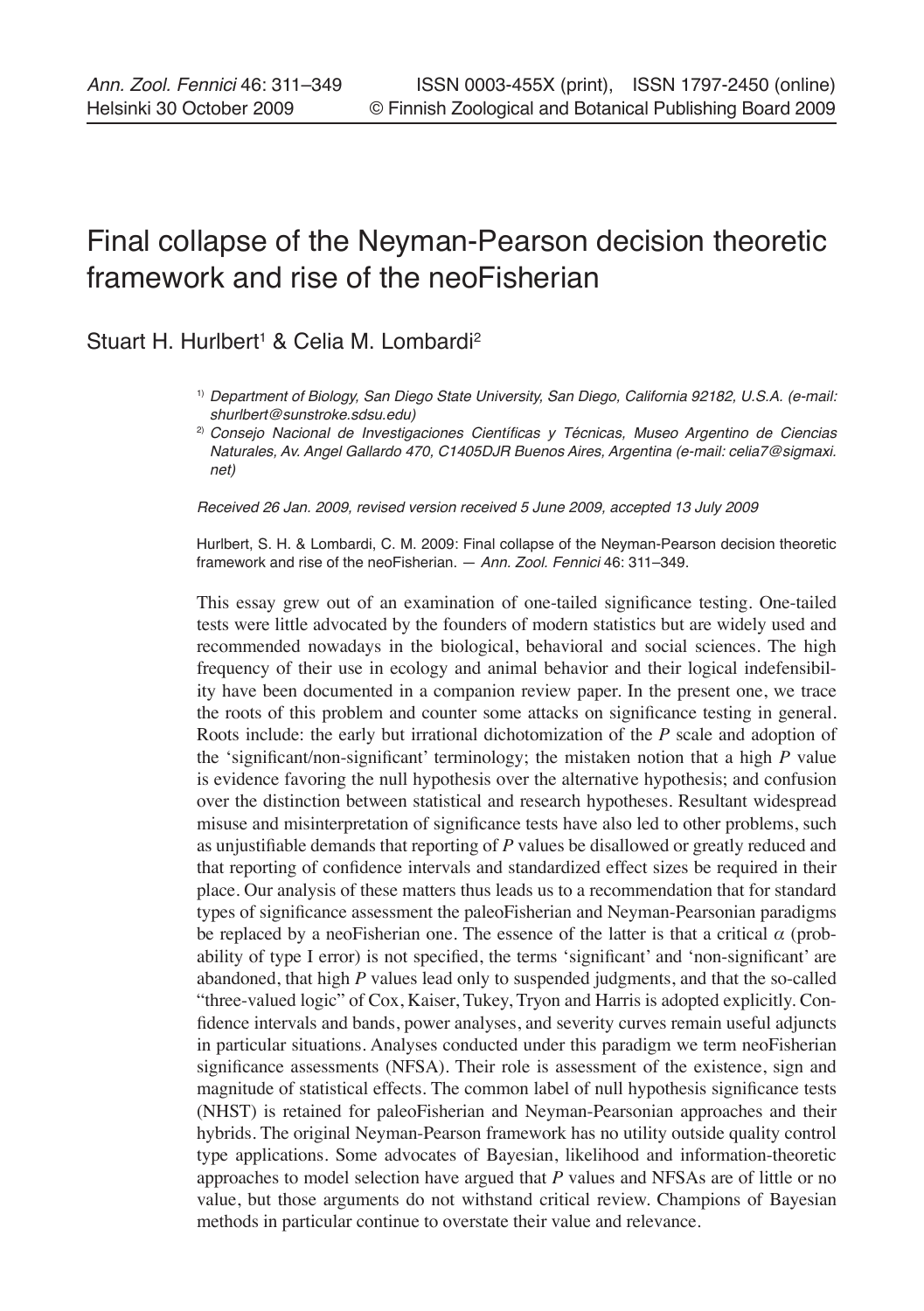# Final collapse of the Neyman-Pearson decision theoretic framework and rise of the neoFisherian

Stuart H. Hurlbert[1] & Celia M. Lombardi[2]

[1] *Department of Biology, San Diego State University, San Diego, California 92182, U.S.A. (e-mail: shurlbert@sunstroke.sdsu.edu)*

[2] *Consejo Nacional de Investigaciones Científicas y Técnicas, Museo Argentino de Ciencias Naturales, Av. Angel Gallardo 470, C1405DJR Buenos Aires, Argentina (e-mail: celia7@sigmaxi.net)*

*Received 26 Jan. 2009, revised version received 5 June 2009, accepted 13 July 2009*

Hurlbert, S. H. & Lombardi, C. M. 2009: Final collapse of the Neyman-Pearson decision theoretic framework and rise of the neoFisherian. — *Ann. Zool. Fennici* 46: 311–349.

This essay grew out of an examination of one-tailed significance testing. One-tailed tests were little advocated by the founders of modern statistics but are widely used and recommended nowadays in the biological, behavioral and social sciences. The high frequency of their use in ecology and animal behavior and their logical indefensibility have been documented in a companion review paper. In the present one, we trace the roots of this problem and counter some attacks on significance testing in general. Roots include: the early but irrational dichotomization of the $P$ scale and adoption of the 'significant/non-significant' terminology; the mistaken notion that a high $P$ value is evidence favoring the null hypothesis over the alternative hypothesis; and confusion over the distinction between statistical and research hypotheses. Resultant widespread misuse and misinterpretation of significance tests have also led to other problems, such as unjustifiable demands that reporting of $P$ values be disallowed or greatly reduced and that reporting of confidence intervals and standardized effect sizes be required in their place. Our analysis of these matters thus leads us to a recommendation that for standard types of significance assessment the paleoFisherian and Neyman-Pearsonian paradigms be replaced by a neoFisherian one. The essence of the latter is that a critical $\alpha$ (probability of type I error) is not specified, the terms 'significant' and 'non-significant' are abandoned, that high $P$ values lead only to suspended judgments, and that the so-called "three-valued logic" of Cox, Kaiser, Tukey, Tryon and Harris is adopted explicitly. Confidence intervals and bands, power analyses, and severity curves remain useful adjuncts in particular situations. Analyses conducted under this paradigm we term neoFisherian significance assessments (NFSA). Their role is assessment of the existence, sign and magnitude of statistical effects. The common label of null hypothesis significance tests (NHST) is retained for paleoFisherian and Neyman-Pearsonian approaches and their hybrids. The original Neyman-Pearson framework has no utility outside quality control type applications. Some advocates of Bayesian, likelihood and information-theoretic approaches to model selection have argued that $P$ values and NFSAs are of little or no value, but those arguments do not withstand critical review. Champions of Bayesian methods in particular continue to overstate their value and relevance.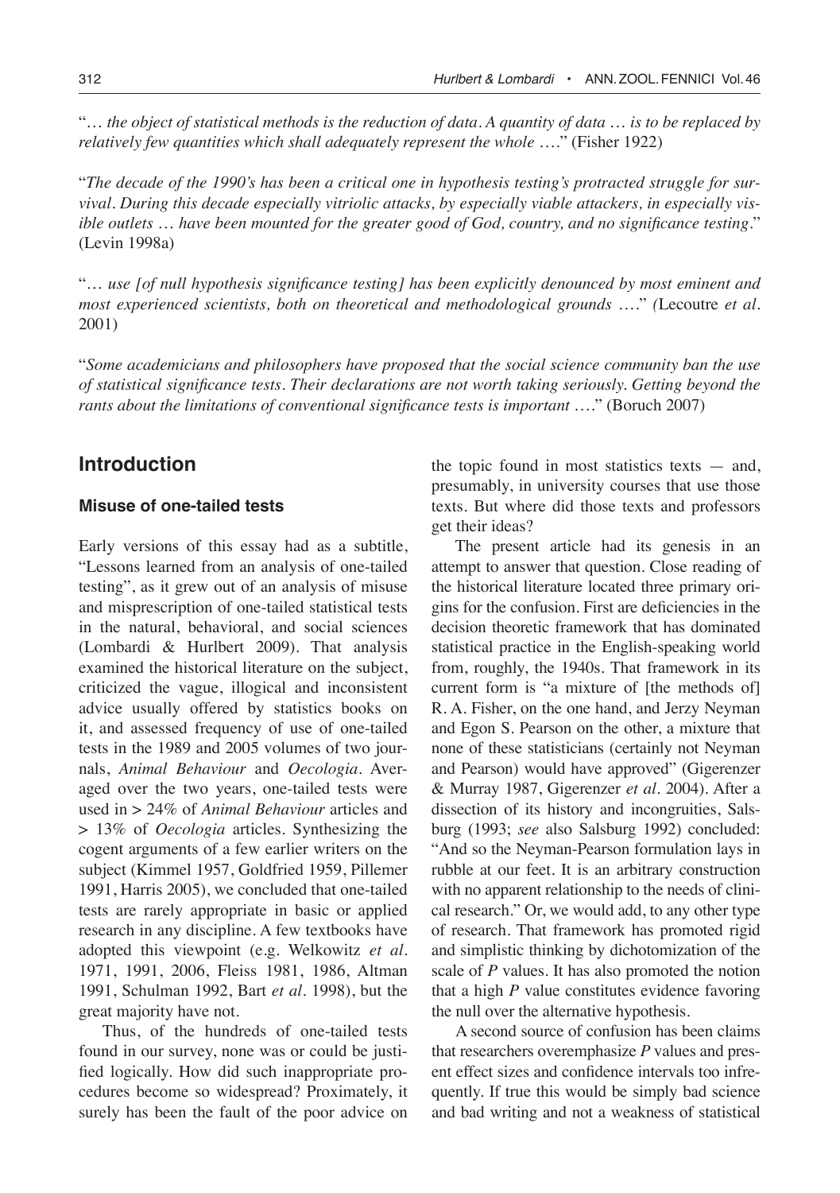"*… the object of statistical methods is the reduction of data. A quantity of data … is to be replaced by relatively few quantities which shall adequately represent the whole* …." (Fisher 1922)

"*The decade of the 1990's has been a critical one in hypothesis testing's protracted struggle for survival. During this decade especially vitriolic attacks, by especially viable attackers, in especially visible outlets … have been mounted for the greater good of God, country, and no significance testing*." (Levin 1998a)

"*… use [of null hypothesis significance testing] has been explicitly denounced by most eminent and most experienced scientists, both on theoretical and methodological grounds* …." (Lecoutre *et al.* 2001)

"*Some academicians and philosophers have proposed that the social science community ban the use of statistical significance tests. Their declarations are not worth taking seriously. Getting beyond the rants about the limitations of conventional significance tests is important* …." (Boruch 2007)

## Introduction

### Misuse of one-tailed tests

Early versions of this essay had as a subtitle, "Lessons learned from an analysis of one-tailed testing", as it grew out of an analysis of misuse and misprescription of one-tailed statistical tests in the natural, behavioral, and social sciences (Lombardi & Hurlbert 2009). That analysis examined the historical literature on the subject, criticized the vague, illogical and inconsistent advice usually offered by statistics books on it, and assessed frequency of use of one-tailed tests in the 1989 and 2005 volumes of two journals, *Animal Behaviour* and *Oecologia*. Averaged over the two years, one-tailed tests were used in > 24% of *Animal Behaviour* articles and > 13% of *Oecologia* articles. Synthesizing the cogent arguments of a few earlier writers on the subject (Kimmel 1957, Goldfried 1959, Pillemer 1991, Harris 2005), we concluded that one-tailed tests are rarely appropriate in basic or applied research in any discipline. A few textbooks have adopted this viewpoint (e.g. Welkowitz *et al.* 1971, 1991, 2006, Fleiss 1981, 1986, Altman 1991, Schulman 1992, Bart *et al.* 1998), but the great majority have not.

Thus, of the hundreds of one-tailed tests found in our survey, none was or could be justified logically. How did such inappropriate procedures become so widespread? Proximately, it surely has been the fault of the poor advice on the topic found in most statistics texts — and, presumably, in university courses that use those texts. But where did those texts and professors get their ideas?

The present article had its genesis in an attempt to answer that question. Close reading of the historical literature located three primary origins for the confusion. First are deficiencies in the decision theoretic framework that has dominated statistical practice in the English-speaking world from, roughly, the 1940s. That framework in its current form is "a mixture of [the methods of] R. A. Fisher, on the one hand, and Jerzy Neyman and Egon S. Pearson on the other, a mixture that none of these statisticians (certainly not Neyman and Pearson) would have approved" (Gigerenzer & Murray 1987, Gigerenzer *et al.* 2004). After a dissection of its history and incongruities, Salsburg (1993; *see* also Salsburg 1992) concluded: "And so the Neyman-Pearson formulation lays in rubble at our feet. It is an arbitrary construction with no apparent relationship to the needs of clinical research." Or, we would add, to any other type of research. That framework has promoted rigid and simplistic thinking by dichotomization of the scale of $P$ values. It has also promoted the notion that a high $P$ value constitutes evidence favoring the null over the alternative hypothesis.

A second source of confusion has been claims that researchers overemphasize $P$ values and present effect sizes and confidence intervals too infrequently. If true this would be simply bad science and bad writing and not a weakness of statistical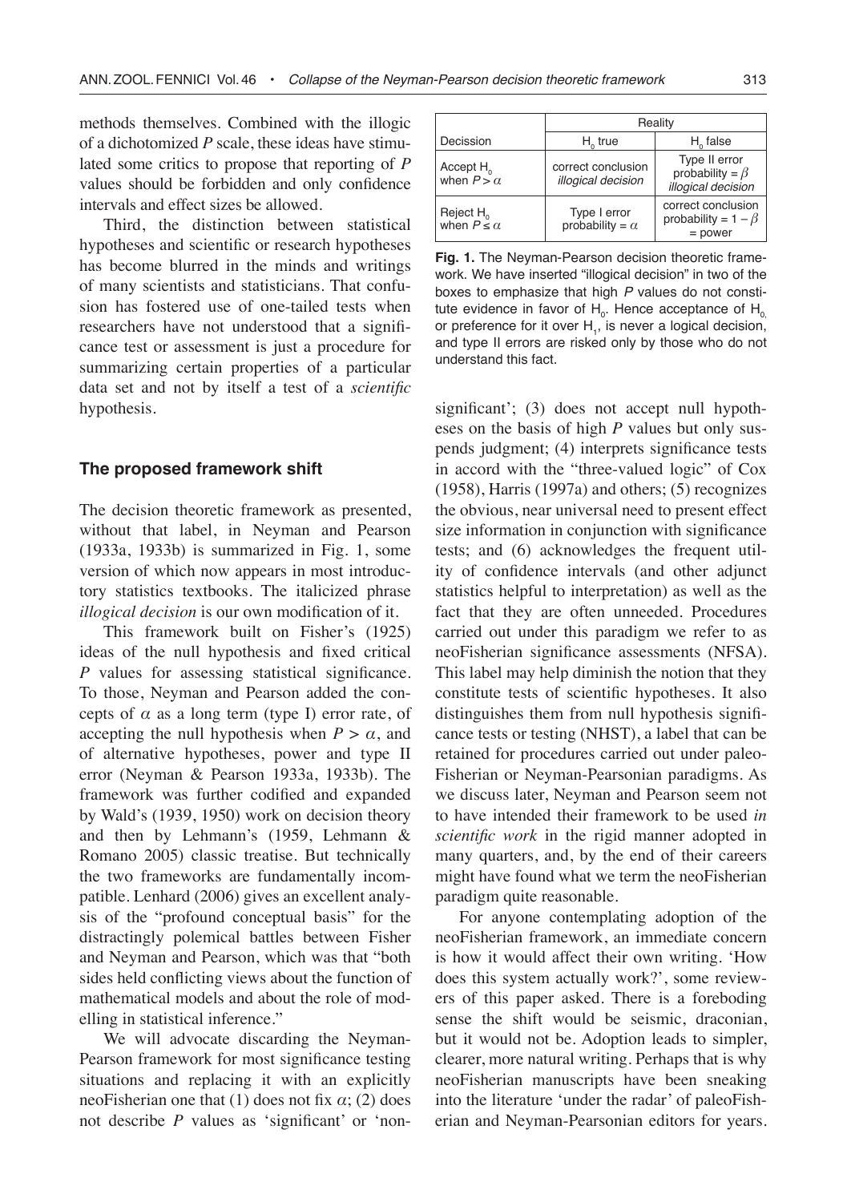methods themselves. Combined with the illogic of a dichotomized *P* scale, these ideas have stimulated some critics to propose that reporting of *P* values should be forbidden and only confidence intervals and effect sizes be allowed.

Third, the distinction between statistical hypotheses and scientific or research hypotheses has become blurred in the minds and writings of many scientists and statisticians. That confusion has fostered use of one-tailed tests when researchers have not understood that a significance test or assessment is just a procedure for summarizing certain properties of a particular data set and not by itself a test of a *scientific* hypothesis.

## The proposed framework shift

The decision theoretic framework as presented, without that label, in Neyman and Pearson (1933a, 1933b) is summarized in Fig. 1, some version of which now appears in most introductory statistics textbooks. The italicized phrase *illogical decision* is our own modification of it.

This framework built on Fisher's (1925) ideas of the null hypothesis and fixed critical *P* values for assessing statistical significance. To those, Neyman and Pearson added the concepts of $\alpha$ as a long term (type I) error rate, of accepting the null hypothesis when $P > \alpha$, and of alternative hypotheses, power and type II error (Neyman & Pearson 1933a, 1933b). The framework was further codified and expanded by Wald's (1939, 1950) work on decision theory and then by Lehmann's (1959, Lehmann & Romano 2005) classic treatise. But technically the two frameworks are fundamentally incompatible. Lenhard (2006) gives an excellent analysis of the "profound conceptual basis" for the distractingly polemical battles between Fisher and Neyman and Pearson, which was that "both sides held conflicting views about the function of mathematical models and about the role of modelling in statistical inference."

We will advocate discarding the Neyman-Pearson framework for most significance testing situations and replacing it with an explicitly neoFisherian one that (1) does not fix $\alpha$; (2) does not describe *P* values as 'significant' or 'non-significant'; (3) does not accept null hypotheses on the basis of high *P* values but only suspends judgment; (4) interprets significance tests in accord with the "three-valued logic" of Cox (1958), Harris (1997a) and others; (5) recognizes the obvious, near universal need to present effect size information in conjunction with significance tests; and (6) acknowledges the frequent utility of confidence intervals (and other adjunct statistics helpful to interpretation) as well as the fact that they are often unneeded. Procedures carried out under this paradigm we refer to as neoFisherian significance assessments (NFSA). This label may help diminish the notion that they constitute tests of scientific hypotheses. It also distinguishes them from null hypothesis significance tests or testing (NHST), a label that can be retained for procedures carried out under paleoFisherian or Neyman-Pearsonian paradigms. As we discuss later, Neyman and Pearson seem not to have intended their framework to be used *in scientific work* in the rigid manner adopted in many quarters, and, by the end of their careers might have found what we term the neoFisherian paradigm quite reasonable.

For anyone contemplating adoption of the neoFisherian framework, an immediate concern is how it would affect their own writing. 'How does this system actually work?', some reviewers of this paper asked. There is a foreboding sense the shift would be seismic, draconian, but it would not be. Adoption leads to simpler, clearer, more natural writing. Perhaps that is why neoFisherian manuscripts have been sneaking into the literature 'under the radar' of paleoFisherian and Neyman-Pearsonian editors for years.

| | Reality | |
|---|---|---|
| Decission | $H_0$ true | $H_0$ false |
| Accept $H_0$ when $P > \alpha$ | correct conclusion *illogical decision* | Type II error probability = $\beta$ *illogical decision* |
| Reject $H_0$ when $P \leq \alpha$ | Type I error probability = $\alpha$ | correct conclusion probability = $1 - \beta$ = power |

**Fig. 1.** The Neyman-Pearson decision theoretic framework. We have inserted "illogical decision" in two of the boxes to emphasize that high *P* values do not constitute evidence in favor of $H_0$. Hence acceptance of $H_0$, or preference for it over $H_1$, is never a logical decision, and type II errors are risked only by those who do not understand this fact.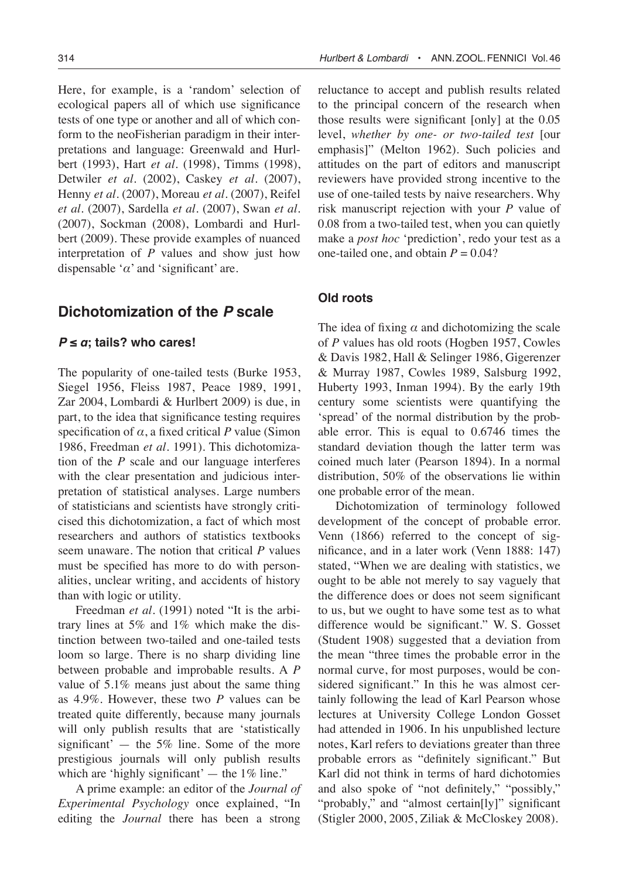Here, for example, is a 'random' selection of ecological papers all of which use significance tests of one type or another and all of which conform to the neoFisherian paradigm in their interpretations and language: Greenwald and Hurlbert (1993), Hart *et al.* (1998), Timms (1998), Detwiler *et al.* (2002), Caskey *et al.* (2007), Henny *et al.* (2007), Moreau *et al.* (2007), Reifel *et al.* (2007), Sardella *et al.* (2007), Swan *et al.* (2007), Sockman (2008), Lombardi and Hurlbert (2009). These provide examples of nuanced interpretation of $P$ values and show just how dispensable '$\alpha$' and 'significant' are.

## Dichotomization of the *P* scale

### $P \leq \alpha$; tails? who cares!

The popularity of one-tailed tests (Burke 1953, Siegel 1956, Fleiss 1987, Peace 1989, 1991, Zar 2004, Lombardi & Hurlbert 2009) is due, in part, to the idea that significance testing requires specification of $\alpha$, a fixed critical $P$ value (Simon 1986, Freedman *et al.* 1991). This dichotomization of the $P$ scale and our language interferes with the clear presentation and judicious interpretation of statistical analyses. Large numbers of statisticians and scientists have strongly criticised this dichotomization, a fact of which most researchers and authors of statistics textbooks seem unaware. The notion that critical $P$ values must be specified has more to do with personalities, unclear writing, and accidents of history than with logic or utility.

Freedman *et al.* (1991) noted "It is the arbitrary lines at 5% and 1% which make the distinction between two-tailed and one-tailed tests loom so large. There is no sharp dividing line between probable and improbable results. A $P$ value of 5.1% means just about the same thing as 4.9%. However, these two $P$ values can be treated quite differently, because many journals will only publish results that are 'statistically significant' — the 5% line. Some of the more prestigious journals will only publish results which are 'highly significant' — the 1% line."

A prime example: an editor of the *Journal of Experimental Psychology* once explained, "In editing the *Journal* there has been a strong reluctance to accept and publish results related to the principal concern of the research when those results were significant [only] at the 0.05 level, *whether by one- or two-tailed test* [our emphasis]" (Melton 1962). Such policies and attitudes on the part of editors and manuscript reviewers have provided strong incentive to the use of one-tailed tests by naive researchers. Why risk manuscript rejection with your $P$ value of 0.08 from a two-tailed test, when you can quietly make a *post hoc* 'prediction', redo your test as a one-tailed one, and obtain $P = 0.04$?

### Old roots

The idea of fixing $\alpha$ and dichotomizing the scale of $P$ values has old roots (Hogben 1957, Cowles & Davis 1982, Hall & Selinger 1986, Gigerenzer & Murray 1987, Cowles 1989, Salsburg 1992, Huberty 1993, Inman 1994). By the early 19th century some scientists were quantifying the 'spread' of the normal distribution by the probable error. This is equal to 0.6746 times the standard deviation though the latter term was coined much later (Pearson 1894). In a normal distribution, 50% of the observations lie within one probable error of the mean.

Dichotomization of terminology followed development of the concept of probable error. Venn (1866) referred to the concept of significance, and in a later work (Venn 1888: 147) stated, "When we are dealing with statistics, we ought to be able not merely to say vaguely that the difference does or does not seem significant to us, but we ought to have some test as to what difference would be significant." W. S. Gosset (Student 1908) suggested that a deviation from the mean "three times the probable error in the normal curve, for most purposes, would be considered significant." In this he was almost certainly following the lead of Karl Pearson whose lectures at University College London Gosset had attended in 1906. In his unpublished lecture notes, Karl refers to deviations greater than three probable errors as "definitely significant." But Karl did not think in terms of hard dichotomies and also spoke of "not definitely," "possibly," "probably," and "almost certain[ly]" significant (Stigler 2000, 2005, Ziliak & McCloskey 2008).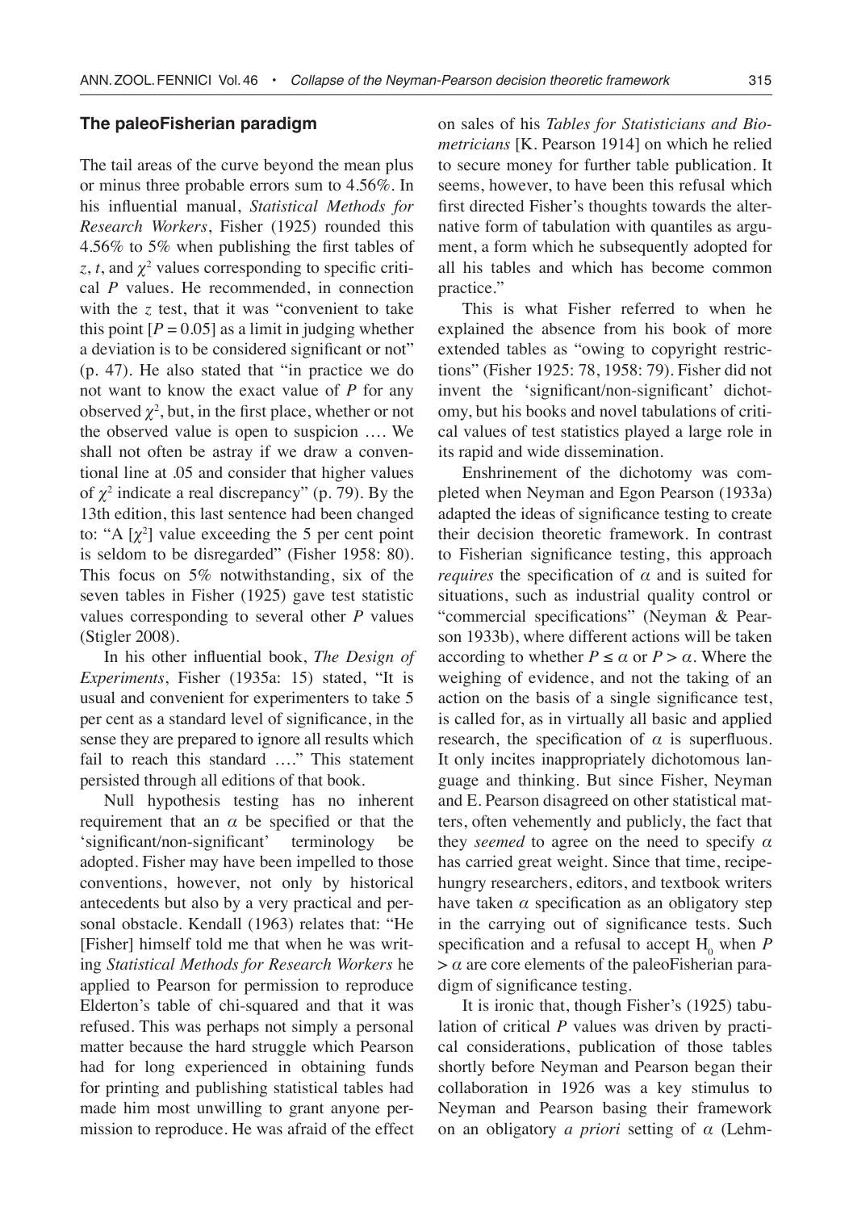## The paleoFisherian paradigm

The tail areas of the curve beyond the mean plus or minus three probable errors sum to 4.56%. In his influential manual, *Statistical Methods for Research Workers*, Fisher (1925) rounded this 4.56% to 5% when publishing the first tables of $z$, $t$, and $\chi^2$ values corresponding to specific critical $P$ values. He recommended, in connection with the $z$ test, that it was "convenient to take this point [$P = 0.05$] as a limit in judging whether a deviation is to be considered significant or not" (p. 47). He also stated that "in practice we do not want to know the exact value of $P$ for any observed $\chi^2$, but, in the first place, whether or not the observed value is open to suspicion …. We shall not often be astray if we draw a conventional line at .05 and consider that higher values of $\chi^2$ indicate a real discrepancy" (p. 79). By the 13th edition, this last sentence had been changed to: "A [$\chi^2$] value exceeding the 5 per cent point is seldom to be disregarded" (Fisher 1958: 80). This focus on 5% notwithstanding, six of the seven tables in Fisher (1925) gave test statistic values corresponding to several other $P$ values (Stigler 2008).

In his other influential book, *The Design of Experiments*, Fisher (1935a: 15) stated, "It is usual and convenient for experimenters to take 5 per cent as a standard level of significance, in the sense they are prepared to ignore all results which fail to reach this standard …." This statement persisted through all editions of that book.

Null hypothesis testing has no inherent requirement that an $\alpha$ be specified or that the 'significant/non-significant' terminology be adopted. Fisher may have been impelled to those conventions, however, not only by historical antecedents but also by a very practical and personal obstacle. Kendall (1963) relates that: "He [Fisher] himself told me that when he was writing *Statistical Methods for Research Workers* he applied to Pearson for permission to reproduce Elderton's table of chi-squared and that it was refused. This was perhaps not simply a personal matter because the hard struggle which Pearson had for long experienced in obtaining funds for printing and publishing statistical tables had made him most unwilling to grant anyone permission to reproduce. He was afraid of the effect on sales of his *Tables for Statisticians and Biometricians* [K. Pearson 1914] on which he relied to secure money for further table publication. It seems, however, to have been this refusal which first directed Fisher's thoughts towards the alternative form of tabulation with quantiles as argument, a form which he subsequently adopted for all his tables and which has become common practice."

This is what Fisher referred to when he explained the absence from his book of more extended tables as "owing to copyright restrictions" (Fisher 1925: 78, 1958: 79). Fisher did not invent the 'significant/non-significant' dichotomy, but his books and novel tabulations of critical values of test statistics played a large role in its rapid and wide dissemination.

Enshrinement of the dichotomy was completed when Neyman and Egon Pearson (1933a) adapted the ideas of significance testing to create their decision theoretic framework. In contrast to Fisherian significance testing, this approach *requires* the specification of $\alpha$ and is suited for situations, such as industrial quality control or "commercial specifications" (Neyman & Pearson 1933b), where different actions will be taken according to whether $P \leq \alpha$ or $P > \alpha$. Where the weighing of evidence, and not the taking of an action on the basis of a single significance test, is called for, as in virtually all basic and applied research, the specification of $\alpha$ is superfluous. It only incites inappropriately dichotomous language and thinking. But since Fisher, Neyman and E. Pearson disagreed on other statistical matters, often vehemently and publicly, the fact that they *seemed* to agree on the need to specify $\alpha$ has carried great weight. Since that time, recipe-hungry researchers, editors, and textbook writers have taken $\alpha$ specification as an obligatory step in the carrying out of significance tests. Such specification and a refusal to accept $H_0$ when $P > \alpha$ are core elements of the paleoFisherian paradigm of significance testing.

It is ironic that, though Fisher's (1925) tabulation of critical $P$ values was driven by practical considerations, publication of those tables shortly before Neyman and Pearson began their collaboration in 1926 was a key stimulus to Neyman and Pearson basing their framework on an obligatory *a priori* setting of $\alpha$ (Lehm-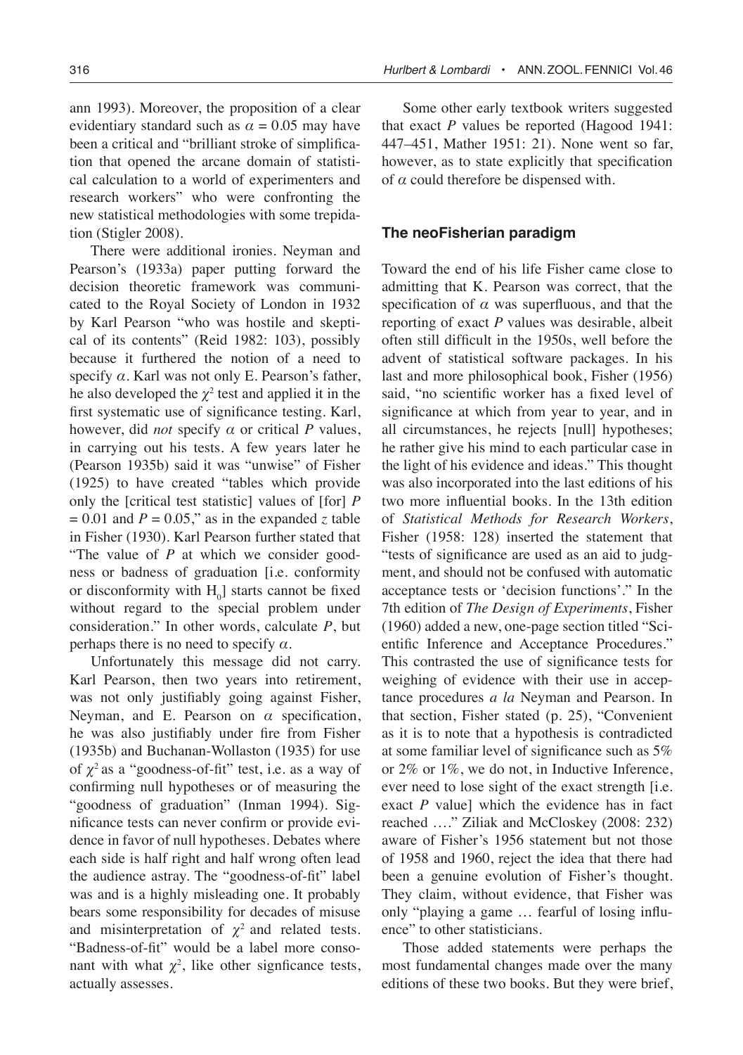ann 1993). Moreover, the proposition of a clear evidentiary standard such as $\alpha = 0.05$ may have been a critical and "brilliant stroke of simplification that opened the arcane domain of statistical calculation to a world of experimenters and research workers" who were confronting the new statistical methodologies with some trepidation (Stigler 2008).

There were additional ironies. Neyman and Pearson's (1933a) paper putting forward the decision theoretic framework was communicated to the Royal Society of London in 1932 by Karl Pearson "who was hostile and skeptical of its contents" (Reid 1982: 103), possibly because it furthered the notion of a need to specify $\alpha$. Karl was not only E. Pearson's father, he also developed the $\chi^2$ test and applied it in the first systematic use of significance testing. Karl, however, did *not* specify $\alpha$ or critical $P$ values, in carrying out his tests. A few years later he (Pearson 1935b) said it was "unwise" of Fisher (1925) to have created "tables which provide only the [critical test statistic] values of [for] $P = 0.01$ and $P = 0.05$," as in the expanded $z$ table in Fisher (1930). Karl Pearson further stated that "The value of $P$ at which we consider goodness or badness of graduation [i.e. conformity or disconformity with $H_0$] starts cannot be fixed without regard to the special problem under consideration." In other words, calculate $P$, but perhaps there is no need to specify $\alpha$.

Unfortunately this message did not carry. Karl Pearson, then two years into retirement, was not only justifiably going against Fisher, Neyman, and E. Pearson on $\alpha$ specification, he was also justifiably under fire from Fisher (1935b) and Buchanan-Wollaston (1935) for use of $\chi^2$ as a "goodness-of-fit" test, i.e. as a way of confirming null hypotheses or of measuring the "goodness of graduation" (Inman 1994). Significance tests can never confirm or provide evidence in favor of null hypotheses. Debates where each side is half right and half wrong often lead the audience astray. The "goodness-of-fit" label was and is a highly misleading one. It probably bears some responsibility for decades of misuse and misinterpretation of $\chi^2$ and related tests. "Badness-of-fit" would be a label more consonant with what $\chi^2$, like other signficance tests, actually assesses.

Some other early textbook writers suggested that exact $P$ values be reported (Hagood 1941: 447–451, Mather 1951: 21). None went so far, however, as to state explicitly that specification of $\alpha$ could therefore be dispensed with.

## The neoFisherian paradigm

Toward the end of his life Fisher came close to admitting that K. Pearson was correct, that the specification of $\alpha$ was superfluous, and that the reporting of exact $P$ values was desirable, albeit often still difficult in the 1950s, well before the advent of statistical software packages. In his last and more philosophical book, Fisher (1956) said, "no scientific worker has a fixed level of significance at which from year to year, and in all circumstances, he rejects [null] hypotheses; he rather give his mind to each particular case in the light of his evidence and ideas." This thought was also incorporated into the last editions of his two more influential books. In the 13th edition of *Statistical Methods for Research Workers*, Fisher (1958: 128) inserted the statement that "tests of significance are used as an aid to judgment, and should not be confused with automatic acceptance tests or 'decision functions'." In the 7th edition of *The Design of Experiments*, Fisher (1960) added a new, one-page section titled "Scientific Inference and Acceptance Procedures." This contrasted the use of significance tests for weighing of evidence with their use in acceptance procedures *a la* Neyman and Pearson. In that section, Fisher stated (p. 25), "Convenient as it is to note that a hypothesis is contradicted at some familiar level of significance such as 5% or 2% or 1%, we do not, in Inductive Inference, ever need to lose sight of the exact strength [i.e. exact $P$ value] which the evidence has in fact reached …." Ziliak and McCloskey (2008: 232) aware of Fisher's 1956 statement but not those of 1958 and 1960, reject the idea that there had been a genuine evolution of Fisher's thought. They claim, without evidence, that Fisher was only "playing a game … fearful of losing influence" to other statisticians.

Those added statements were perhaps the most fundamental changes made over the many editions of these two books. But they were brief,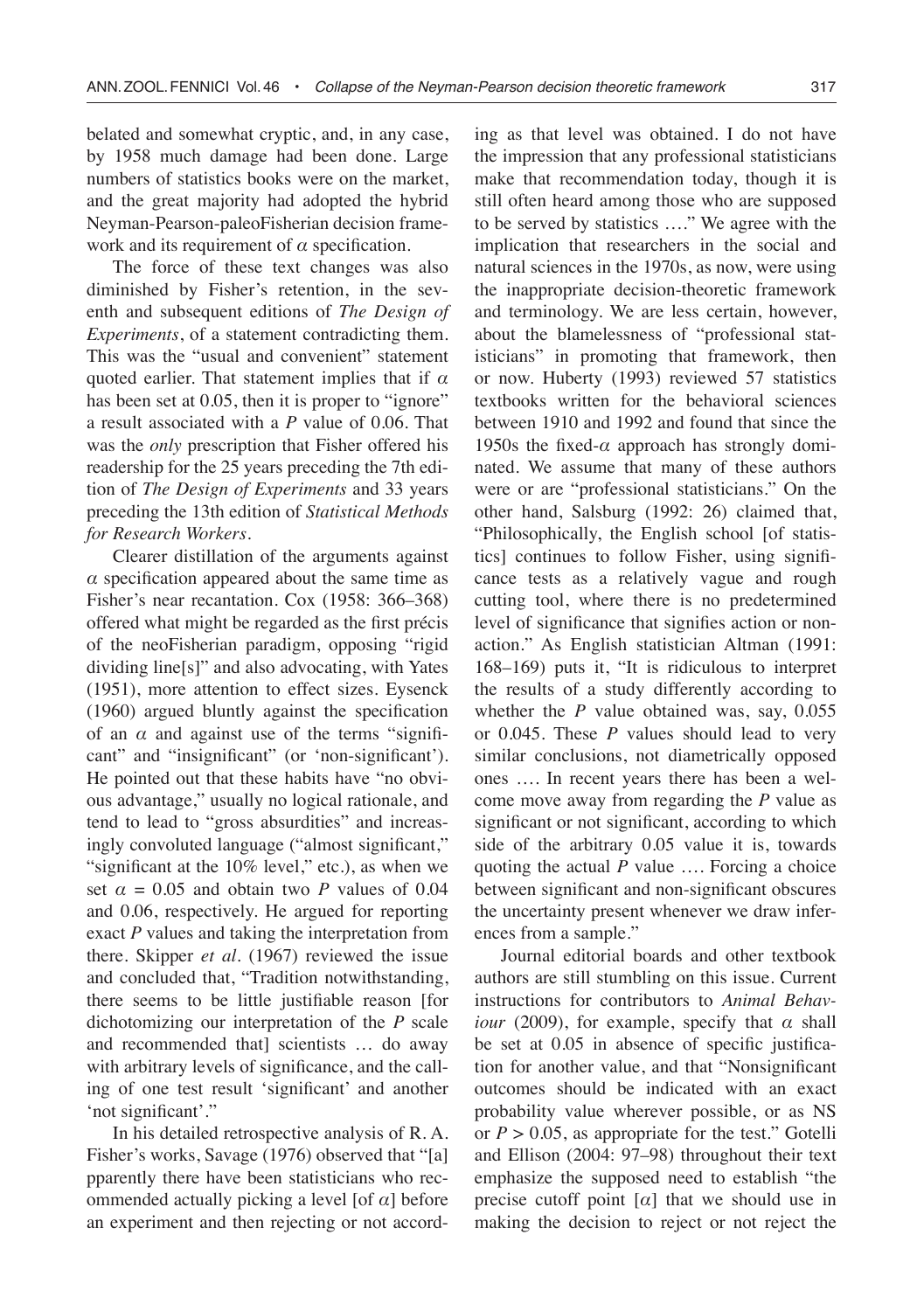belated and somewhat cryptic, and, in any case, by 1958 much damage had been done. Large numbers of statistics books were on the market, and the great majority had adopted the hybrid Neyman-Pearson-paleoFisherian decision framework and its requirement of $\alpha$ specification.

The force of these text changes was also diminished by Fisher's retention, in the seventh and subsequent editions of *The Design of Experiments*, of a statement contradicting them. This was the "usual and convenient" statement quoted earlier. That statement implies that if $\alpha$ has been set at 0.05, then it is proper to "ignore" a result associated with a *P* value of 0.06. That was the *only* prescription that Fisher offered his readership for the 25 years preceding the 7th edition of *The Design of Experiments* and 33 years preceding the 13th edition of *Statistical Methods for Research Workers*.

Clearer distillation of the arguments against $\alpha$ specification appeared about the same time as Fisher's near recantation. Cox (1958: 366–368) offered what might be regarded as the first précis of the neoFisherian paradigm, opposing "rigid dividing line[s]" and also advocating, with Yates (1951), more attention to effect sizes. Eysenck (1960) argued bluntly against the specification of an $\alpha$ and against use of the terms "significant" and "insignificant" (or 'non-significant'). He pointed out that these habits have "no obvious advantage," usually no logical rationale, and tend to lead to "gross absurdities" and increasingly convoluted language ("almost significant," "significant at the 10% level," etc.), as when we set $\alpha = 0.05$ and obtain two *P* values of 0.04 and 0.06, respectively. He argued for reporting exact *P* values and taking the interpretation from there. Skipper *et al*. (1967) reviewed the issue and concluded that, "Tradition notwithstanding, there seems to be little justifiable reason [for dichotomizing our interpretation of the *P* scale and recommended that] scientists … do away with arbitrary levels of significance, and the calling of one test result 'significant' and another 'not significant'."

In his detailed retrospective analysis of R. A. Fisher's works, Savage (1976) observed that "[a] pparently there have been statisticians who recommended actually picking a level [of $\alpha$] before an experiment and then rejecting or not according as that level was obtained. I do not have the impression that any professional statisticians make that recommendation today, though it is still often heard among those who are supposed to be served by statistics …." We agree with the implication that researchers in the social and natural sciences in the 1970s, as now, were using the inappropriate decision-theoretic framework and terminology. We are less certain, however, about the blamelessness of "professional statisticians" in promoting that framework, then or now. Huberty (1993) reviewed 57 statistics textbooks written for the behavioral sciences between 1910 and 1992 and found that since the 1950s the fixed-$\alpha$ approach has strongly dominated. We assume that many of these authors were or are "professional statisticians." On the other hand, Salsburg (1992: 26) claimed that, "Philosophically, the English school [of statistics] continues to follow Fisher, using significance tests as a relatively vague and rough cutting tool, where there is no predetermined level of significance that signifies action or nonaction." As English statistician Altman (1991: 168–169) puts it, "It is ridiculous to interpret the results of a study differently according to whether the *P* value obtained was, say, 0.055 or 0.045. These *P* values should lead to very similar conclusions, not diametrically opposed ones …. In recent years there has been a welcome move away from regarding the *P* value as significant or not significant, according to which side of the arbitrary 0.05 value it is, towards quoting the actual *P* value …. Forcing a choice between significant and non-significant obscures the uncertainty present whenever we draw inferences from a sample."

Journal editorial boards and other textbook authors are still stumbling on this issue. Current instructions for contributors to *Animal Behaviour* (2009), for example, specify that $\alpha$ shall be set at 0.05 in absence of specific justification for another value, and that "Nonsignificant outcomes should be indicated with an exact probability value wherever possible, or as NS or $P > 0.05$, as appropriate for the test." Gotelli and Ellison (2004: 97–98) throughout their text emphasize the supposed need to establish "the precise cutoff point [$\alpha$] that we should use in making the decision to reject or not reject the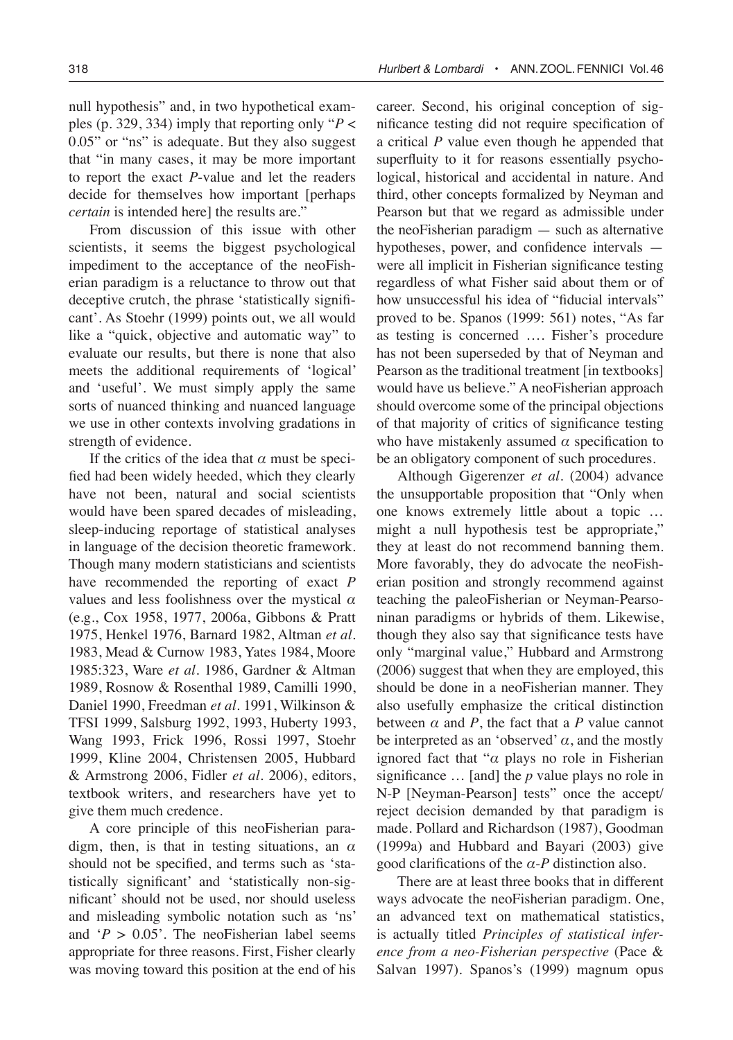null hypothesis" and, in two hypothetical examples (p. 329, 334) imply that reporting only "$P < 0.05$" or "ns" is adequate. But they also suggest that "in many cases, it may be more important to report the exact *P*-value and let the readers decide for themselves how important [perhaps *certain* is intended here] the results are."

From discussion of this issue with other scientists, it seems the biggest psychological impediment to the acceptance of the neoFisherian paradigm is a reluctance to throw out that deceptive crutch, the phrase 'statistically significant'. As Stoehr (1999) points out, we all would like a "quick, objective and automatic way" to evaluate our results, but there is none that also meets the additional requirements of 'logical' and 'useful'. We must simply apply the same sorts of nuanced thinking and nuanced language we use in other contexts involving gradations in strength of evidence.

If the critics of the idea that $\alpha$ must be specified had been widely heeded, which they clearly have not been, natural and social scientists would have been spared decades of misleading, sleep-inducing reportage of statistical analyses in language of the decision theoretic framework. Though many modern statisticians and scientists have recommended the reporting of exact *P* values and less foolishness over the mystical $\alpha$ (e.g., Cox 1958, 1977, 2006a, Gibbons & Pratt 1975, Henkel 1976, Barnard 1982, Altman *et al.* 1983, Mead & Curnow 1983, Yates 1984, Moore 1985:323, Ware *et al.* 1986, Gardner & Altman 1989, Rosnow & Rosenthal 1989, Camilli 1990, Daniel 1990, Freedman *et al.* 1991, Wilkinson & TFSI 1999, Salsburg 1992, 1993, Huberty 1993, Wang 1993, Frick 1996, Rossi 1997, Stoehr 1999, Kline 2004, Christensen 2005, Hubbard & Armstrong 2006, Fidler *et al.* 2006), editors, textbook writers, and researchers have yet to give them much credence.

A core principle of this neoFisherian paradigm, then, is that in testing situations, an $\alpha$ should not be specified, and terms such as 'statistically significant' and 'statistically non-significant' should not be used, nor should useless and misleading symbolic notation such as 'ns' and '$P > 0.05$'. The neoFisherian label seems appropriate for three reasons. First, Fisher clearly was moving toward this position at the end of his career. Second, his original conception of significance testing did not require specification of a critical *P* value even though he appended that superfluity to it for reasons essentially psychological, historical and accidental in nature. And third, other concepts formalized by Neyman and Pearson but that we regard as admissible under the neoFisherian paradigm — such as alternative hypotheses, power, and confidence intervals — were all implicit in Fisherian significance testing regardless of what Fisher said about them or of how unsuccessful his idea of "fiducial intervals" proved to be. Spanos (1999: 561) notes, "As far as testing is concerned …. Fisher's procedure has not been superseded by that of Neyman and Pearson as the traditional treatment [in textbooks] would have us believe." A neoFisherian approach should overcome some of the principal objections of that majority of critics of significance testing who have mistakenly assumed $\alpha$ specification to be an obligatory component of such procedures.

Although Gigerenzer *et al.* (2004) advance the unsupportable proposition that "Only when one knows extremely little about a topic … might a null hypothesis test be appropriate," they at least do not recommend banning them. More favorably, they do advocate the neoFisherian position and strongly recommend against teaching the paleoFisherian or Neyman-Pearsoninan paradigms or hybrids of them. Likewise, though they also say that significance tests have only "marginal value," Hubbard and Armstrong (2006) suggest that when they are employed, this should be done in a neoFisherian manner. They also usefully emphasize the critical distinction between $\alpha$ and *P*, the fact that a *P* value cannot be interpreted as an 'observed' $\alpha$, and the mostly ignored fact that "$\alpha$ plays no role in Fisherian significance … [and] the *p* value plays no role in N-P [Neyman-Pearson] tests" once the accept/reject decision demanded by that paradigm is made. Pollard and Richardson (1987), Goodman (1999a) and Hubbard and Bayari (2003) give good clarifications of the $\alpha$-*P* distinction also.

There are at least three books that in different ways advocate the neoFisherian paradigm. One, an advanced text on mathematical statistics, is actually titled *Principles of statistical inference from a neo-Fisherian perspective* (Pace & Salvan 1997). Spanos's (1999) magnum opus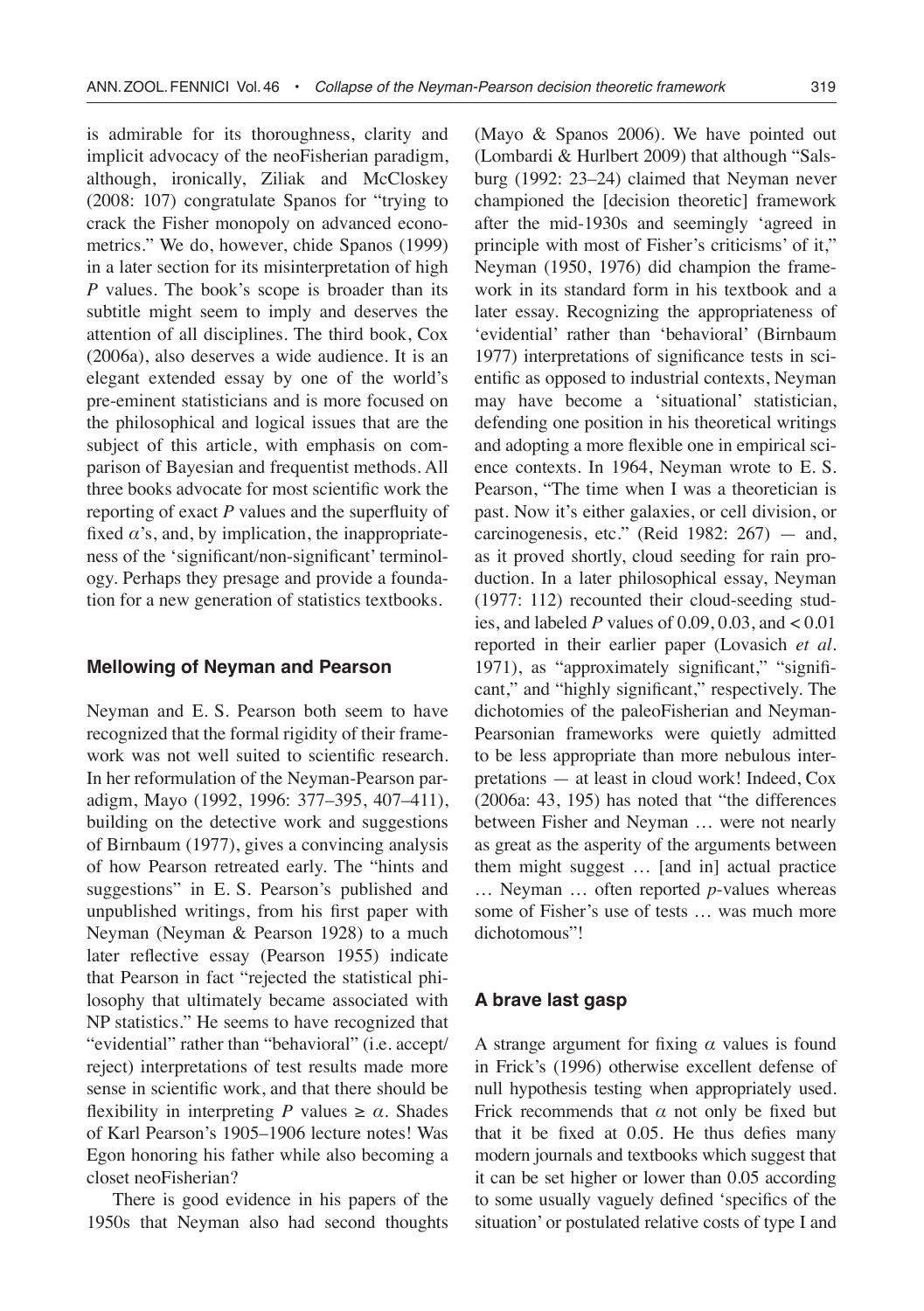is admirable for its thoroughness, clarity and implicit advocacy of the neoFisherian paradigm, although, ironically, Ziliak and McCloskey (2008: 107) congratulate Spanos for "trying to crack the Fisher monopoly on advanced econometrics." We do, however, chide Spanos (1999) in a later section for its misinterpretation of high *P* values. The book's scope is broader than its subtitle might seem to imply and deserves the attention of all disciplines. The third book, Cox (2006a), also deserves a wide audience. It is an elegant extended essay by one of the world's pre-eminent statisticians and is more focused on the philosophical and logical issues that are the subject of this article, with emphasis on comparison of Bayesian and frequentist methods. All three books advocate for most scientific work the reporting of exact *P* values and the superfluity of fixed $\alpha$'s, and, by implication, the inappropriateness of the 'significant/non-significant' terminology. Perhaps they presage and provide a foundation for a new generation of statistics textbooks.

## Mellowing of Neyman and Pearson

Neyman and E. S. Pearson both seem to have recognized that the formal rigidity of their framework was not well suited to scientific research. In her reformulation of the Neyman-Pearson paradigm, Mayo (1992, 1996: 377–395, 407–411), building on the detective work and suggestions of Birnbaum (1977), gives a convincing analysis of how Pearson retreated early. The "hints and suggestions" in E. S. Pearson's published and unpublished writings, from his first paper with Neyman (Neyman & Pearson 1928) to a much later reflective essay (Pearson 1955) indicate that Pearson in fact "rejected the statistical philosophy that ultimately became associated with NP statistics." He seems to have recognized that "evidential" rather than "behavioral" (i.e. accept/reject) interpretations of test results made more sense in scientific work, and that there should be flexibility in interpreting *P* values $\geq \alpha$. Shades of Karl Pearson's 1905–1906 lecture notes! Was Egon honoring his father while also becoming a closet neoFisherian?

There is good evidence in his papers of the 1950s that Neyman also had second thoughts (Mayo & Spanos 2006). We have pointed out (Lombardi & Hurlbert 2009) that although "Salsburg (1992: 23–24) claimed that Neyman never championed the [decision theoretic] framework after the mid-1930s and seemingly 'agreed in principle with most of Fisher's criticisms' of it," Neyman (1950, 1976) did champion the framework in its standard form in his textbook and a later essay. Recognizing the appropriateness of 'evidential' rather than 'behavioral' (Birnbaum 1977) interpretations of significance tests in scientific as opposed to industrial contexts, Neyman may have become a 'situational' statistician, defending one position in his theoretical writings and adopting a more flexible one in empirical science contexts. In 1964, Neyman wrote to E. S. Pearson, "The time when I was a theoretician is past. Now it's either galaxies, or cell division, or carcinogenesis, etc." (Reid 1982: 267) — and, as it proved shortly, cloud seeding for rain production. In a later philosophical essay, Neyman (1977: 112) recounted their cloud-seeding studies, and labeled *P* values of 0.09, 0.03, and < 0.01 reported in their earlier paper (Lovasich *et al.* 1971), as "approximately significant," "significant," and "highly significant," respectively. The dichotomies of the paleoFisherian and Neyman-Pearsonian frameworks were quietly admitted to be less appropriate than more nebulous interpretations — at least in cloud work! Indeed, Cox (2006a: 43, 195) has noted that "the differences between Fisher and Neyman … were not nearly as great as the asperity of the arguments between them might suggest … [and in] actual practice … Neyman … often reported *p*-values whereas some of Fisher's use of tests … was much more dichotomous"!

## A brave last gasp

A strange argument for fixing $\alpha$ values is found in Frick's (1996) otherwise excellent defense of null hypothesis testing when appropriately used. Frick recommends that $\alpha$ not only be fixed but that it be fixed at 0.05. He thus defies many modern journals and textbooks which suggest that it can be set higher or lower than 0.05 according to some usually vaguely defined 'specifics of the situation' or postulated relative costs of type I and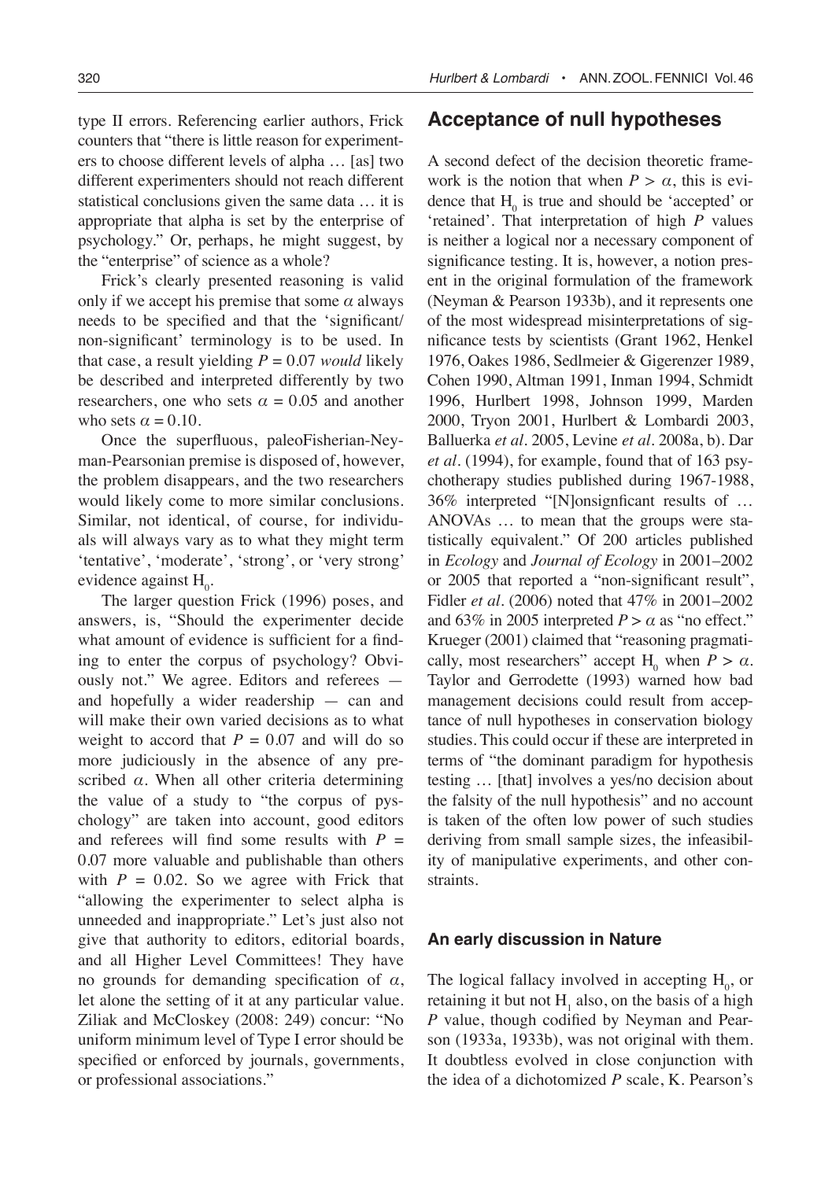type II errors. Referencing earlier authors, Frick counters that "there is little reason for experimenters to choose different levels of alpha … [as] two different experimenters should not reach different statistical conclusions given the same data … it is appropriate that alpha is set by the enterprise of psychology." Or, perhaps, he might suggest, by the "enterprise" of science as a whole?

Frick's clearly presented reasoning is valid only if we accept his premise that some $\alpha$ always needs to be specified and that the 'significant/non-significant' terminology is to be used. In that case, a result yielding $P = 0.07$ *would* likely be described and interpreted differently by two researchers, one who sets $\alpha = 0.05$ and another who sets $\alpha = 0.10$.

Once the superfluous, paleoFisherian-Neyman-Pearsonian premise is disposed of, however, the problem disappears, and the two researchers would likely come to more similar conclusions. Similar, not identical, of course, for individuals will always vary as to what they might term 'tentative', 'moderate', 'strong', or 'very strong' evidence against $H_0$.

The larger question Frick (1996) poses, and answers, is, "Should the experimenter decide what amount of evidence is sufficient for a finding to enter the corpus of psychology? Obviously not." We agree. Editors and referees — and hopefully a wider readership — can and will make their own varied decisions as to what weight to accord that $P = 0.07$ and will do so more judiciously in the absence of any prescribed $\alpha$. When all other criteria determining the value of a study to "the corpus of pyschology" are taken into account, good editors and referees will find some results with $P = 0.07$ more valuable and publishable than others with $P = 0.02$. So we agree with Frick that "allowing the experimenter to select alpha is unneeded and inappropriate." Let's just also not give that authority to editors, editorial boards, and all Higher Level Committees! They have no grounds for demanding specification of $\alpha$, let alone the setting of it at any particular value. Ziliak and McCloskey (2008: 249) concur: "No uniform minimum level of Type I error should be specified or enforced by journals, governments, or professional associations."

## Acceptance of null hypotheses

A second defect of the decision theoretic framework is the notion that when $P > \alpha$, this is evidence that $H_0$ is true and should be 'accepted' or 'retained'. That interpretation of high *P* values is neither a logical nor a necessary component of significance testing. It is, however, a notion present in the original formulation of the framework (Neyman & Pearson 1933b), and it represents one of the most widespread misinterpretations of significance tests by scientists (Grant 1962, Henkel 1976, Oakes 1986, Sedlmeier & Gigerenzer 1989, Cohen 1990, Altman 1991, Inman 1994, Schmidt 1996, Hurlbert 1998, Johnson 1999, Marden 2000, Tryon 2001, Hurlbert & Lombardi 2003, Balluerka *et al.* 2005, Levine *et al.* 2008a, b). Dar *et al.* (1994), for example, found that of 163 psychotherapy studies published during 1967-1988, 36% interpreted "[N]onsignficant results of … ANOVAs … to mean that the groups were statistically equivalent." Of 200 articles published in *Ecology* and *Journal of Ecology* in 2001–2002 or 2005 that reported a "non-significant result", Fidler *et al.* (2006) noted that 47% in 2001–2002 and 63% in 2005 interpreted $P > \alpha$ as "no effect." Krueger (2001) claimed that "reasoning pragmatically, most researchers" accept $H_0$ when $P > \alpha$. Taylor and Gerrodette (1993) warned how bad management decisions could result from acceptance of null hypotheses in conservation biology studies. This could occur if these are interpreted in terms of "the dominant paradigm for hypothesis testing … [that] involves a yes/no decision about the falsity of the null hypothesis" and no account is taken of the often low power of such studies deriving from small sample sizes, the infeasibility of manipulative experiments, and other constraints.

### An early discussion in Nature

The logical fallacy involved in accepting $H_0$, or retaining it but not $H_1$ also, on the basis of a high *P* value, though codified by Neyman and Pearson (1933a, 1933b), was not original with them. It doubtless evolved in close conjunction with the idea of a dichotomized *P* scale, K. Pearson's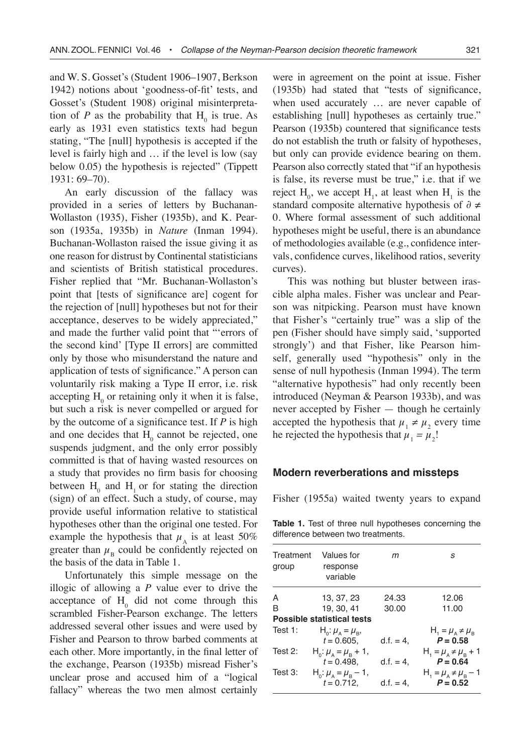and W. S. Gosset's (Student 1906–1907, Berkson 1942) notions about 'goodness-of-fit' tests, and Gosset's (Student 1908) original misinterpretation of $P$ as the probability that $H_0$ is true. As early as 1931 even statistics texts had begun stating, "The [null] hypothesis is accepted if the level is fairly high and … if the level is low (say below 0.05) the hypothesis is rejected" (Tippett 1931: 69–70).

An early discussion of the fallacy was provided in a series of letters by Buchanan-Wollaston (1935), Fisher (1935b), and K. Pearson (1935a, 1935b) in *Nature* (Inman 1994). Buchanan-Wollaston raised the issue giving it as one reason for distrust by Continental statisticians and scientists of British statistical procedures. Fisher replied that "Mr. Buchanan-Wollaston's point that [tests of significance are] cogent for the rejection of [null] hypotheses but not for their acceptance, deserves to be widely appreciated," and made the further valid point that "'errors of the second kind' [Type II errors] are committed only by those who misunderstand the nature and application of tests of significance." A person can voluntarily risk making a Type II error, i.e. risk accepting $H_0$ or retaining only it when it is false, but such a risk is never compelled or argued for by the outcome of a significance test. If $P$ is high and one decides that $H_0$ cannot be rejected, one suspends judgment, and the only error possibly committed is that of having wasted resources on a study that provides no firm basis for choosing between $H_0$ and $H_1$ or for stating the direction (sign) of an effect. Such a study, of course, may provide useful information relative to statistical hypotheses other than the original one tested. For example the hypothesis that $\mu_A$ is at least 50% greater than $\mu_B$ could be confidently rejected on the basis of the data in Table 1.

Unfortunately this simple message on the illogic of allowing a $P$ value ever to drive the acceptance of $H_0$ did not come through this scrambled Fisher-Pearson exchange. The letters addressed several other issues and were used by Fisher and Pearson to throw barbed comments at each other. More importantly, in the final letter of the exchange, Pearson (1935b) misread Fisher's unclear prose and accused him of a "logical fallacy" whereas the two men almost certainly were in agreement on the point at issue. Fisher (1935b) had stated that "tests of significance, when used accurately … are never capable of establishing [null] hypotheses as certainly true." Pearson (1935b) countered that significance tests do not establish the truth or falsity of hypotheses, but only can provide evidence bearing on them. Pearson also correctly stated that "if an hypothesis is false, its reverse must be true," i.e. that if we reject $H_0$, we accept $H_1$, at least when $H_1$ is the standard composite alternative hypothesis of $\partial \neq 0$. Where formal assessment of such additional hypotheses might be useful, there is an abundance of methodologies available (e.g., confidence intervals, confidence curves, likelihood ratios, severity curves).

This was nothing but bluster between irascible alpha males. Fisher was unclear and Pearson was nitpicking. Pearson must have known that Fisher's "certainly true" was a slip of the pen (Fisher should have simply said, 'supported strongly') and that Fisher, like Pearson himself, generally used "hypothesis" only in the sense of null hypothesis (Inman 1994). The term "alternative hypothesis" had only recently been introduced (Neyman & Pearson 1933b), and was never accepted by Fisher — though he certainly accepted the hypothesis that $\mu_1 \neq \mu_2$ every time he rejected the hypothesis that $\mu_1 = \mu_2$!

## Modern reverberations and missteps

Fisher (1955a) waited twenty years to expand

**Table 1.** Test of three null hypotheses concerning the difference between two treatments.

| Treatment group | Values for response variable | $m$ | $s$ |
|---|---|---|---|
| A | 13, 37, 23 | 24.33 | 12.06 |
| B | 19, 30, 41 | 30.00 | 11.00 |
| **Possible statistical tests** | | | |
| Test 1: | $H_0$: $\mu_A = \mu_B$, $t = 0.605$, | d.f. = 4, | $H_1 = \mu_A \neq \mu_B$ **$P = 0.58$** |
| Test 2: | $H_0$: $\mu_A = \mu_B + 1$, $t = 0.498$, | d.f. = 4, | $H_1 = \mu_A \neq \mu_B + 1$ **$P = 0.64$** |
| Test 3: | $H_0$: $\mu_A = \mu_B - 1$, $t = 0.712$, | d.f. = 4, | $H_1 = \mu_A \neq \mu_B - 1$ **$P = 0.52$** |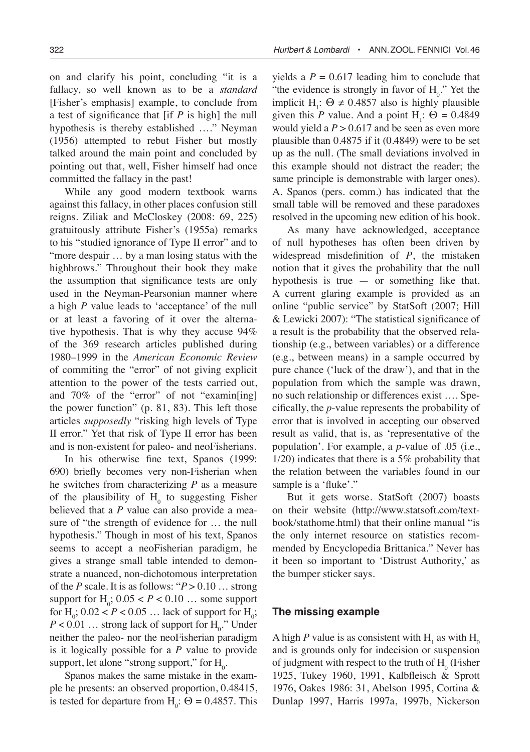on and clarify his point, concluding "it is a fallacy, so well known as to be a *standard* [Fisher's emphasis] example, to conclude from a test of significance that [if *P* is high] the null hypothesis is thereby established …." Neyman (1956) attempted to rebut Fisher but mostly talked around the main point and concluded by pointing out that, well, Fisher himself had once committed the fallacy in the past!

While any good modern textbook warns against this fallacy, in other places confusion still reigns. Ziliak and McCloskey (2008: 69, 225) gratuitously attribute Fisher's (1955a) remarks to his "studied ignorance of Type II error" and to "more despair … by a man losing status with the highbrows." Throughout their book they make the assumption that significance tests are only used in the Neyman-Pearsonian manner where a high *P* value leads to 'acceptance' of the null or at least a favoring of it over the alternative hypothesis. That is why they accuse 94% of the 369 research articles published during 1980–1999 in the *American Economic Review* of commiting the "error" of not giving explicit attention to the power of the tests carried out, and 70% of the "error" of not "examin[ing] the power function" (p. 81, 83). This left those articles *supposedly* "risking high levels of Type II error." Yet that risk of Type II error has been and is non-existent for paleo- and neoFisherians.

In his otherwise fine text, Spanos (1999: 690) briefly becomes very non-Fisherian when he switches from characterizing *P* as a measure of the plausibility of $H_0$ to suggesting Fisher believed that a *P* value can also provide a measure of "the strength of evidence for … the null hypothesis." Though in most of his text, Spanos seems to accept a neoFisherian paradigm, he gives a strange small table intended to demonstrate a nuanced, non-dichotomous interpretation of the *P* scale. It is as follows: "$P > 0.10$ … strong support for $H_0$; $0.05 < P < 0.10$ … some support for $H_0$; $0.02 < P < 0.05$ … lack of support for $H_0$; $P < 0.01$ … strong lack of support for $H_0$." Under neither the paleo- nor the neoFisherian paradigm is it logically possible for a *P* value to provide support, let alone "strong support," for $H_0$.

Spanos makes the same mistake in the example he presents: an observed proportion, 0.48415, is tested for departure from $H_0$: $\Theta = 0.4857$. This yields a $P = 0.617$ leading him to conclude that "the evidence is strongly in favor of $H_0$." Yet the implicit $H_1$: $\Theta \neq 0.4857$ also is highly plausible given this *P* value. And a point $H_1$: $\Theta = 0.4849$ would yield a $P > 0.617$ and be seen as even more plausible than 0.4875 if it (0.4849) were to be set up as the null. (The small deviations involved in this example should not distract the reader; the same principle is demonstrable with larger ones). A. Spanos (pers. comm.) has indicated that the small table will be removed and these paradoxes resolved in the upcoming new edition of his book.

As many have acknowledged, acceptance of null hypotheses has often been driven by widespread misdefinition of *P*, the mistaken notion that it gives the probability that the null hypothesis is true — or something like that. A current glaring example is provided as an online "public service" by StatSoft (2007; Hill & Lewicki 2007): "The statistical significance of a result is the probability that the observed relationship (e.g., between variables) or a difference (e.g., between means) in a sample occurred by pure chance ('luck of the draw'), and that in the population from which the sample was drawn, no such relationship or differences exist …. Specifically, the *p*-value represents the probability of error that is involved in accepting our observed result as valid, that is, as 'representative of the population'. For example, a *p*-value of .05 (i.e., 1/20) indicates that there is a 5% probability that the relation between the variables found in our sample is a 'fluke'."

But it gets worse. StatSoft (2007) boasts on their website (http://www.statsoft.com/textbook/stathome.html) that their online manual "is the only internet resource on statistics recommended by Encyclopedia Brittanica." Never has it been so important to 'Distrust Authority,' as the bumper sticker says.

## The missing example

A high *P* value is as consistent with $H_1$ as with $H_0$ and is grounds only for indecision or suspension of judgment with respect to the truth of $H_0$ (Fisher 1925, Tukey 1960, 1991, Kalbfleisch & Sprott 1976, Oakes 1986: 31, Abelson 1995, Cortina & Dunlap 1997, Harris 1997a, 1997b, Nickerson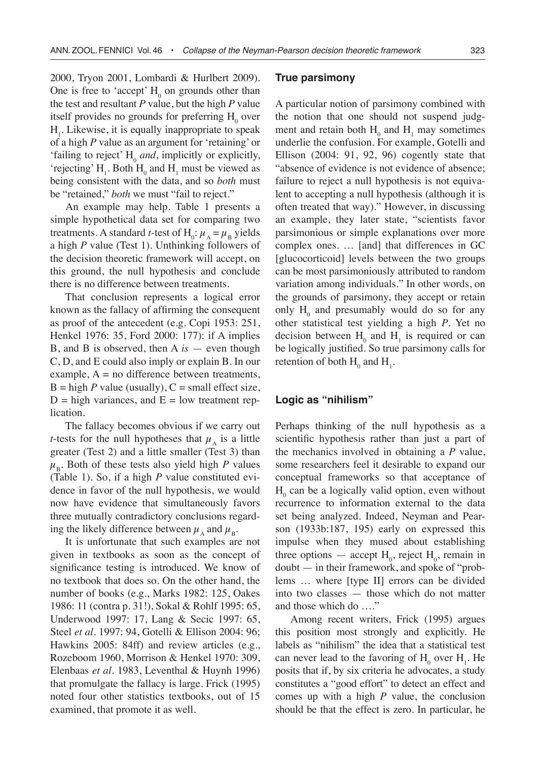2000, Tryon 2001, Lombardi & Hurlbert 2009). One is free to 'accept' $H_0$ on grounds other than the test and resultant *P* value, but the high *P* value itself provides no grounds for preferring $H_0$ over $H_1$. Likewise, it is equally inappropriate to speak of a high *P* value as an argument for 'retaining' or 'failing to reject' $H_0$ *and*, implicitly or explicitly, 'rejecting' $H_1$. Both $H_0$ and $H_1$ must be viewed as being consistent with the data, and so *both* must be "retained," *both* we must "fail to reject."

An example may help. Table 1 presents a simple hypothetical data set for comparing two treatments. A standard *t*-test of $H_0$: $\mu_A = \mu_B$ yields a high *P* value (Test 1). Unthinking followers of the decision theoretic framework will accept, on this ground, the null hypothesis and conclude there is no difference between treatments.

That conclusion represents a logical error known as the fallacy of affirming the consequent as proof of the antecedent (e.g. Copi 1953: 251, Henkel 1976: 35, Ford 2000: 177): if A implies B, and B is observed, then A *is* — even though C, D, and E could also imply or explain B. In our example, A = no difference between treatments, B = high *P* value (usually), C = small effect size, D = high variances, and E = low treatment replication.

The fallacy becomes obvious if we carry out *t*-tests for the null hypotheses that $\mu_A$ is a little greater (Test 2) and a little smaller (Test 3) than $\mu_B$. Both of these tests also yield high *P* values (Table 1). So, if a high *P* value constituted evidence in favor of the null hypothesis, we would now have evidence that simultaneously favors three mutually contradictory conclusions regarding the likely difference between $\mu_A$ and $\mu_B$.

It is unfortunate that such examples are not given in textbooks as soon as the concept of significance testing is introduced. We know of no textbook that does so. On the other hand, the number of books (e.g., Marks 1982: 125, Oakes 1986: 11 (contra p. 31!), Sokal & Rohlf 1995: 65, Underwood 1997: 17, Lang & Secic 1997: 65, Steel *et al*. 1997: 94, Gotelli & Ellison 2004: 96; Hawkins 2005: 84ff) and review articles (e.g., Rozeboom 1960, Morrison & Henkel 1970: 309, Elenbaas *et al*. 1983, Leventhal & Huynh 1996) that promulgate the fallacy is large. Frick (1995) noted four other statistics textbooks, out of 15 examined, that promote it as well.

## True parsimony

A particular notion of parsimony combined with the notion that one should not suspend judgment and retain both $H_0$ and $H_1$ may sometimes underlie the confusion. For example, Gotelli and Ellison (2004: 91, 92, 96) cogently state that "absence of evidence is not evidence of absence; failure to reject a null hypothesis is not equivalent to accepting a null hypothesis (although it is often treated that way)." However, in discussing an example, they later state, "scientists favor parsimonious or simple explanations over more complex ones. … [and] that differences in GC [glucocorticoid] levels between the two groups can be most parsimoniously attributed to random variation among individuals." In other words, on the grounds of parsimony, they accept or retain only $H_0$ and presumably would do so for any other statistical test yielding a high *P*. Yet no decision between $H_0$ and $H_1$ is required or can be logically justified. So true parsimony calls for retention of both $H_0$ and $H_1$.

## Logic as "nihilism"

Perhaps thinking of the null hypothesis as a scientific hypothesis rather than just a part of the mechanics involved in obtaining a *P* value, some researchers feel it desirable to expand our conceptual frameworks so that acceptance of $H_0$ can be a logically valid option, even without recurrence to information external to the data set being analyzed. Indeed, Neyman and Pearson (1933b:187, 195) early on expressed this impulse when they mused about establishing three options — accept $H_0$, reject $H_0$, remain in doubt — in their framework, and spoke of "problems … where [type II] errors can be divided into two classes — those which do not matter and those which do …."

Among recent writers, Frick (1995) argues this position most strongly and explicitly. He labels as "nihilism" the idea that a statistical test can never lead to the favoring of $H_0$ over $H_1$. He posits that if, by six criteria he advocates, a study constitutes a "good effort" to detect an effect and comes up with a high *P* value, the conclusion should be that the effect is zero. In particular, he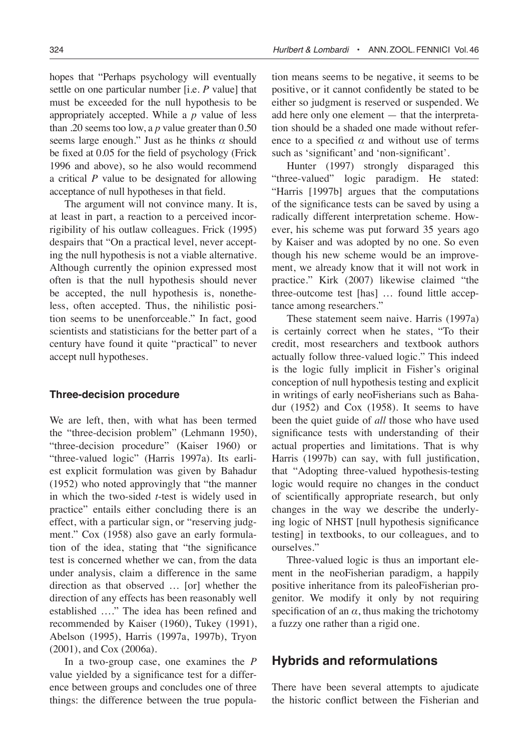hopes that "Perhaps psychology will eventually settle on one particular number [i.e. *P* value] that must be exceeded for the null hypothesis to be appropriately accepted. While a *p* value of less than .20 seems too low, a *p* value greater than 0.50 seems large enough." Just as he thinks $\alpha$ should be fixed at 0.05 for the field of psychology (Frick 1996 and above), so he also would recommend a critical *P* value to be designated for allowing acceptance of null hypotheses in that field.

The argument will not convince many. It is, at least in part, a reaction to a perceived incorrigibility of his outlaw colleagues. Frick (1995) despairs that "On a practical level, never accepting the null hypothesis is not a viable alternative. Although currently the opinion expressed most often is that the null hypothesis should never be accepted, the null hypothesis is, nonetheless, often accepted. Thus, the nihilistic position seems to be unenforceable." In fact, good scientists and statisticians for the better part of a century have found it quite "practical" to never accept null hypotheses.

### Three-decision procedure

We are left, then, with what has been termed the "three-decision problem" (Lehmann 1950), "three-decision procedure" (Kaiser 1960) or "three-valued logic" (Harris 1997a). Its earliest explicit formulation was given by Bahadur (1952) who noted approvingly that "the manner in which the two-sided *t*-test is widely used in practice" entails either concluding there is an effect, with a particular sign, or "reserving judgment." Cox (1958) also gave an early formulation of the idea, stating that "the significance test is concerned whether we can, from the data under analysis, claim a difference in the same direction as that observed … [or] whether the direction of any effects has been reasonably well established …." The idea has been refined and recommended by Kaiser (1960), Tukey (1991), Abelson (1995), Harris (1997a, 1997b), Tryon (2001), and Cox (2006a).

In a two-group case, one examines the *P* value yielded by a significance test for a difference between groups and concludes one of three things: the difference between the true population means seems to be negative, it seems to be positive, or it cannot confidently be stated to be either so judgment is reserved or suspended. We add here only one element — that the interpretation should be a shaded one made without reference to a specified $\alpha$ and without use of terms such as 'significant' and 'non-significant'.

Hunter (1997) strongly disparaged this "three-valued" logic paradigm. He stated: "Harris [1997b] argues that the computations of the significance tests can be saved by using a radically different interpretation scheme. However, his scheme was put forward 35 years ago by Kaiser and was adopted by no one. So even though his new scheme would be an improvement, we already know that it will not work in practice." Kirk (2007) likewise claimed "the three-outcome test [has] … found little acceptance among researchers."

These statement seem naive. Harris (1997a) is certainly correct when he states, "To their credit, most researchers and textbook authors actually follow three-valued logic." This indeed is the logic fully implicit in Fisher's original conception of null hypothesis testing and explicit in writings of early neoFisherians such as Bahadur (1952) and Cox (1958). It seems to have been the quiet guide of *all* those who have used significance tests with understanding of their actual properties and limitations. That is why Harris (1997b) can say, with full justification, that "Adopting three-valued hypothesis-testing logic would require no changes in the conduct of scientifically appropriate research, but only changes in the way we describe the underlying logic of NHST [null hypothesis significance testing] in textbooks, to our colleagues, and to ourselves."

Three-valued logic is thus an important element in the neoFisherian paradigm, a happily positive inheritance from its paleoFisherian progenitor. We modify it only by not requiring specification of an $\alpha$, thus making the trichotomy a fuzzy one rather than a rigid one.

## Hybrids and reformulations

There have been several attempts to ajudicate the historic conflict between the Fisherian and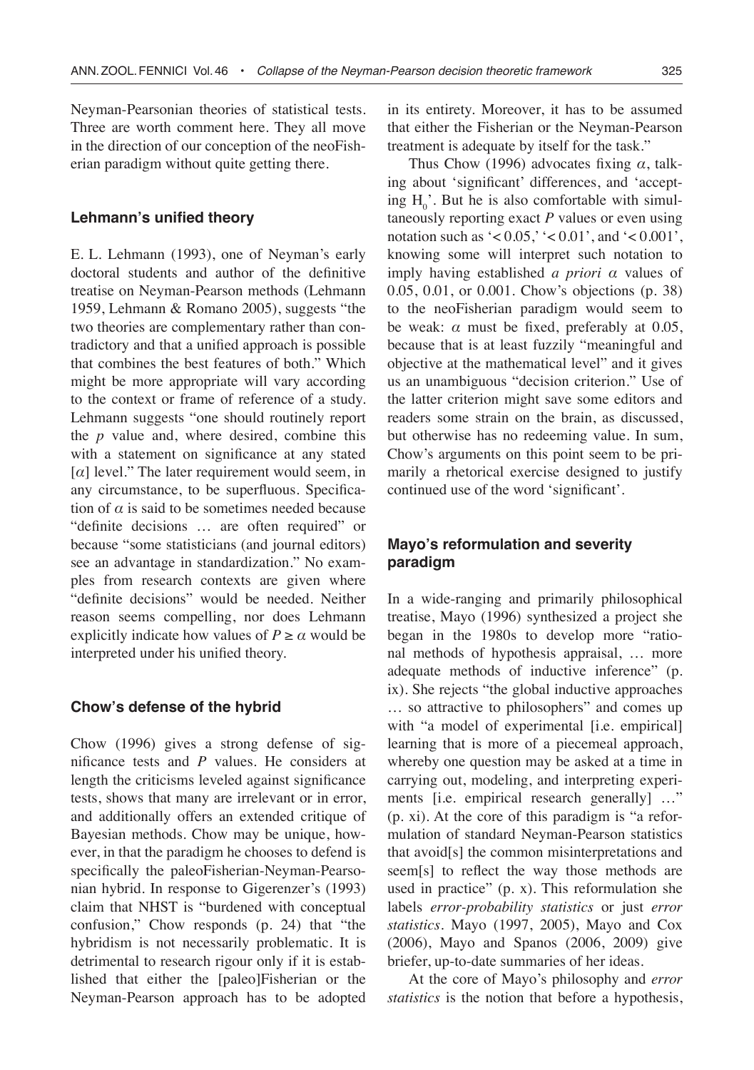Neyman-Pearsonian theories of statistical tests. Three are worth comment here. They all move in the direction of our conception of the neoFisherian paradigm without quite getting there.

### Lehmann's unified theory

E. L. Lehmann (1993), one of Neyman's early doctoral students and author of the definitive treatise on Neyman-Pearson methods (Lehmann 1959, Lehmann & Romano 2005), suggests "the two theories are complementary rather than contradictory and that a unified approach is possible that combines the best features of both." Which might be more appropriate will vary according to the context or frame of reference of a study. Lehmann suggests "one should routinely report the $p$ value and, where desired, combine this with a statement on significance at any stated [$\alpha$] level." The later requirement would seem, in any circumstance, to be superfluous. Specification of $\alpha$ is said to be sometimes needed because "definite decisions … are often required" or because "some statisticians (and journal editors) see an advantage in standardization." No examples from research contexts are given where "definite decisions" would be needed. Neither reason seems compelling, nor does Lehmann explicitly indicate how values of $P \geq \alpha$ would be interpreted under his unified theory.

### Chow's defense of the hybrid

Chow (1996) gives a strong defense of significance tests and $P$ values. He considers at length the criticisms leveled against significance tests, shows that many are irrelevant or in error, and additionally offers an extended critique of Bayesian methods. Chow may be unique, however, in that the paradigm he chooses to defend is specifically the paleoFisherian-Neyman-Pearsonian hybrid. In response to Gigerenzer's (1993) claim that NHST is "burdened with conceptual confusion," Chow responds (p. 24) that "the hybridism is not necessarily problematic. It is detrimental to research rigour only if it is established that either the [paleo]Fisherian or the Neyman-Pearson approach has to be adopted in its entirety. Moreover, it has to be assumed that either the Fisherian or the Neyman-Pearson treatment is adequate by itself for the task."

Thus Chow (1996) advocates fixing $\alpha$, talking about 'significant' differences, and 'accepting $H_0$'. But he is also comfortable with simultaneously reporting exact $P$ values or even using notation such as '$< 0.05$,' '$< 0.01$', and '$< 0.001$', knowing some will interpret such notation to imply having established *a priori* $\alpha$ values of 0.05, 0.01, or 0.001. Chow's objections (p. 38) to the neoFisherian paradigm would seem to be weak: $\alpha$ must be fixed, preferably at 0.05, because that is at least fuzzily "meaningful and objective at the mathematical level" and it gives us an unambiguous "decision criterion." Use of the latter criterion might save some editors and readers some strain on the brain, as discussed, but otherwise has no redeeming value. In sum, Chow's arguments on this point seem to be primarily a rhetorical exercise designed to justify continued use of the word 'significant'.

### Mayo's reformulation and severity paradigm

In a wide-ranging and primarily philosophical treatise, Mayo (1996) synthesized a project she began in the 1980s to develop more "rational methods of hypothesis appraisal, … more adequate methods of inductive inference" (p. ix). She rejects "the global inductive approaches … so attractive to philosophers" and comes up with "a model of experimental [i.e. empirical] learning that is more of a piecemeal approach, whereby one question may be asked at a time in carrying out, modeling, and interpreting experiments [i.e. empirical research generally] …" (p. xi). At the core of this paradigm is "a reformulation of standard Neyman-Pearson statistics that avoid[s] the common misinterpretations and seem[s] to reflect the way those methods are used in practice" (p. x). This reformulation she labels *error-probability statistics* or just *error statistics*. Mayo (1997, 2005), Mayo and Cox (2006), Mayo and Spanos (2006, 2009) give briefer, up-to-date summaries of her ideas.

At the core of Mayo's philosophy and *error statistics* is the notion that before a hypothesis,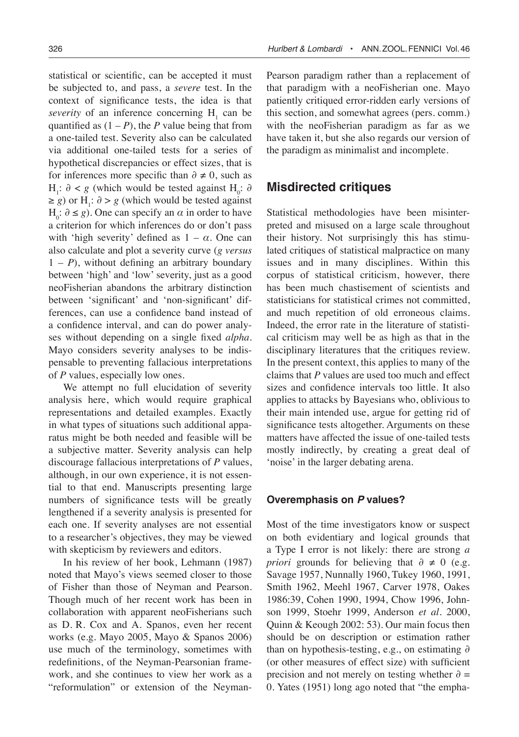statistical or scientific, can be accepted it must be subjected to, and pass, a *severe* test. In the context of significance tests, the idea is that *severity* of an inference concerning $H_1$ can be quantified as $(1 - P)$, the *P* value being that from a one-tailed test. Severity also can be calculated via additional one-tailed tests for a series of hypothetical discrepancies or effect sizes, that is for inferences more specific than $\partial \neq 0$, such as $H_1$: $\partial < g$ (which would be tested against $H_0$: $\partial \geq g$) or $H_1$: $\partial > g$ (which would be tested against $H_0$: $\partial \leq g$). One can specify an $\alpha$ in order to have a criterion for which inferences do or don't pass with 'high severity' defined as $1 - \alpha$. One can also calculate and plot a severity curve (*g versus* $1 - P$), without defining an arbitrary boundary between 'high' and 'low' severity, just as a good neoFisherian abandons the arbitrary distinction between 'significant' and 'non-significant' differences, can use a confidence band instead of a confidence interval, and can do power analyses without depending on a single fixed *alpha*. Mayo considers severity analyses to be indispensable to preventing fallacious interpretations of *P* values, especially low ones.

We attempt no full elucidation of severity analysis here, which would require graphical representations and detailed examples. Exactly in what types of situations such additional apparatus might be both needed and feasible will be a subjective matter. Severity analysis can help discourage fallacious interpretations of *P* values, although, in our own experience, it is not essential to that end. Manuscripts presenting large numbers of significance tests will be greatly lengthened if a severity analysis is presented for each one. If severity analyses are not essential to a researcher's objectives, they may be viewed with skepticism by reviewers and editors.

In his review of her book, Lehmann (1987) noted that Mayo's views seemed closer to those of Fisher than those of Neyman and Pearson. Though much of her recent work has been in collaboration with apparent neoFisherians such as D. R. Cox and A. Spanos, even her recent works (e.g. Mayo 2005, Mayo & Spanos 2006) use much of the terminology, sometimes with redefinitions, of the Neyman-Pearsonian framework, and she continues to view her work as a "reformulation" or extension of the Neyman-Pearson paradigm rather than a replacement of that paradigm with a neoFisherian one. Mayo patiently critiqued error-ridden early versions of this section, and somewhat agrees (pers. comm.) with the neoFisherian paradigm as far as we have taken it, but she also regards our version of the paradigm as minimalist and incomplete.

## Misdirected critiques

Statistical methodologies have been misinterpreted and misused on a large scale throughout their history. Not surprisingly this has stimulated critiques of statistical malpractice on many issues and in many disciplines. Within this corpus of statistical criticism, however, there has been much chastisement of scientists and statisticians for statistical crimes not committed, and much repetition of old erroneous claims. Indeed, the error rate in the literature of statistical criticism may well be as high as that in the disciplinary literatures that the critiques review. In the present context, this applies to many of the claims that *P* values are used too much and effect sizes and confidence intervals too little. It also applies to attacks by Bayesians who, oblivious to their main intended use, argue for getting rid of significance tests altogether. Arguments on these matters have affected the issue of one-tailed tests mostly indirectly, by creating a great deal of 'noise' in the larger debating arena.

### Overemphasis on *P* values?

Most of the time investigators know or suspect on both evidentiary and logical grounds that a Type I error is not likely: there are strong *a priori* grounds for believing that $\partial \neq 0$ (e.g. Savage 1957, Nunnally 1960, Tukey 1960, 1991, Smith 1962, Meehl 1967, Carver 1978, Oakes 1986:39, Cohen 1990, 1994, Chow 1996, Johnson 1999, Stoehr 1999, Anderson *et al.* 2000, Quinn & Keough 2002: 53). Our main focus then should be on description or estimation rather than on hypothesis-testing, e.g., on estimating $\partial$ (or other measures of effect size) with sufficient precision and not merely on testing whether $\partial = 0$. Yates (1951) long ago noted that "the empha-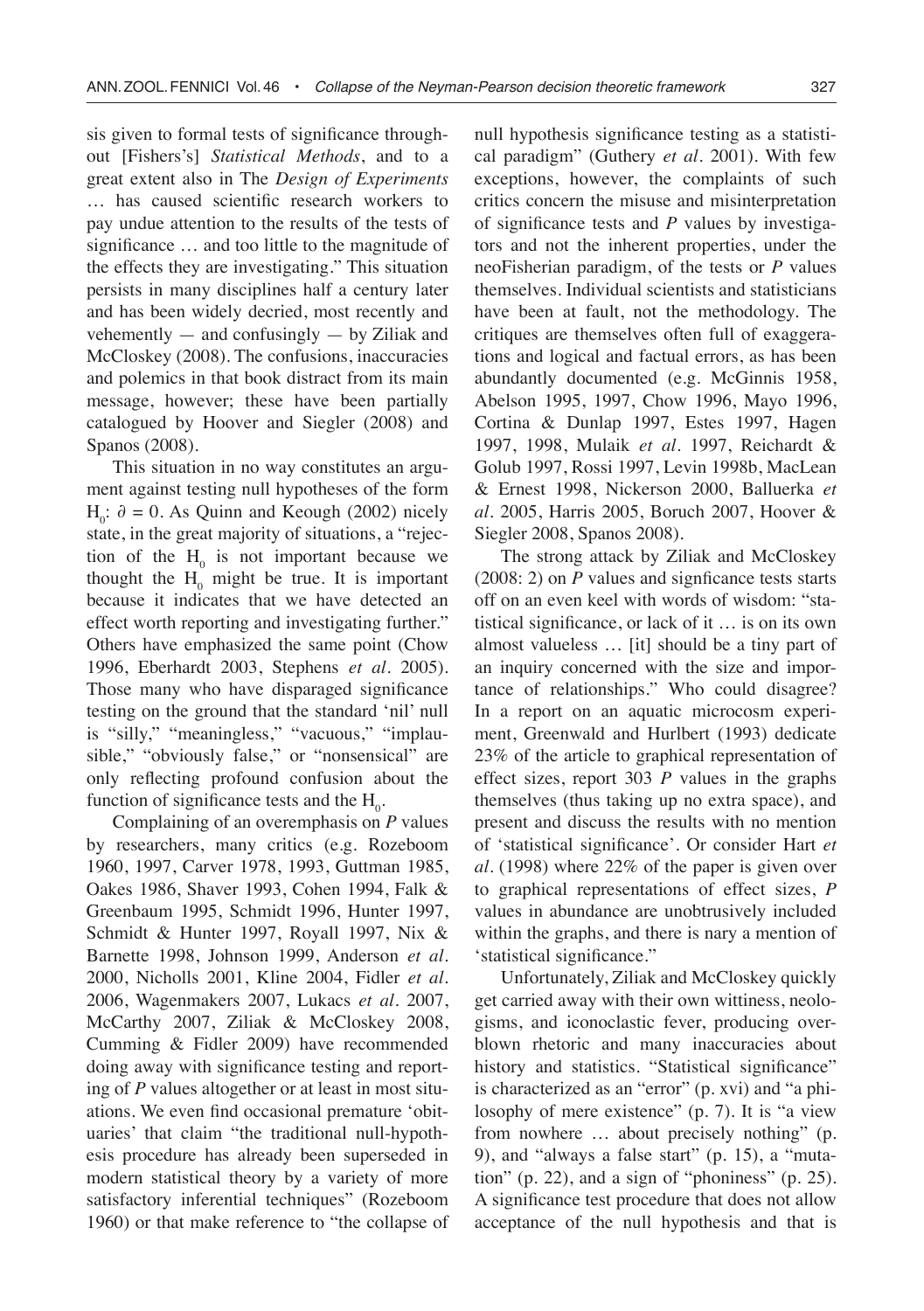sis given to formal tests of significance throughout [Fishers's] *Statistical Methods*, and to a great extent also in The *Design of Experiments* … has caused scientific research workers to pay undue attention to the results of the tests of significance … and too little to the magnitude of the effects they are investigating." This situation persists in many disciplines half a century later and has been widely decried, most recently and vehemently — and confusingly — by Ziliak and McCloskey (2008). The confusions, inaccuracies and polemics in that book distract from its main message, however; these have been partially catalogued by Hoover and Siegler (2008) and Spanos (2008).

This situation in no way constitutes an argument against testing null hypotheses of the form $H_0$: $\partial = 0$. As Quinn and Keough (2002) nicely state, in the great majority of situations, a "rejection of the $H_0$ is not important because we thought the $H_0$ might be true. It is important because it indicates that we have detected an effect worth reporting and investigating further." Others have emphasized the same point (Chow 1996, Eberhardt 2003, Stephens *et al*. 2005). Those many who have disparaged significance testing on the ground that the standard 'nil' null is "silly," "meaningless," "vacuous," "implausible," "obviously false," or "nonsensical" are only reflecting profound confusion about the function of significance tests and the $H_0$.

Complaining of an overemphasis on *P* values by researchers, many critics (e.g. Rozeboom 1960, 1997, Carver 1978, 1993, Guttman 1985, Oakes 1986, Shaver 1993, Cohen 1994, Falk & Greenbaum 1995, Schmidt 1996, Hunter 1997, Schmidt & Hunter 1997, Royall 1997, Nix & Barnette 1998, Johnson 1999, Anderson *et al*. 2000, Nicholls 2001, Kline 2004, Fidler *et al*. 2006, Wagenmakers 2007, Lukacs *et al*. 2007, McCarthy 2007, Ziliak & McCloskey 2008, Cumming & Fidler 2009) have recommended doing away with significance testing and reporting of *P* values altogether or at least in most situations. We even find occasional premature 'obituaries' that claim "the traditional null-hypothesis procedure has already been superseded in modern statistical theory by a variety of more satisfactory inferential techniques" (Rozeboom 1960) or that make reference to "the collapse of null hypothesis significance testing as a statistical paradigm" (Guthery *et al*. 2001). With few exceptions, however, the complaints of such critics concern the misuse and misinterpretation of significance tests and *P* values by investigators and not the inherent properties, under the neoFisherian paradigm, of the tests or *P* values themselves. Individual scientists and statisticians have been at fault, not the methodology. The critiques are themselves often full of exaggerations and logical and factual errors, as has been abundantly documented (e.g. McGinnis 1958, Abelson 1995, 1997, Chow 1996, Mayo 1996, Cortina & Dunlap 1997, Estes 1997, Hagen 1997, 1998, Mulaik *et al*. 1997, Reichardt & Golub 1997, Rossi 1997, Levin 1998b, MacLean & Ernest 1998, Nickerson 2000, Balluerka *et al*. 2005, Harris 2005, Boruch 2007, Hoover & Siegler 2008, Spanos 2008).

The strong attack by Ziliak and McCloskey (2008: 2) on *P* values and signficance tests starts off on an even keel with words of wisdom: "statistical significance, or lack of it … is on its own almost valueless … [it] should be a tiny part of an inquiry concerned with the size and importance of relationships." Who could disagree? In a report on an aquatic microcosm experiment, Greenwald and Hurlbert (1993) dedicate 23% of the article to graphical representation of effect sizes, report 303 *P* values in the graphs themselves (thus taking up no extra space), and present and discuss the results with no mention of 'statistical significance'. Or consider Hart *et al*. (1998) where 22% of the paper is given over to graphical representations of effect sizes, *P* values in abundance are unobtrusively included within the graphs, and there is nary a mention of 'statistical significance."

Unfortunately, Ziliak and McCloskey quickly get carried away with their own wittiness, neologisms, and iconoclastic fever, producing overblown rhetoric and many inaccuracies about history and statistics. "Statistical significance" is characterized as an "error" (p. xvi) and "a philosophy of mere existence" (p. 7). It is "a view from nowhere … about precisely nothing" (p. 9), and "always a false start" (p. 15), a "mutation" (p. 22), and a sign of "phoniness" (p. 25). A significance test procedure that does not allow acceptance of the null hypothesis and that is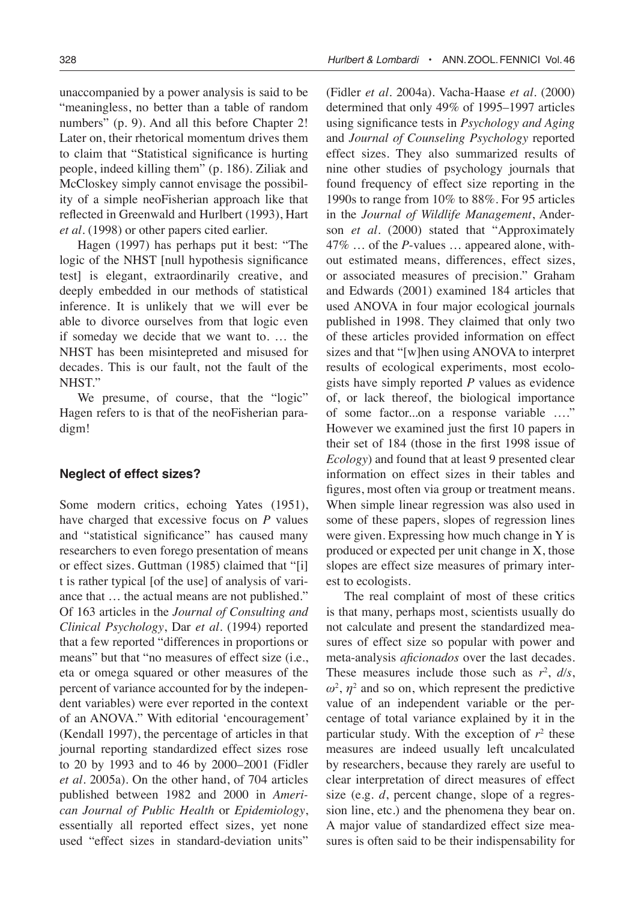unaccompanied by a power analysis is said to be "meaningless, no better than a table of random numbers" (p. 9). And all this before Chapter 2! Later on, their rhetorical momentum drives them to claim that "Statistical significance is hurting people, indeed killing them" (p. 186). Ziliak and McCloskey simply cannot envisage the possibility of a simple neoFisherian approach like that reflected in Greenwald and Hurlbert (1993), Hart *et al.* (1998) or other papers cited earlier.

Hagen (1997) has perhaps put it best: "The logic of the NHST [null hypothesis significance test] is elegant, extraordinarily creative, and deeply embedded in our methods of statistical inference. It is unlikely that we will ever be able to divorce ourselves from that logic even if someday we decide that we want to. … the NHST has been misintepreted and misused for decades. This is our fault, not the fault of the NHST."

We presume, of course, that the "logic" Hagen refers to is that of the neoFisherian paradigm!

### Neglect of effect sizes?

Some modern critics, echoing Yates (1951), have charged that excessive focus on *P* values and "statistical significance" has caused many researchers to even forego presentation of means or effect sizes. Guttman (1985) claimed that "[i] t is rather typical [of the use] of analysis of variance that … the actual means are not published." Of 163 articles in the *Journal of Consulting and Clinical Psychology*, Dar *et al.* (1994) reported that a few reported "differences in proportions or means" but that "no measures of effect size (i.e., eta or omega squared or other measures of the percent of variance accounted for by the independent variables) were ever reported in the context of an ANOVA." With editorial 'encouragement' (Kendall 1997), the percentage of articles in that journal reporting standardized effect sizes rose to 20 by 1993 and to 46 by 2000–2001 (Fidler *et al.* 2005a). On the other hand, of 704 articles published between 1982 and 2000 in *American Journal of Public Health* or *Epidemiology*, essentially all reported effect sizes, yet none used "effect sizes in standard-deviation units" (Fidler *et al.* 2004a). Vacha-Haase *et al.* (2000) determined that only 49% of 1995–1997 articles using significance tests in *Psychology and Aging* and *Journal of Counseling Psychology* reported effect sizes. They also summarized results of nine other studies of psychology journals that found frequency of effect size reporting in the 1990s to range from 10% to 88%. For 95 articles in the *Journal of Wildlife Management*, Anderson *et al.* (2000) stated that "Approximately 47% … of the *P*-values … appeared alone, without estimated means, differences, effect sizes, or associated measures of precision." Graham and Edwards (2001) examined 184 articles that used ANOVA in four major ecological journals published in 1998. They claimed that only two of these articles provided information on effect sizes and that "[w]hen using ANOVA to interpret results of ecological experiments, most ecologists have simply reported *P* values as evidence of, or lack thereof, the biological importance of some factor...on a response variable …." However we examined just the first 10 papers in their set of 184 (those in the first 1998 issue of *Ecology*) and found that at least 9 presented clear information on effect sizes in their tables and figures, most often via group or treatment means. When simple linear regression was also used in some of these papers, slopes of regression lines were given. Expressing how much change in Y is produced or expected per unit change in X, those slopes are effect size measures of primary interest to ecologists.

The real complaint of most of these critics is that many, perhaps most, scientists usually do not calculate and present the standardized measures of effect size so popular with power and meta-analysis *aficionados* over the last decades. These measures include those such as $r^2$, $d/s$, $\omega^2$, $\eta^2$ and so on, which represent the predictive value of an independent variable or the percentage of total variance explained by it in the particular study. With the exception of $r^2$ these measures are indeed usually left uncalculated by researchers, because they rarely are useful to clear interpretation of direct measures of effect size (e.g. *d*, percent change, slope of a regression line, etc.) and the phenomena they bear on. A major value of standardized effect size measures is often said to be their indispensability for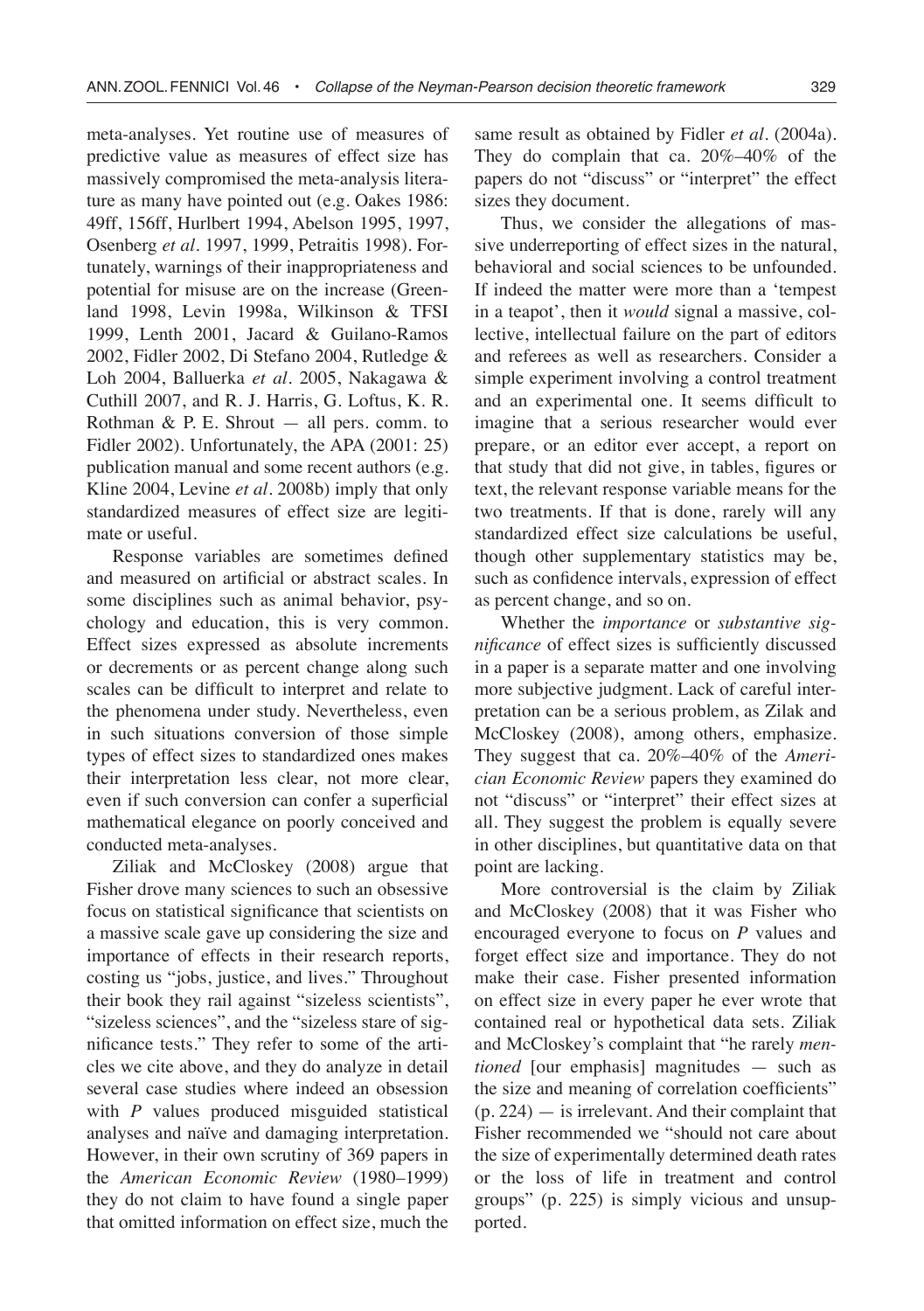meta-analyses. Yet routine use of measures of predictive value as measures of effect size has massively compromised the meta-analysis literature as many have pointed out (e.g. Oakes 1986: 49ff, 156ff, Hurlbert 1994, Abelson 1995, 1997, Osenberg *et al.* 1997, 1999, Petraitis 1998). Fortunately, warnings of their inappropriateness and potential for misuse are on the increase (Greenland 1998, Levin 1998a, Wilkinson & TFSI 1999, Lenth 2001, Jacard & Guilano-Ramos 2002, Fidler 2002, Di Stefano 2004, Rutledge & Loh 2004, Balluerka *et al.* 2005, Nakagawa & Cuthill 2007, and R. J. Harris, G. Loftus, K. R. Rothman & P. E. Shrout — all pers. comm. to Fidler 2002). Unfortunately, the APA (2001: 25) publication manual and some recent authors (e.g. Kline 2004, Levine *et al.* 2008b) imply that only standardized measures of effect size are legitimate or useful.

Response variables are sometimes defined and measured on artificial or abstract scales. In some disciplines such as animal behavior, psychology and education, this is very common. Effect sizes expressed as absolute increments or decrements or as percent change along such scales can be difficult to interpret and relate to the phenomena under study. Nevertheless, even in such situations conversion of those simple types of effect sizes to standardized ones makes their interpretation less clear, not more clear, even if such conversion can confer a superficial mathematical elegance on poorly conceived and conducted meta-analyses.

Ziliak and McCloskey (2008) argue that Fisher drove many sciences to such an obsessive focus on statistical significance that scientists on a massive scale gave up considering the size and importance of effects in their research reports, costing us "jobs, justice, and lives." Throughout their book they rail against "sizeless scientists", "sizeless sciences", and the "sizeless stare of significance tests." They refer to some of the articles we cite above, and they do analyze in detail several case studies where indeed an obsession with *P* values produced misguided statistical analyses and naïve and damaging interpretation. However, in their own scrutiny of 369 papers in the *American Economic Review* (1980–1999) they do not claim to have found a single paper that omitted information on effect size, much the same result as obtained by Fidler *et al.* (2004a). They do complain that ca. 20%–40% of the papers do not "discuss" or "interpret" the effect sizes they document.

Thus, we consider the allegations of massive underreporting of effect sizes in the natural, behavioral and social sciences to be unfounded. If indeed the matter were more than a 'tempest in a teapot', then it *would* signal a massive, collective, intellectual failure on the part of editors and referees as well as researchers. Consider a simple experiment involving a control treatment and an experimental one. It seems difficult to imagine that a serious researcher would ever prepare, or an editor ever accept, a report on that study that did not give, in tables, figures or text, the relevant response variable means for the two treatments. If that is done, rarely will any standardized effect size calculations be useful, though other supplementary statistics may be, such as confidence intervals, expression of effect as percent change, and so on.

Whether the *importance* or *substantive significance* of effect sizes is sufficiently discussed in a paper is a separate matter and one involving more subjective judgment. Lack of careful interpretation can be a serious problem, as Zilak and McCloskey (2008), among others, emphasize. They suggest that ca. 20%–40% of the *American Economic Review* papers they examined do not "discuss" or "interpret" their effect sizes at all. They suggest the problem is equally severe in other disciplines, but quantitative data on that point are lacking.

More controversial is the claim by Ziliak and McCloskey (2008) that it was Fisher who encouraged everyone to focus on *P* values and forget effect size and importance. They do not make their case. Fisher presented information on effect size in every paper he ever wrote that contained real or hypothetical data sets. Ziliak and McCloskey's complaint that "he rarely *mentioned* [our emphasis] magnitudes — such as the size and meaning of correlation coefficients" (p. 224) — is irrelevant. And their complaint that Fisher recommended we "should not care about the size of experimentally determined death rates or the loss of life in treatment and control groups" (p. 225) is simply vicious and unsupported.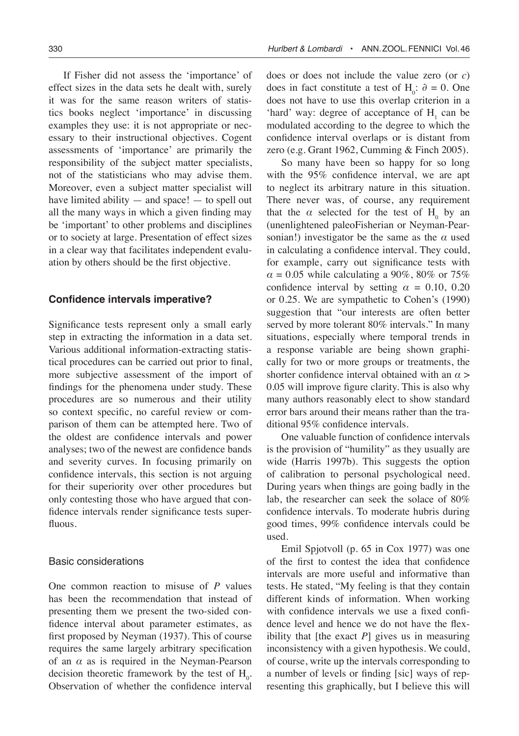If Fisher did not assess the 'importance' of effect sizes in the data sets he dealt with, surely it was for the same reason writers of statistics books neglect 'importance' in discussing examples they use: it is not appropriate or necessary to their instructional objectives. Cogent assessments of 'importance' are primarily the responsibility of the subject matter specialists, not of the statisticians who may advise them. Moreover, even a subject matter specialist will have limited ability — and space! — to spell out all the many ways in which a given finding may be 'important' to other problems and disciplines or to society at large. Presentation of effect sizes in a clear way that facilitates independent evaluation by others should be the first objective.

## Confidence intervals imperative?

Significance tests represent only a small early step in extracting the information in a data set. Various additional information-extracting statistical procedures can be carried out prior to final, more subjective assessment of the import of findings for the phenomena under study. These procedures are so numerous and their utility so context specific, no careful review or comparison of them can be attempted here. Two of the oldest are confidence intervals and power analyses; two of the newest are confidence bands and severity curves. In focusing primarily on confidence intervals, this section is not arguing for their superiority over other procedures but only contesting those who have argued that confidence intervals render significance tests superfluous.

### Basic considerations

One common reaction to misuse of *P* values has been the recommendation that instead of presenting them we present the two-sided confidence interval about parameter estimates, as first proposed by Neyman (1937). This of course requires the same largely arbitrary specification of an $\alpha$ as is required in the Neyman-Pearson decision theoretic framework by the test of $H_0$. Observation of whether the confidence interval does or does not include the value zero (or *c*) does in fact constitute a test of $H_0$: $\partial = 0$. One does not have to use this overlap criterion in a 'hard' way: degree of acceptance of $H_1$ can be modulated according to the degree to which the confidence interval overlaps or is distant from zero (e.g. Grant 1962, Cumming & Finch 2005).

So many have been so happy for so long with the 95% confidence interval, we are apt to neglect its arbitrary nature in this situation. There never was, of course, any requirement that the $\alpha$ selected for the test of $H_0$ by an (unenlightened paleoFisherian or Neyman-Pearsonian!) investigator be the same as the $\alpha$ used in calculating a confidence interval. They could, for example, carry out significance tests with $\alpha = 0.05$ while calculating a 90%, 80% or 75% confidence interval by setting $\alpha = 0.10$, 0.20 or 0.25. We are sympathetic to Cohen's (1990) suggestion that "our interests are often better served by more tolerant 80% intervals." In many situations, especially where temporal trends in a response variable are being shown graphically for two or more groups or treatments, the shorter confidence interval obtained with an $\alpha > 0.05$ will improve figure clarity. This is also why many authors reasonably elect to show standard error bars around their means rather than the traditional 95% confidence intervals.

One valuable function of confidence intervals is the provision of "humility" as they usually are wide (Harris 1997b). This suggests the option of calibration to personal psychological need. During years when things are going badly in the lab, the researcher can seek the solace of 80% confidence intervals. To moderate hubris during good times, 99% confidence intervals could be used.

Emil Spjotvoll (p. 65 in Cox 1977) was one of the first to contest the idea that confidence intervals are more useful and informative than tests. He stated, "My feeling is that they contain different kinds of information. When working with confidence intervals we use a fixed confidence level and hence we do not have the flexibility that [the exact *P*] gives us in measuring inconsistency with a given hypothesis. We could, of course, write up the intervals corresponding to a number of levels or finding [sic] ways of representing this graphically, but I believe this will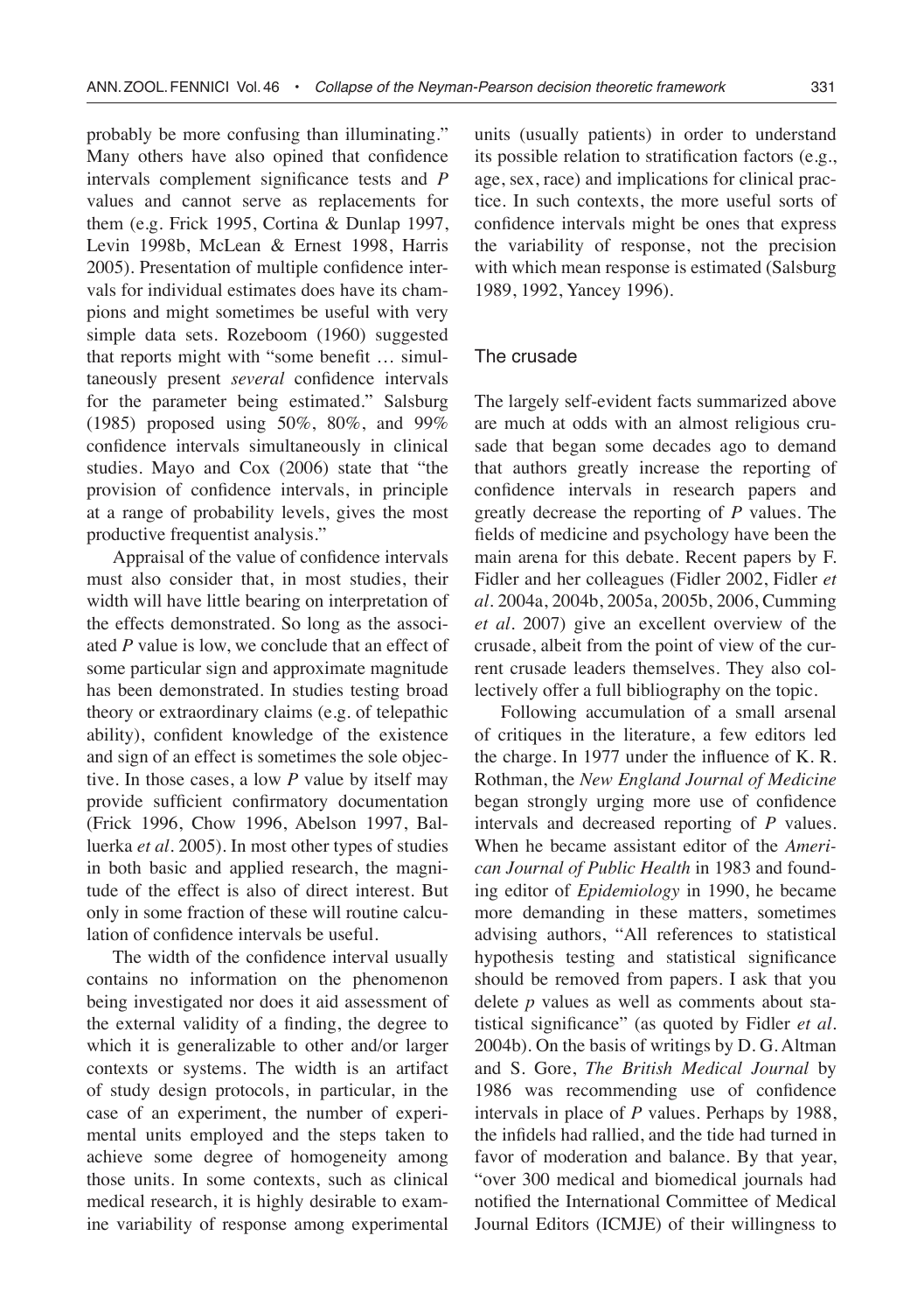probably be more confusing than illuminating." Many others have also opined that confidence intervals complement significance tests and *P* values and cannot serve as replacements for them (e.g. Frick 1995, Cortina & Dunlap 1997, Levin 1998b, McLean & Ernest 1998, Harris 2005). Presentation of multiple confidence intervals for individual estimates does have its champions and might sometimes be useful with very simple data sets. Rozeboom (1960) suggested that reports might with "some benefit … simultaneously present *several* confidence intervals for the parameter being estimated." Salsburg (1985) proposed using 50%, 80%, and 99% confidence intervals simultaneously in clinical studies. Mayo and Cox (2006) state that "the provision of confidence intervals, in principle at a range of probability levels, gives the most productive frequentist analysis."

Appraisal of the value of confidence intervals must also consider that, in most studies, their width will have little bearing on interpretation of the effects demonstrated. So long as the associated *P* value is low, we conclude that an effect of some particular sign and approximate magnitude has been demonstrated. In studies testing broad theory or extraordinary claims (e.g. of telepathic ability), confident knowledge of the existence and sign of an effect is sometimes the sole objective. In those cases, a low *P* value by itself may provide sufficient confirmatory documentation (Frick 1996, Chow 1996, Abelson 1997, Balluerka *et al*. 2005). In most other types of studies in both basic and applied research, the magnitude of the effect is also of direct interest. But only in some fraction of these will routine calculation of confidence intervals be useful.

The width of the confidence interval usually contains no information on the phenomenon being investigated nor does it aid assessment of the external validity of a finding, the degree to which it is generalizable to other and/or larger contexts or systems. The width is an artifact of study design protocols, in particular, in the case of an experiment, the number of experimental units employed and the steps taken to achieve some degree of homogeneity among those units. In some contexts, such as clinical medical research, it is highly desirable to examine variability of response among experimental units (usually patients) in order to understand its possible relation to stratification factors (e.g., age, sex, race) and implications for clinical practice. In such contexts, the more useful sorts of confidence intervals might be ones that express the variability of response, not the precision with which mean response is estimated (Salsburg 1989, 1992, Yancey 1996).

## The crusade

The largely self-evident facts summarized above are much at odds with an almost religious crusade that began some decades ago to demand that authors greatly increase the reporting of confidence intervals in research papers and greatly decrease the reporting of *P* values. The fields of medicine and psychology have been the main arena for this debate. Recent papers by F. Fidler and her colleagues (Fidler 2002, Fidler *et al*. 2004a, 2004b, 2005a, 2005b, 2006, Cumming *et al*. 2007) give an excellent overview of the crusade, albeit from the point of view of the current crusade leaders themselves. They also collectively offer a full bibliography on the topic.

Following accumulation of a small arsenal of critiques in the literature, a few editors led the charge. In 1977 under the influence of K. R. Rothman, the *New England Journal of Medicine* began strongly urging more use of confidence intervals and decreased reporting of *P* values. When he became assistant editor of the *American Journal of Public Health* in 1983 and founding editor of *Epidemiology* in 1990, he became more demanding in these matters, sometimes advising authors, "All references to statistical hypothesis testing and statistical significance should be removed from papers. I ask that you delete *p* values as well as comments about statistical significance" (as quoted by Fidler *et al*. 2004b). On the basis of writings by D. G. Altman and S. Gore, *The British Medical Journal* by 1986 was recommending use of confidence intervals in place of *P* values. Perhaps by 1988, the infidels had rallied, and the tide had turned in favor of moderation and balance. By that year, "over 300 medical and biomedical journals had notified the International Committee of Medical Journal Editors (ICMJE) of their willingness to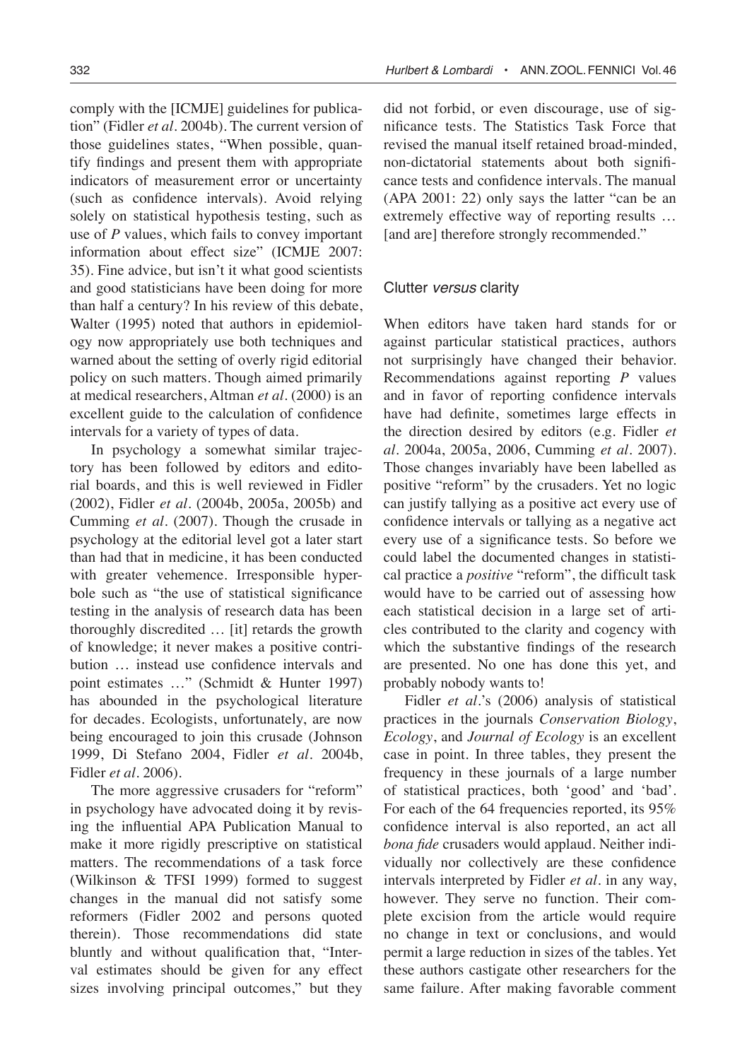comply with the [ICMJE] guidelines for publication" (Fidler *et al*. 2004b). The current version of those guidelines states, "When possible, quantify findings and present them with appropriate indicators of measurement error or uncertainty (such as confidence intervals). Avoid relying solely on statistical hypothesis testing, such as use of *P* values, which fails to convey important information about effect size" (ICMJE 2007: 35). Fine advice, but isn't it what good scientists and good statisticians have been doing for more than half a century? In his review of this debate, Walter (1995) noted that authors in epidemiology now appropriately use both techniques and warned about the setting of overly rigid editorial policy on such matters. Though aimed primarily at medical researchers, Altman *et al*. (2000) is an excellent guide to the calculation of confidence intervals for a variety of types of data.

In psychology a somewhat similar trajectory has been followed by editors and editorial boards, and this is well reviewed in Fidler (2002), Fidler *et al*. (2004b, 2005a, 2005b) and Cumming *et al*. (2007). Though the crusade in psychology at the editorial level got a later start than had that in medicine, it has been conducted with greater vehemence. Irresponsible hyperbole such as "the use of statistical significance testing in the analysis of research data has been thoroughly discredited … [it] retards the growth of knowledge; it never makes a positive contribution … instead use confidence intervals and point estimates …" (Schmidt & Hunter 1997) has abounded in the psychological literature for decades. Ecologists, unfortunately, are now being encouraged to join this crusade (Johnson 1999, Di Stefano 2004, Fidler *et al*. 2004b, Fidler *et al*. 2006).

The more aggressive crusaders for "reform" in psychology have advocated doing it by revising the influential APA Publication Manual to make it more rigidly prescriptive on statistical matters. The recommendations of a task force (Wilkinson & TFSI 1999) formed to suggest changes in the manual did not satisfy some reformers (Fidler 2002 and persons quoted therein). Those recommendations did state bluntly and without qualification that, "Interval estimates should be given for any effect sizes involving principal outcomes," but they did not forbid, or even discourage, use of significance tests. The Statistics Task Force that revised the manual itself retained broad-minded, non-dictatorial statements about both significance tests and confidence intervals. The manual (APA 2001: 22) only says the latter "can be an extremely effective way of reporting results … [and are] therefore strongly recommended."

## Clutter *versus* clarity

When editors have taken hard stands for or against particular statistical practices, authors not surprisingly have changed their behavior. Recommendations against reporting *P* values and in favor of reporting confidence intervals have had definite, sometimes large effects in the direction desired by editors (e.g. Fidler *et al*. 2004a, 2005a, 2006, Cumming *et al*. 2007). Those changes invariably have been labelled as positive "reform" by the crusaders. Yet no logic can justify tallying as a positive act every use of confidence intervals or tallying as a negative act every use of a significance tests. So before we could label the documented changes in statistical practice a *positive* "reform", the difficult task would have to be carried out of assessing how each statistical decision in a large set of articles contributed to the clarity and cogency with which the substantive findings of the research are presented. No one has done this yet, and probably nobody wants to!

Fidler *et al*.'s (2006) analysis of statistical practices in the journals *Conservation Biology*, *Ecology*, and *Journal of Ecology* is an excellent case in point. In three tables, they present the frequency in these journals of a large number of statistical practices, both 'good' and 'bad'. For each of the 64 frequencies reported, its 95% confidence interval is also reported, an act all *bona fide* crusaders would applaud. Neither individually nor collectively are these confidence intervals interpreted by Fidler *et al*. in any way, however. They serve no function. Their complete excision from the article would require no change in text or conclusions, and would permit a large reduction in sizes of the tables. Yet these authors castigate other researchers for the same failure. After making favorable comment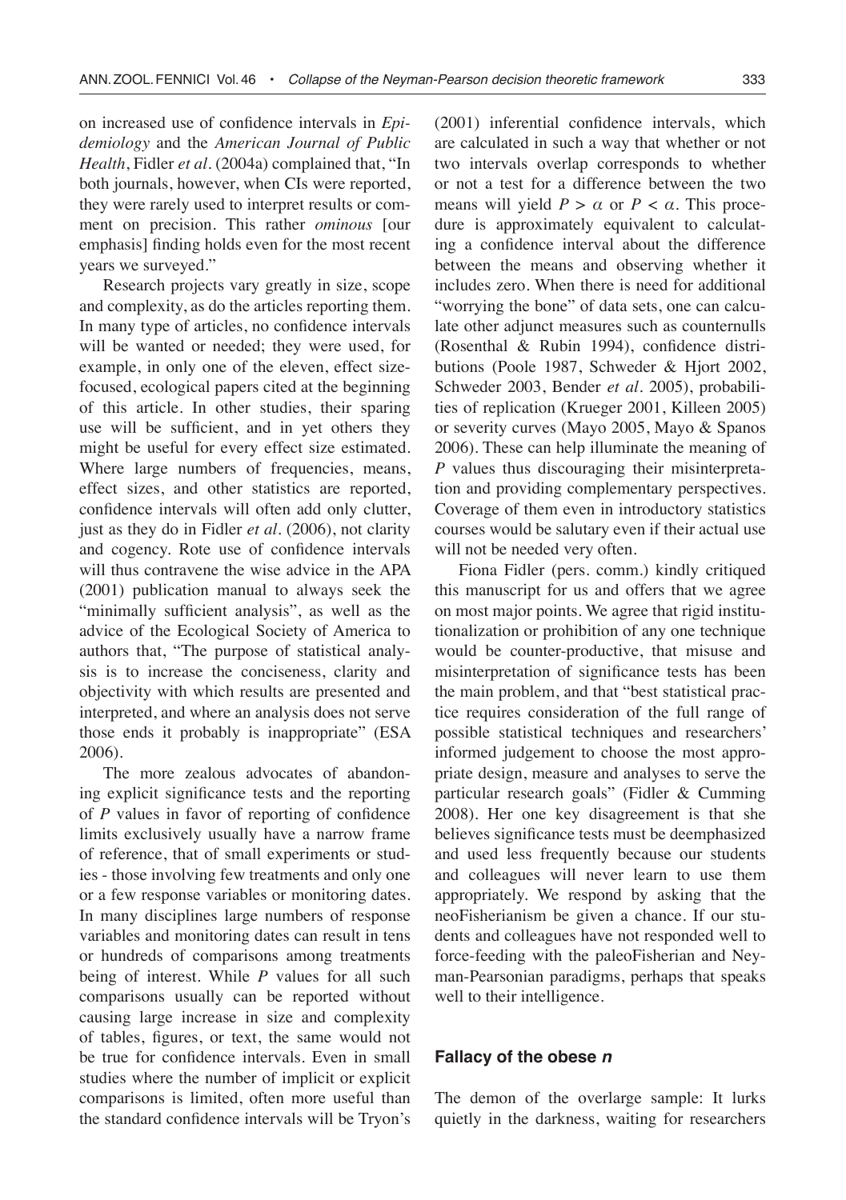on increased use of confidence intervals in *Epidemiology* and the *American Journal of Public Health*, Fidler *et al*. (2004a) complained that, "In both journals, however, when CIs were reported, they were rarely used to interpret results or comment on precision. This rather *ominous* [our emphasis] finding holds even for the most recent years we surveyed."

Research projects vary greatly in size, scope and complexity, as do the articles reporting them. In many type of articles, no confidence intervals will be wanted or needed; they were used, for example, in only one of the eleven, effect size-focused, ecological papers cited at the beginning of this article. In other studies, their sparing use will be sufficient, and in yet others they might be useful for every effect size estimated. Where large numbers of frequencies, means, effect sizes, and other statistics are reported, confidence intervals will often add only clutter, just as they do in Fidler *et al*. (2006), not clarity and cogency. Rote use of confidence intervals will thus contravene the wise advice in the APA (2001) publication manual to always seek the "minimally sufficient analysis", as well as the advice of the Ecological Society of America to authors that, "The purpose of statistical analysis is to increase the conciseness, clarity and objectivity with which results are presented and interpreted, and where an analysis does not serve those ends it probably is inappropriate" (ESA 2006).

The more zealous advocates of abandoning explicit significance tests and the reporting of $P$ values in favor of reporting of confidence limits exclusively usually have a narrow frame of reference, that of small experiments or studies - those involving few treatments and only one or a few response variables or monitoring dates. In many disciplines large numbers of response variables and monitoring dates can result in tens or hundreds of comparisons among treatments being of interest. While $P$ values for all such comparisons usually can be reported without causing large increase in size and complexity of tables, figures, or text, the same would not be true for confidence intervals. Even in small studies where the number of implicit or explicit comparisons is limited, often more useful than the standard confidence intervals will be Tryon's (2001) inferential confidence intervals, which are calculated in such a way that whether or not two intervals overlap corresponds to whether or not a test for a difference between the two means will yield $P > \alpha$ or $P < \alpha$. This procedure is approximately equivalent to calculating a confidence interval about the difference between the means and observing whether it includes zero. When there is need for additional "worrying the bone" of data sets, one can calculate other adjunct measures such as counternulls (Rosenthal & Rubin 1994), confidence distributions (Poole 1987, Schweder & Hjort 2002, Schweder 2003, Bender *et al*. 2005), probabilities of replication (Krueger 2001, Killeen 2005) or severity curves (Mayo 2005, Mayo & Spanos 2006). These can help illuminate the meaning of $P$ values thus discouraging their misinterpretation and providing complementary perspectives. Coverage of them even in introductory statistics courses would be salutary even if their actual use will not be needed very often.

Fiona Fidler (pers. comm.) kindly critiqued this manuscript for us and offers that we agree on most major points. We agree that rigid institutionalization or prohibition of any one technique would be counter-productive, that misuse and misinterpretation of significance tests has been the main problem, and that "best statistical practice requires consideration of the full range of possible statistical techniques and researchers' informed judgement to choose the most appropriate design, measure and analyses to serve the particular research goals" (Fidler & Cumming 2008). Her one key disagreement is that she believes significance tests must be deemphasized and used less frequently because our students and colleagues will never learn to use them appropriately. We respond by asking that the neoFisherianism be given a chance. If our students and colleagues have not responded well to force-feeding with the paleoFisherian and Neyman-Pearsonian paradigms, perhaps that speaks well to their intelligence.

## Fallacy of the obese *n*

The demon of the overlarge sample: It lurks quietly in the darkness, waiting for researchers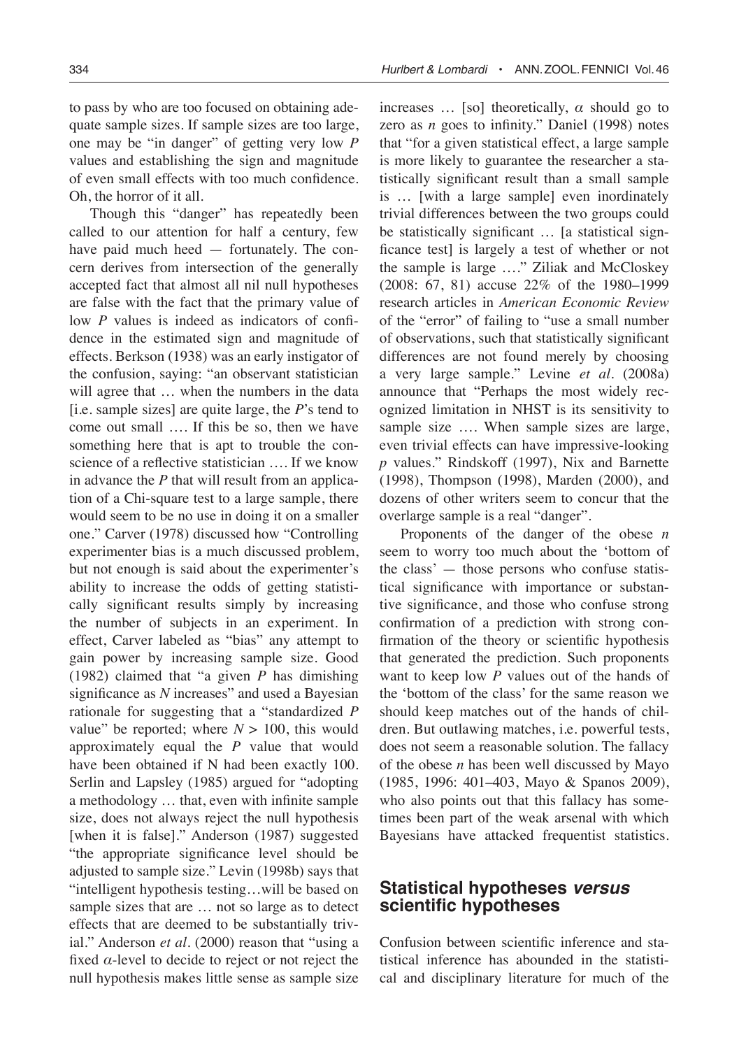to pass by who are too focused on obtaining adequate sample sizes. If sample sizes are too large, one may be "in danger" of getting very low *P* values and establishing the sign and magnitude of even small effects with too much confidence. Oh, the horror of it all.

Though this "danger" has repeatedly been called to our attention for half a century, few have paid much heed — fortunately. The concern derives from intersection of the generally accepted fact that almost all nil null hypotheses are false with the fact that the primary value of low *P* values is indeed as indicators of confidence in the estimated sign and magnitude of effects. Berkson (1938) was an early instigator of the confusion, saying: "an observant statistician will agree that … when the numbers in the data [i.e. sample sizes] are quite large, the *P*'s tend to come out small …. If this be so, then we have something here that is apt to trouble the conscience of a reflective statistician …. If we know in advance the *P* that will result from an application of a Chi-square test to a large sample, there would seem to be no use in doing it on a smaller one." Carver (1978) discussed how "Controlling experimenter bias is a much discussed problem, but not enough is said about the experimenter's ability to increase the odds of getting statistically significant results simply by increasing the number of subjects in an experiment. In effect, Carver labeled as "bias" any attempt to gain power by increasing sample size. Good (1982) claimed that "a given *P* has dimishing significance as *N* increases" and used a Bayesian rationale for suggesting that a "standardized *P* value" be reported; where $N > 100$, this would approximately equal the *P* value that would have been obtained if N had been exactly 100. Serlin and Lapsley (1985) argued for "adopting a methodology … that, even with infinite sample size, does not always reject the null hypothesis [when it is false]." Anderson (1987) suggested "the appropriate significance level should be adjusted to sample size." Levin (1998b) says that "intelligent hypothesis testing…will be based on sample sizes that are … not so large as to detect effects that are deemed to be substantially trivial." Anderson *et al.* (2000) reason that "using a fixed $\alpha$-level to decide to reject or not reject the null hypothesis makes little sense as sample size increases … [so] theoretically, $\alpha$ should go to zero as *n* goes to infinity." Daniel (1998) notes that "for a given statistical effect, a large sample is more likely to guarantee the researcher a statistically significant result than a small sample is … [with a large sample] even inordinately trivial differences between the two groups could be statistically significant … [a statistical signficance test] is largely a test of whether or not the sample is large …." Ziliak and McCloskey (2008: 67, 81) accuse 22% of the 1980–1999 research articles in *American Economic Review* of the "error" of failing to "use a small number of observations, such that statistically significant differences are not found merely by choosing a very large sample." Levine *et al.* (2008a) announce that "Perhaps the most widely recognized limitation in NHST is its sensitivity to sample size …. When sample sizes are large, even trivial effects can have impressive-looking *p* values." Rindskoff (1997), Nix and Barnette (1998), Thompson (1998), Marden (2000), and dozens of other writers seem to concur that the overlarge sample is a real "danger".

Proponents of the danger of the obese *n* seem to worry too much about the 'bottom of the class' — those persons who confuse statistical significance with importance or substantive significance, and those who confuse strong confirmation of a prediction with strong confirmation of the theory or scientific hypothesis that generated the prediction. Such proponents want to keep low *P* values out of the hands of the 'bottom of the class' for the same reason we should keep matches out of the hands of children. But outlawing matches, i.e. powerful tests, does not seem a reasonable solution. The fallacy of the obese *n* has been well discussed by Mayo (1985, 1996: 401–403, Mayo & Spanos 2009), who also points out that this fallacy has sometimes been part of the weak arsenal with which Bayesians have attacked frequentist statistics.

## Statistical hypotheses *versus* scientific hypotheses

Confusion between scientific inference and statistical inference has abounded in the statistical and disciplinary literature for much of the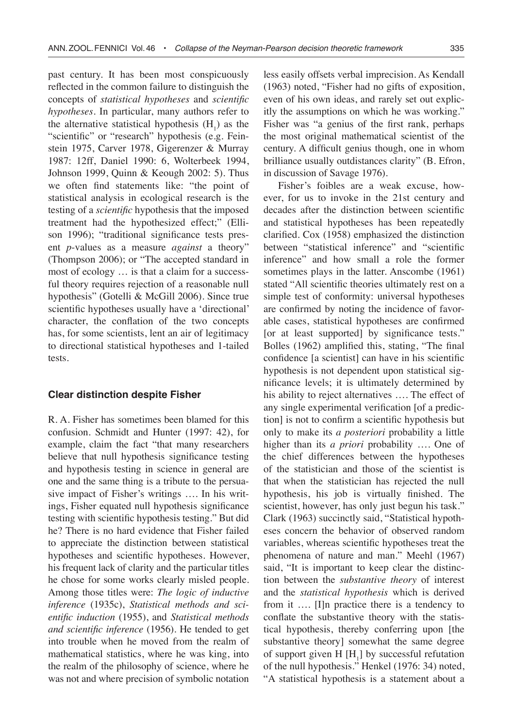past century. It has been most conspicuously reflected in the common failure to distinguish the concepts of *statistical hypotheses* and *scientific hypotheses*. In particular, many authors refer to the alternative statistical hypothesis ($H_1$) as the "scientific" or "research" hypothesis (e.g. Feinstein 1975, Carver 1978, Gigerenzer & Murray 1987: 12ff, Daniel 1990: 6, Wolterbeek 1994, Johnson 1999, Quinn & Keough 2002: 5). Thus we often find statements like: "the point of statistical analysis in ecological research is the testing of a *scientific* hypothesis that the imposed treatment had the hypothesized effect;" (Ellison 1996); "traditional significance tests present *p*-values as a measure *against* a theory" (Thompson 2006); or "The accepted standard in most of ecology … is that a claim for a successful theory requires rejection of a reasonable null hypothesis" (Gotelli & McGill 2006). Since true scientific hypotheses usually have a 'directional' character, the conflation of the two concepts has, for some scientists, lent an air of legitimacy to directional statistical hypotheses and 1-tailed tests.

### Clear distinction despite Fisher

R. A. Fisher has sometimes been blamed for this confusion. Schmidt and Hunter (1997: 42), for example, claim the fact "that many researchers believe that null hypothesis significance testing and hypothesis testing in science in general are one and the same thing is a tribute to the persuasive impact of Fisher's writings …. In his writings, Fisher equated null hypothesis significance testing with scientific hypothesis testing." But did he? There is no hard evidence that Fisher failed to appreciate the distinction between statistical hypotheses and scientific hypotheses. However, his frequent lack of clarity and the particular titles he chose for some works clearly misled people. Among those titles were: *The logic of inductive inference* (1935c), *Statistical methods and scientific induction* (1955), and *Statistical methods and scientific inference* (1956). He tended to get into trouble when he moved from the realm of mathematical statistics, where he was king, into the realm of the philosophy of science, where he was not and where precision of symbolic notation less easily offsets verbal imprecision. As Kendall (1963) noted, "Fisher had no gifts of exposition, even of his own ideas, and rarely set out explicitly the assumptions on which he was working." Fisher was "a genius of the first rank, perhaps the most original mathematical scientist of the century. A difficult genius though, one in whom brilliance usually outdistances clarity" (B. Efron, in discussion of Savage 1976).

Fisher's foibles are a weak excuse, however, for us to invoke in the 21st century and decades after the distinction between scientific and statistical hypotheses has been repeatedly clarified. Cox (1958) emphasized the distinction between "statistical inference" and "scientific inference" and how small a role the former sometimes plays in the latter. Anscombe (1961) stated "All scientific theories ultimately rest on a simple test of conformity: universal hypotheses are confirmed by noting the incidence of favorable cases, statistical hypotheses are confirmed [or at least supported] by significance tests." Bolles (1962) amplified this, stating, "The final confidence [a scientist] can have in his scientific hypothesis is not dependent upon statistical significance levels; it is ultimately determined by his ability to reject alternatives …. The effect of any single experimental verification [of a prediction] is not to confirm a scientific hypothesis but only to make its *a posteriori* probability a little higher than its *a priori* probability …. One of the chief differences between the hypotheses of the statistician and those of the scientist is that when the statistician has rejected the null hypothesis, his job is virtually finished. The scientist, however, has only just begun his task." Clark (1963) succinctly said, "Statistical hypotheses concern the behavior of observed random variables, whereas scientific hypotheses treat the phenomena of nature and man." Meehl (1967) said, "It is important to keep clear the distinction between the *substantive theory* of interest and the *statistical hypothesis* which is derived from it …. [I]n practice there is a tendency to conflate the substantive theory with the statistical hypothesis, thereby conferring upon [the substantive theory] somewhat the same degree of support given H [$H_1$] by successful refutation of the null hypothesis." Henkel (1976: 34) noted, "A statistical hypothesis is a statement about a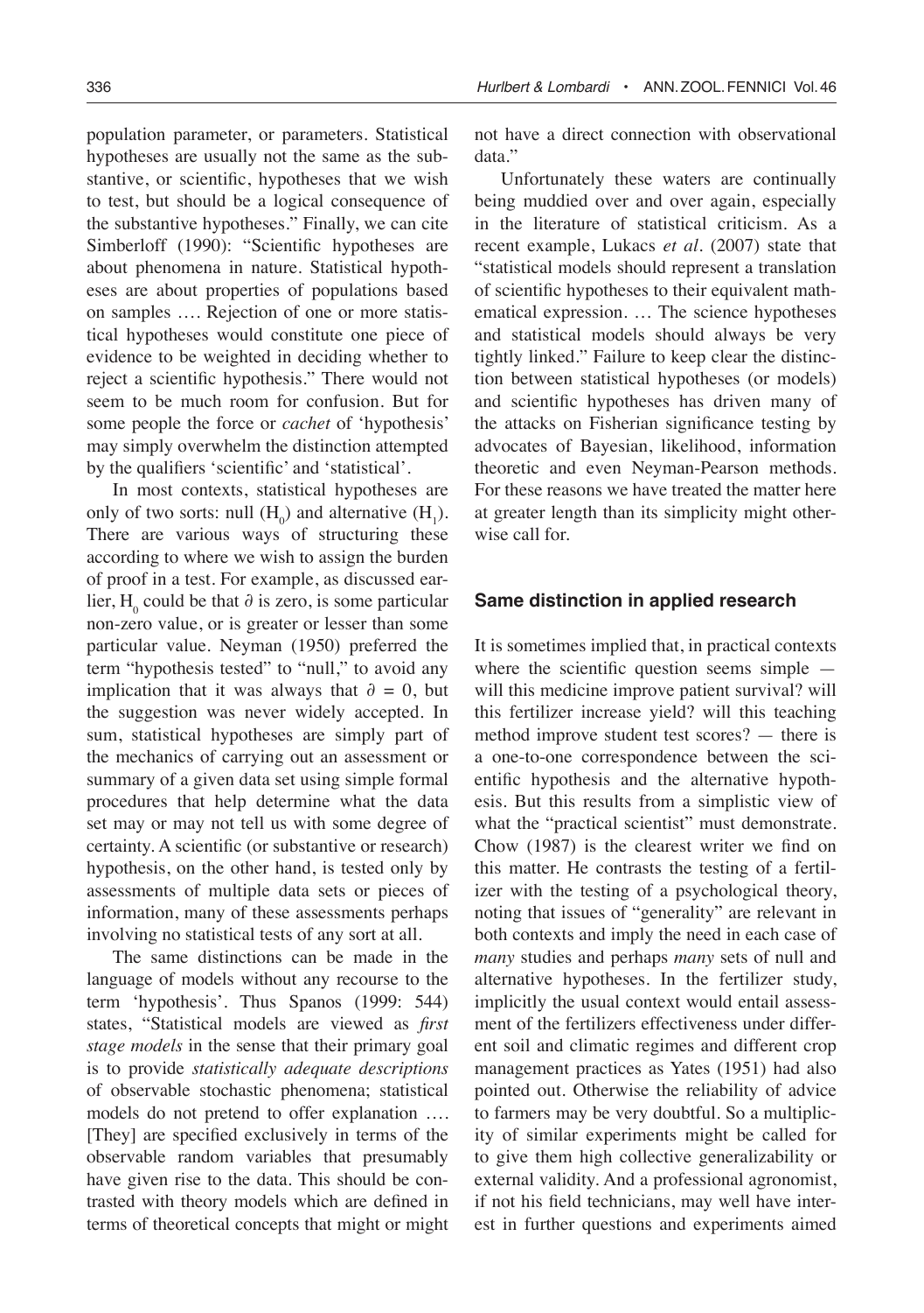population parameter, or parameters. Statistical hypotheses are usually not the same as the substantive, or scientific, hypotheses that we wish to test, but should be a logical consequence of the substantive hypotheses." Finally, we can cite Simberloff (1990): "Scientific hypotheses are about phenomena in nature. Statistical hypotheses are about properties of populations based on samples …. Rejection of one or more statistical hypotheses would constitute one piece of evidence to be weighted in deciding whether to reject a scientific hypothesis." There would not seem to be much room for confusion. But for some people the force or *cachet* of 'hypothesis' may simply overwhelm the distinction attempted by the qualifiers 'scientific' and 'statistical'.

In most contexts, statistical hypotheses are only of two sorts: null ($H_0$) and alternative ($H_1$). There are various ways of structuring these according to where we wish to assign the burden of proof in a test. For example, as discussed earlier, $H_0$ could be that $\partial$ is zero, is some particular non-zero value, or is greater or lesser than some particular value. Neyman (1950) preferred the term "hypothesis tested" to "null," to avoid any implication that it was always that $\partial = 0$, but the suggestion was never widely accepted. In sum, statistical hypotheses are simply part of the mechanics of carrying out an assessment or summary of a given data set using simple formal procedures that help determine what the data set may or may not tell us with some degree of certainty. A scientific (or substantive or research) hypothesis, on the other hand, is tested only by assessments of multiple data sets or pieces of information, many of these assessments perhaps involving no statistical tests of any sort at all.

The same distinctions can be made in the language of models without any recourse to the term 'hypothesis'. Thus Spanos (1999: 544) states, "Statistical models are viewed as *first stage models* in the sense that their primary goal is to provide *statistically adequate descriptions* of observable stochastic phenomena; statistical models do not pretend to offer explanation …. [They] are specified exclusively in terms of the observable random variables that presumably have given rise to the data. This should be contrasted with theory models which are defined in terms of theoretical concepts that might or might not have a direct connection with observational data."

Unfortunately these waters are continually being muddied over and over again, especially in the literature of statistical criticism. As a recent example, Lukacs *et al.* (2007) state that "statistical models should represent a translation of scientific hypotheses to their equivalent mathematical expression. … The science hypotheses and statistical models should always be very tightly linked." Failure to keep clear the distinction between statistical hypotheses (or models) and scientific hypotheses has driven many of the attacks on Fisherian significance testing by advocates of Bayesian, likelihood, information theoretic and even Neyman-Pearson methods. For these reasons we have treated the matter here at greater length than its simplicity might otherwise call for.

## Same distinction in applied research

It is sometimes implied that, in practical contexts where the scientific question seems simple — will this medicine improve patient survival? will this fertilizer increase yield? will this teaching method improve student test scores? — there is a one-to-one correspondence between the scientific hypothesis and the alternative hypothesis. But this results from a simplistic view of what the "practical scientist" must demonstrate. Chow (1987) is the clearest writer we find on this matter. He contrasts the testing of a fertilizer with the testing of a psychological theory, noting that issues of "generality" are relevant in both contexts and imply the need in each case of *many* studies and perhaps *many* sets of null and alternative hypotheses. In the fertilizer study, implicitly the usual context would entail assessment of the fertilizers effectiveness under different soil and climatic regimes and different crop management practices as Yates (1951) had also pointed out. Otherwise the reliability of advice to farmers may be very doubtful. So a multiplicity of similar experiments might be called for to give them high collective generalizability or external validity. And a professional agronomist, if not his field technicians, may well have interest in further questions and experiments aimed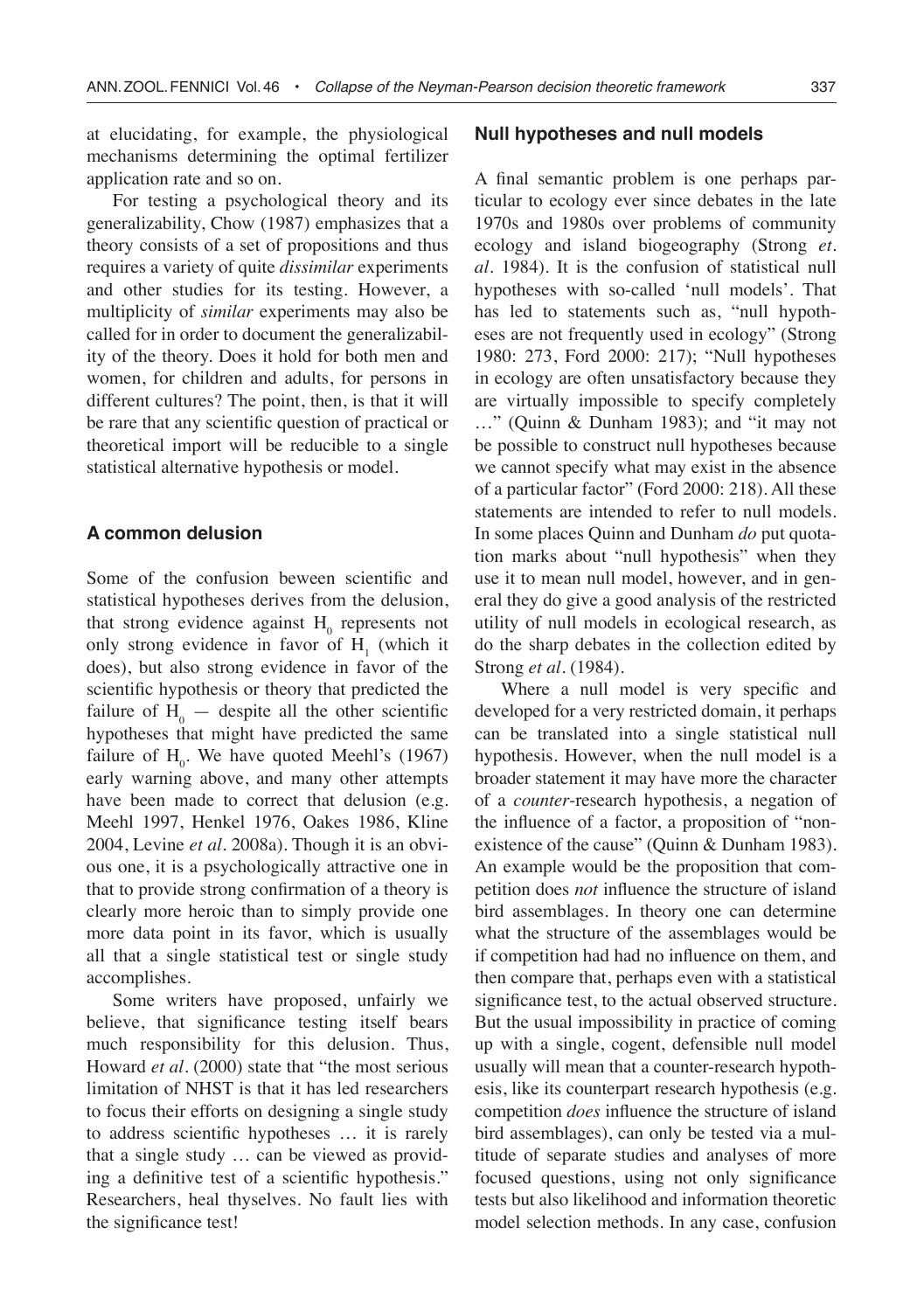at elucidating, for example, the physiological mechanisms determining the optimal fertilizer application rate and so on.

For testing a psychological theory and its generalizability, Chow (1987) emphasizes that a theory consists of a set of propositions and thus requires a variety of quite *dissimilar* experiments and other studies for its testing. However, a multiplicity of *similar* experiments may also be called for in order to document the generalizability of the theory. Does it hold for both men and women, for children and adults, for persons in different cultures? The point, then, is that it will be rare that any scientific question of practical or theoretical import will be reducible to a single statistical alternative hypothesis or model.

### A common delusion

Some of the confusion beween scientific and statistical hypotheses derives from the delusion, that strong evidence against $H_0$ represents not only strong evidence in favor of $H_1$ (which it does), but also strong evidence in favor of the scientific hypothesis or theory that predicted the failure of $H_0$ — despite all the other scientific hypotheses that might have predicted the same failure of $H_0$. We have quoted Meehl's (1967) early warning above, and many other attempts have been made to correct that delusion (e.g. Meehl 1997, Henkel 1976, Oakes 1986, Kline 2004, Levine *et al.* 2008a). Though it is an obvious one, it is a psychologically attractive one in that to provide strong confirmation of a theory is clearly more heroic than to simply provide one more data point in its favor, which is usually all that a single statistical test or single study accomplishes.

Some writers have proposed, unfairly we believe, that significance testing itself bears much responsibility for this delusion. Thus, Howard *et al.* (2000) state that "the most serious limitation of NHST is that it has led researchers to focus their efforts on designing a single study to address scientific hypotheses … it is rarely that a single study … can be viewed as providing a definitive test of a scientific hypothesis." Researchers, heal thyselves. No fault lies with the significance test!

### Null hypotheses and null models

A final semantic problem is one perhaps particular to ecology ever since debates in the late 1970s and 1980s over problems of community ecology and island biogeography (Strong *et. al.* 1984). It is the confusion of statistical null hypotheses with so-called 'null models'. That has led to statements such as, "null hypotheses are not frequently used in ecology" (Strong 1980: 273, Ford 2000: 217); "Null hypotheses in ecology are often unsatisfactory because they are virtually impossible to specify completely …" (Quinn & Dunham 1983); and "it may not be possible to construct null hypotheses because we cannot specify what may exist in the absence of a particular factor" (Ford 2000: 218). All these statements are intended to refer to null models. In some places Quinn and Dunham *do* put quotation marks about "null hypothesis" when they use it to mean null model, however, and in general they do give a good analysis of the restricted utility of null models in ecological research, as do the sharp debates in the collection edited by Strong *et al.* (1984).

Where a null model is very specific and developed for a very restricted domain, it perhaps can be translated into a single statistical null hypothesis. However, when the null model is a broader statement it may have more the character of a *counter*-research hypothesis, a negation of the influence of a factor, a proposition of "nonexistence of the cause" (Quinn & Dunham 1983). An example would be the proposition that competition does *not* influence the structure of island bird assemblages. In theory one can determine what the structure of the assemblages would be if competition had had no influence on them, and then compare that, perhaps even with a statistical significance test, to the actual observed structure. But the usual impossibility in practice of coming up with a single, cogent, defensible null model usually will mean that a counter-research hypothesis, like its counterpart research hypothesis (e.g. competition *does* influence the structure of island bird assemblages), can only be tested via a multitude of separate studies and analyses of more focused questions, using not only significance tests but also likelihood and information theoretic model selection methods. In any case, confusion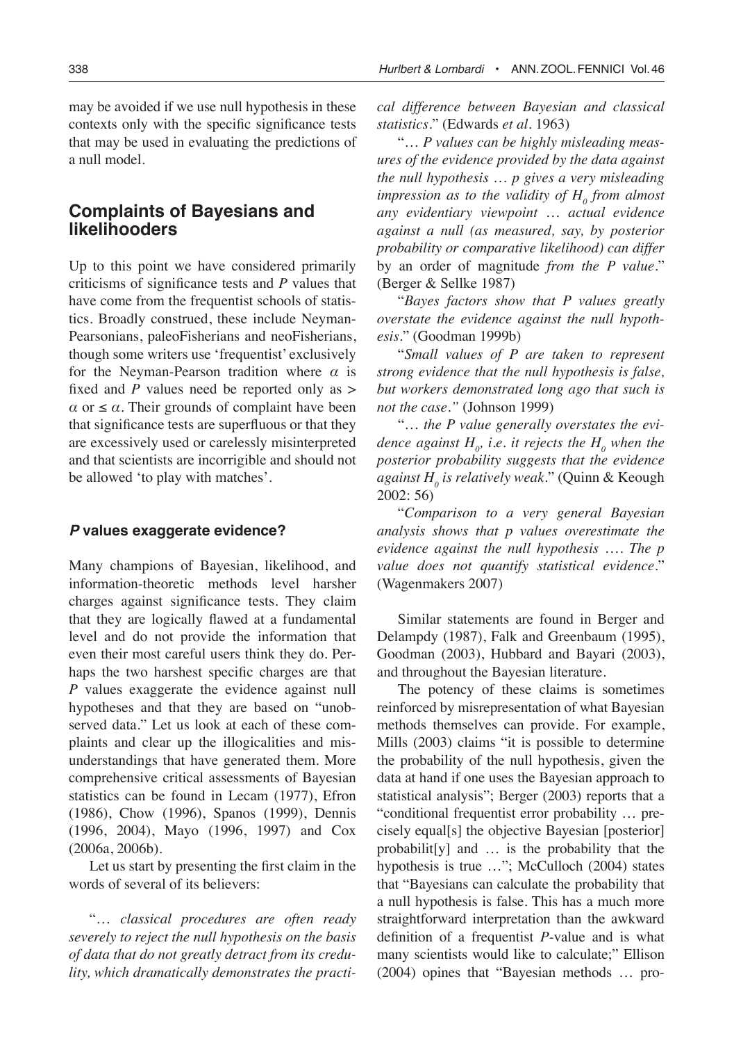may be avoided if we use null hypothesis in these contexts only with the specific significance tests that may be used in evaluating the predictions of a null model.

## Complaints of Bayesians and likelihooders

Up to this point we have considered primarily criticisms of significance tests and *P* values that have come from the frequentist schools of statistics. Broadly construed, these include Neyman-Pearsonians, paleoFisherians and neoFisherians, though some writers use 'frequentist' exclusively for the Neyman-Pearson tradition where $\alpha$ is fixed and *P* values need be reported only as $> \alpha$ or $\leq \alpha$. Their grounds of complaint have been that significance tests are superfluous or that they are excessively used or carelessly misinterpreted and that scientists are incorrigible and should not be allowed 'to play with matches'.

### *P* values exaggerate evidence?

Many champions of Bayesian, likelihood, and information-theoretic methods level harsher charges against significance tests. They claim that they are logically flawed at a fundamental level and do not provide the information that even their most careful users think they do. Perhaps the two harshest specific charges are that *P* values exaggerate the evidence against null hypotheses and that they are based on "unobserved data." Let us look at each of these complaints and clear up the illogicalities and misunderstandings that have generated them. More comprehensive critical assessments of Bayesian statistics can be found in Lecam (1977), Efron (1986), Chow (1996), Spanos (1999), Dennis (1996, 2004), Mayo (1996, 1997) and Cox (2006a, 2006b).

Let us start by presenting the first claim in the words of several of its believers:

"… *classical procedures are often ready severely to reject the null hypothesis on the basis of data that do not greatly detract from its credulity, which dramatically demonstrates the practical difference between Bayesian and classical statistics*." (Edwards *et al*. 1963)

"… *P values can be highly misleading measures of the evidence provided by the data against the null hypothesis … p gives a very misleading impression as to the validity of $H_0$ from almost any evidentiary viewpoint … actual evidence against a null (as measured, say, by posterior probability or comparative likelihood) can differ* by an order of magnitude *from the P value*." (Berger & Sellke 1987)

"*Bayes factors show that P values greatly overstate the evidence against the null hypothesis*." (Goodman 1999b)

"*Small values of P are taken to represent strong evidence that the null hypothesis is false, but workers demonstrated long ago that such is not the case*." (Johnson 1999)

"… *the P value generally overstates the evidence against $H_0$, i.e. it rejects the $H_0$ when the posterior probability suggests that the evidence against $H_0$ is relatively weak*." (Quinn & Keough 2002: 56)

"*Comparison to a very general Bayesian analysis shows that p values overestimate the evidence against the null hypothesis …. The p value does not quantify statistical evidence*." (Wagenmakers 2007)

Similar statements are found in Berger and Delampdy (1987), Falk and Greenbaum (1995), Goodman (2003), Hubbard and Bayari (2003), and throughout the Bayesian literature.

The potency of these claims is sometimes reinforced by misrepresentation of what Bayesian methods themselves can provide. For example, Mills (2003) claims "it is possible to determine the probability of the null hypothesis, given the data at hand if one uses the Bayesian approach to statistical analysis"; Berger (2003) reports that a "conditional frequentist error probability … precisely equal[s] the objective Bayesian [posterior] probabilit[y] and … is the probability that the hypothesis is true …"; McCulloch (2004) states that "Bayesians can calculate the probability that a null hypothesis is false. This has a much more straightforward interpretation than the awkward definition of a frequentist *P*-value and is what many scientists would like to calculate;" Ellison (2004) opines that "Bayesian methods … pro-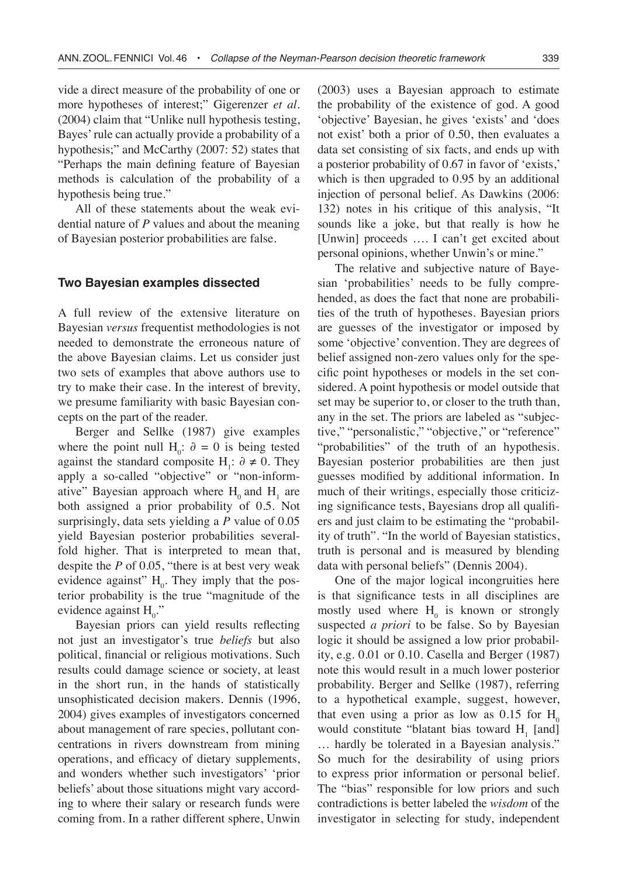vide a direct measure of the probability of one or more hypotheses of interest;" Gigerenzer *et al.* (2004) claim that "Unlike null hypothesis testing, Bayes' rule can actually provide a probability of a hypothesis;" and McCarthy (2007: 52) states that "Perhaps the main defining feature of Bayesian methods is calculation of the probability of a hypothesis being true."

All of these statements about the weak evidential nature of *P* values and about the meaning of Bayesian posterior probabilities are false.

## Two Bayesian examples dissected

A full review of the extensive literature on Bayesian *versus* frequentist methodologies is not needed to demonstrate the erroneous nature of the above Bayesian claims. Let us consider just two sets of examples that above authors use to try to make their case. In the interest of brevity, we presume familiarity with basic Bayesian concepts on the part of the reader.

Berger and Sellke (1987) give examples where the point null $H_0$: $\partial = 0$ is being tested against the standard composite $H_1$: $\partial \neq 0$. They apply a so-called "objective" or "non-informative" Bayesian approach where $H_0$ and $H_1$ are both assigned a prior probability of 0.5. Not surprisingly, data sets yielding a *P* value of 0.05 yield Bayesian posterior probabilities several-fold higher. That is interpreted to mean that, despite the *P* of 0.05, "there is at best very weak evidence against" $H_0$. They imply that the posterior probability is the true "magnitude of the evidence against $H_0$."

Bayesian priors can yield results reflecting not just an investigator's true *beliefs* but also political, financial or religious motivations. Such results could damage science or society, at least in the short run, in the hands of statistically unsophisticated decision makers. Dennis (1996, 2004) gives examples of investigators concerned about management of rare species, pollutant concentrations in rivers downstream from mining operations, and efficacy of dietary supplements, and wonders whether such investigators' 'prior beliefs' about those situations might vary according to where their salary or research funds were coming from. In a rather different sphere, Unwin (2003) uses a Bayesian approach to estimate the probability of the existence of god. A good 'objective' Bayesian, he gives 'exists' and 'does not exist' both a prior of 0.50, then evaluates a data set consisting of six facts, and ends up with a posterior probability of 0.67 in favor of 'exists,' which is then upgraded to 0.95 by an additional injection of personal belief. As Dawkins (2006: 132) notes in his critique of this analysis, "It sounds like a joke, but that really is how he [Unwin] proceeds …. I can't get excited about personal opinions, whether Unwin's or mine."

The relative and subjective nature of Bayesian 'probabilities' needs to be fully comprehended, as does the fact that none are probabilities of the truth of hypotheses. Bayesian priors are guesses of the investigator or imposed by some 'objective' convention. They are degrees of belief assigned non-zero values only for the specific point hypotheses or models in the set considered. A point hypothesis or model outside that set may be superior to, or closer to the truth than, any in the set. The priors are labeled as "subjective," "personalistic," "objective," or "reference" "probabilities" of the truth of an hypothesis. Bayesian posterior probabilities are then just guesses modified by additional information. In much of their writings, especially those criticizing significance tests, Bayesians drop all qualifiers and just claim to be estimating the "probability of truth". "In the world of Bayesian statistics, truth is personal and is measured by blending data with personal beliefs" (Dennis 2004).

One of the major logical incongruities here is that significance tests in all disciplines are mostly used where $H_0$ is known or strongly suspected *a priori* to be false. So by Bayesian logic it should be assigned a low prior probability, e.g. 0.01 or 0.10. Casella and Berger (1987) note this would result in a much lower posterior probability. Berger and Sellke (1987), referring to a hypothetical example, suggest, however, that even using a prior as low as 0.15 for $H_0$ would constitute "blatant bias toward $H_1$ [and] … hardly be tolerated in a Bayesian analysis." So much for the desirability of using priors to express prior information or personal belief. The "bias" responsible for low priors and such contradictions is better labeled the *wisdom* of the investigator in selecting for study, independent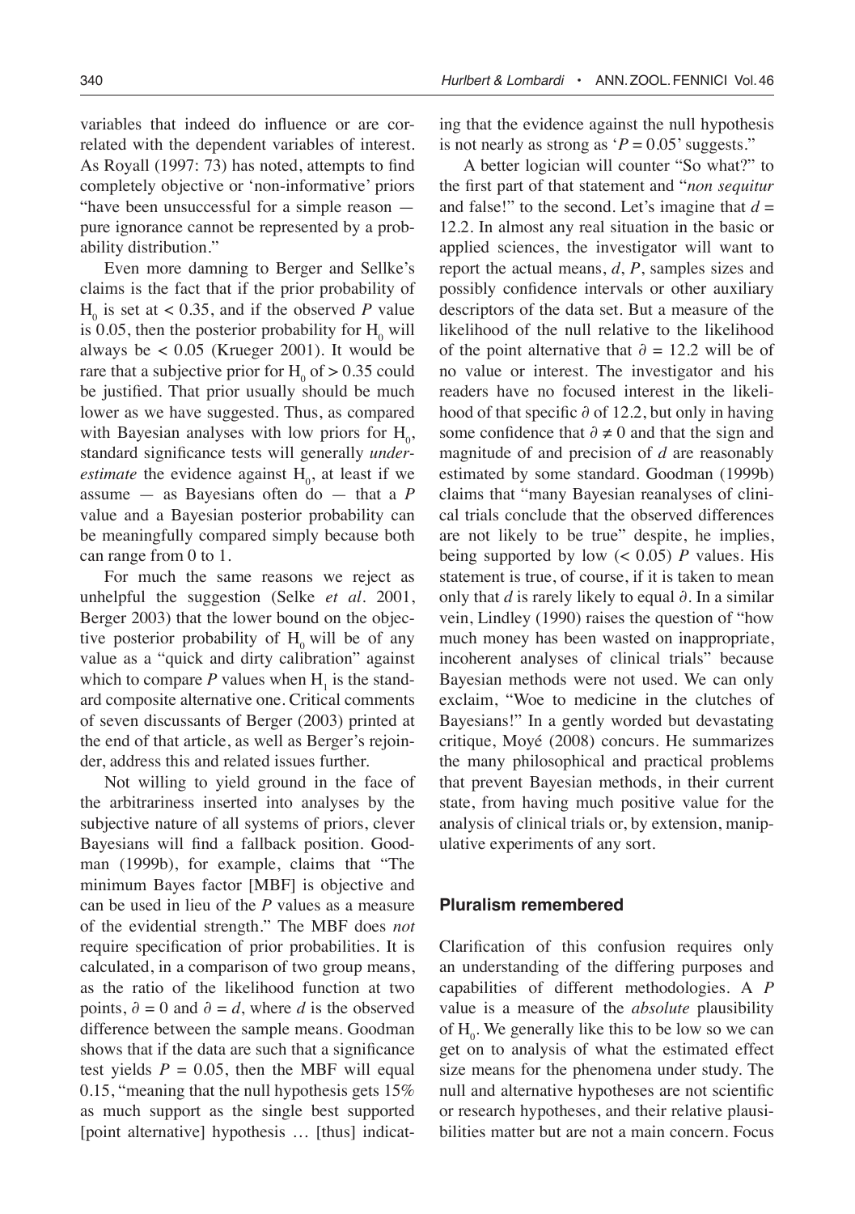variables that indeed do influence or are correlated with the dependent variables of interest. As Royall (1997: 73) has noted, attempts to find completely objective or 'non-informative' priors "have been unsuccessful for a simple reason — pure ignorance cannot be represented by a probability distribution."

Even more damning to Berger and Sellke's claims is the fact that if the prior probability of $H_0$ is set at < 0.35, and if the observed *P* value is 0.05, then the posterior probability for $H_0$ will always be < 0.05 (Krueger 2001). It would be rare that a subjective prior for $H_0$ of > 0.35 could be justified. That prior usually should be much lower as we have suggested. Thus, as compared with Bayesian analyses with low priors for $H_0$, standard significance tests will generally *underestimate* the evidence against $H_0$, at least if we assume — as Bayesians often do — that a *P* value and a Bayesian posterior probability can be meaningfully compared simply because both can range from 0 to 1.

For much the same reasons we reject as unhelpful the suggestion (Selke *et al*. 2001, Berger 2003) that the lower bound on the objective posterior probability of $H_0$ will be of any value as a "quick and dirty calibration" against which to compare *P* values when $H_1$ is the standard composite alternative one. Critical comments of seven discussants of Berger (2003) printed at the end of that article, as well as Berger's rejoinder, address this and related issues further.

Not willing to yield ground in the face of the arbitrariness inserted into analyses by the subjective nature of all systems of priors, clever Bayesians will find a fallback position. Goodman (1999b), for example, claims that "The minimum Bayes factor [MBF] is objective and can be used in lieu of the *P* values as a measure of the evidential strength." The MBF does *not* require specification of prior probabilities. It is calculated, in a comparison of two group means, as the ratio of the likelihood function at two points, $\partial = 0$ and $\partial = d$, where *d* is the observed difference between the sample means. Goodman shows that if the data are such that a significance test yields $P = 0.05$, then the MBF will equal 0.15, "meaning that the null hypothesis gets 15% as much support as the single best supported [point alternative] hypothesis … [thus] indicating that the evidence against the null hypothesis is not nearly as strong as '$P = 0.05$' suggests."

A better logician will counter "So what?" to the first part of that statement and "*non sequitur* and false!" to the second. Let's imagine that $d = 12.2$. In almost any real situation in the basic or applied sciences, the investigator will want to report the actual means, *d*, *P*, samples sizes and possibly confidence intervals or other auxiliary descriptors of the data set. But a measure of the likelihood of the null relative to the likelihood of the point alternative that $\partial = 12.2$ will be of no value or interest. The investigator and his readers have no focused interest in the likelihood of that specific $\partial$ of 12.2, but only in having some confidence that $\partial \neq 0$ and that the sign and magnitude of and precision of *d* are reasonably estimated by some standard. Goodman (1999b) claims that "many Bayesian reanalyses of clinical trials conclude that the observed differences are not likely to be true" despite, he implies, being supported by low (< 0.05) *P* values. His statement is true, of course, if it is taken to mean only that *d* is rarely likely to equal $\partial$. In a similar vein, Lindley (1990) raises the question of "how much money has been wasted on inappropriate, incoherent analyses of clinical trials" because Bayesian methods were not used. We can only exclaim, "Woe to medicine in the clutches of Bayesians!" In a gently worded but devastating critique, Moyé (2008) concurs. He summarizes the many philosophical and practical problems that prevent Bayesian methods, in their current state, from having much positive value for the analysis of clinical trials or, by extension, manipulative experiments of any sort.

## Pluralism remembered

Clarification of this confusion requires only an understanding of the differing purposes and capabilities of different methodologies. A *P* value is a measure of the *absolute* plausibility of $H_0$. We generally like this to be low so we can get on to analysis of what the estimated effect size means for the phenomena under study. The null and alternative hypotheses are not scientific or research hypotheses, and their relative plausibilities matter but are not a main concern. Focus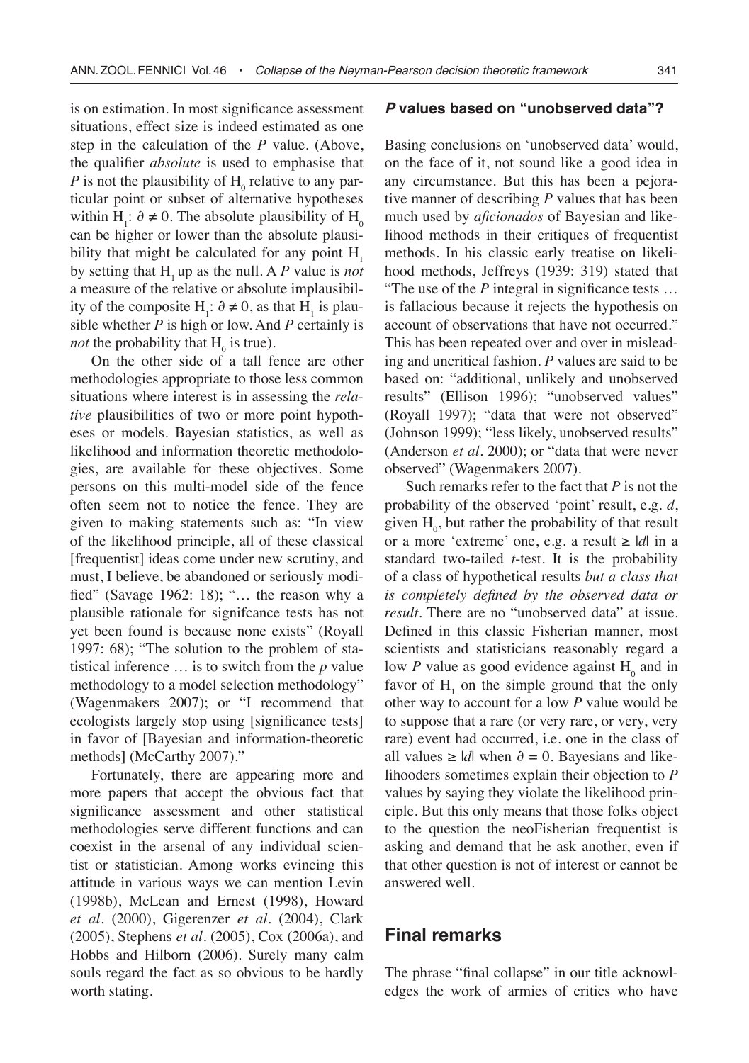is on estimation. In most significance assessment situations, effect size is indeed estimated as one step in the calculation of the *P* value. (Above, the qualifier *absolute* is used to emphasise that *P* is not the plausibility of $H_0$ relative to any particular point or subset of alternative hypotheses within $H_1$: $\partial \neq 0$. The absolute plausibility of $H_0$ can be higher or lower than the absolute plausibility that might be calculated for any point $H_1$ by setting that $H_1$ up as the null. A *P* value is *not* a measure of the relative or absolute implausibility of the composite $H_1$: $\partial \neq 0$, as that $H_1$ is plausible whether *P* is high or low. And *P* certainly is *not* the probability that $H_0$ is true).

On the other side of a tall fence are other methodologies appropriate to those less common situations where interest is in assessing the *relative* plausibilities of two or more point hypotheses or models. Bayesian statistics, as well as likelihood and information theoretic methodologies, are available for these objectives. Some persons on this multi-model side of the fence often seem not to notice the fence. They are given to making statements such as: "In view of the likelihood principle, all of these classical [frequentist] ideas come under new scrutiny, and must, I believe, be abandoned or seriously modified" (Savage 1962: 18); "… the reason why a plausible rationale for signifcance tests has not yet been found is because none exists" (Royall 1997: 68); "The solution to the problem of statistical inference … is to switch from the *p* value methodology to a model selection methodology" (Wagenmakers 2007); or "I recommend that ecologists largely stop using [significance tests] in favor of [Bayesian and information-theoretic methods] (McCarthy 2007)."

Fortunately, there are appearing more and more papers that accept the obvious fact that significance assessment and other statistical methodologies serve different functions and can coexist in the arsenal of any individual scientist or statistician. Among works evincing this attitude in various ways we can mention Levin (1998b), McLean and Ernest (1998), Howard *et al*. (2000), Gigerenzer *et al*. (2004), Clark (2005), Stephens *et al*. (2005), Cox (2006a), and Hobbs and Hilborn (2006). Surely many calm souls regard the fact as so obvious to be hardly worth stating.

### *P* values based on "unobserved data"?

Basing conclusions on 'unobserved data' would, on the face of it, not sound like a good idea in any circumstance. But this has been a pejorative manner of describing *P* values that has been much used by *aficionados* of Bayesian and likelihood methods in their critiques of frequentist methods. In his classic early treatise on likelihood methods, Jeffreys (1939: 319) stated that "The use of the *P* integral in significance tests … is fallacious because it rejects the hypothesis on account of observations that have not occurred." This has been repeated over and over in misleading and uncritical fashion. *P* values are said to be based on: "additional, unlikely and unobserved results" (Ellison 1996); "unobserved values" (Royall 1997); "data that were not observed" (Johnson 1999); "less likely, unobserved results" (Anderson *et al*. 2000); or "data that were never observed" (Wagenmakers 2007).

Such remarks refer to the fact that *P* is not the probability of the observed 'point' result, e.g. *d*, given $H_0$, but rather the probability of that result or a more 'extreme' one, e.g. a result $\geq |d|$ in a standard two-tailed *t*-test. It is the probability of a class of hypothetical results *but a class that is completely defined by the observed data or result*. There are no "unobserved data" at issue. Defined in this classic Fisherian manner, most scientists and statisticians reasonably regard a low *P* value as good evidence against $H_0$ and in favor of $H_1$ on the simple ground that the only other way to account for a low *P* value would be to suppose that a rare (or very rare, or very, very rare) event had occurred, i.e. one in the class of all values $\geq |d|$ when $\partial = 0$. Bayesians and likelihooders sometimes explain their objection to *P* values by saying they violate the likelihood principle. But this only means that those folks object to the question the neoFisherian frequentist is asking and demand that he ask another, even if that other question is not of interest or cannot be answered well.

## Final remarks

The phrase "final collapse" in our title acknowledges the work of armies of critics who have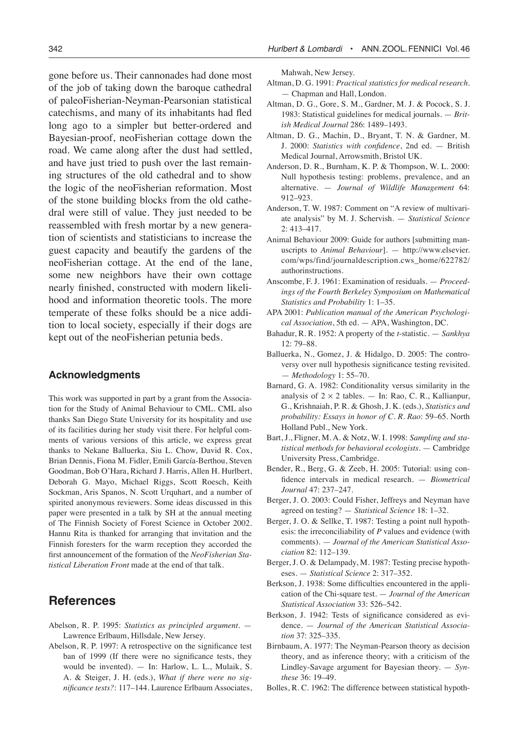gone before us. Their cannonades had done most of the job of taking down the baroque cathedral of paleoFisherian-Neyman-Pearsonian statistical catechisms, and many of its inhabitants had fled long ago to a simpler but better-ordered and Bayesian-proof, neoFisherian cottage down the road. We came along after the dust had settled, and have just tried to push over the last remaining structures of the old cathedral and to show the logic of the neoFisherian reformation. Most of the stone building blocks from the old cathedral were still of value. They just needed to be reassembled with fresh mortar by a new generation of scientists and statisticians to increase the guest capacity and beautify the gardens of the neoFisherian cottage. At the end of the lane, some new neighbors have their own cottage nearly finished, constructed with modern likelihood and information theoretic tools. The more temperate of these folks should be a nice addition to local society, especially if their dogs are kept out of the neoFisherian petunia beds.

### Acknowledgments

This work was supported in part by a grant from the Association for the Study of Animal Behaviour to CML. CML also thanks San Diego State University for its hospitality and use of its facilities during her study visit there. For helpful comments of various versions of this article, we express great thanks to Nekane Balluerka, Siu L. Chow, David R. Cox, Brian Dennis, Fiona M. Fidler, Emili García-Berthou, Steven Goodman, Bob O'Hara, Richard J. Harris, Allen H. Hurlbert, Deborah G. Mayo, Michael Riggs, Scott Roesch, Keith Sockman, Aris Spanos, N. Scott Urquhart, and a number of spirited anonymous reviewers. Some ideas discussed in this paper were presented in a talk by SH at the annual meeting of The Finnish Society of Forest Science in October 2002. Hannu Rita is thanked for arranging that invitation and the Finnish foresters for the warm reception they accorded the first announcement of the formation of the *NeoFisherian Statistical Liberation Front* made at the end of that talk.

## References

Abelson, R. P. 1995: *Statistics as principled argument*. — Lawrence Erlbaum, Hillsdale, New Jersey.

Abelson, R. P. 1997: A retrospective on the significance test ban of 1999 (If there were no significance tests, they would be invented). — In: Harlow, L. L., Mulaik, S. A. & Steiger, J. H. (eds.), *What if there were no significance tests?*: 117–144. Laurence Erlbaum Associates, Mahwah, New Jersey.

Altman, D. G. 1991: *Practical statistics for medical research*. — Chapman and Hall, London.

Altman, D. G., Gore, S. M., Gardner, M. J. & Pocock, S. J. 1983: Statistical guidelines for medical journals. — *British Medical Journal* 286: 1489–1493.

Altman, D. G., Machin, D., Bryant, T. N. & Gardner, M. J. 2000: *Statistics with confidence*, 2nd ed. — British Medical Journal, Arrowsmith, Bristol UK.

Anderson, D. R., Burnham, K. P. & Thompson, W. L. 2000: Null hypothesis testing: problems, prevalence, and an alternative. — *Journal of Wildlife Management* 64: 912–923.

Anderson, T. W. 1987: Comment on "A review of multivariate analysis" by M. J. Schervish. — *Statistical Science* 2: 413–417.

Animal Behaviour 2009: Guide for authors [submitting manuscripts to *Animal Behaviour*]. — http://www.elsevier.com/wps/find/journaldescription.cws_home/622782/authorinstructions.

Anscombe, F. J. 1961: Examination of residuals. — *Proceedings of the Fourth Berkeley Symposium on Mathematical Statistics and Probability* 1: 1–35.

APA 2001: *Publication manual of the American Psychological Association*, 5th ed. — APA, Washington, DC.

Bahadur, R. R. 1952: A property of the *t*-statistic. — *Sankhya* 12: 79–88.

Balluerka, N., Gomez, J. & Hidalgo, D. 2005: The controversy over null hypothesis significance testing revisited. — *Methodology* 1: 55–70.

Barnard, G. A. 1982: Conditionality versus similarity in the analysis of $2 \times 2$ tables. — In: Rao, C. R., Kallianpur, G., Krishnaiah, P. R. & Ghosh, J. K. (eds.), *Statistics and probability: Essays in honor of C. R. Rao*: 59–65. North Holland Publ., New York.

Bart, J., Fligner, M. A. & Notz, W. I. 1998: *Sampling and statistical methods for behavioral ecologists*. — Cambridge University Press, Cambridge.

Bender, R., Berg, G. & Zeeb, H. 2005: Tutorial: using confidence intervals in medical research. — *Biometrical Journal* 47: 237–247.

Berger, J. O. 2003: Could Fisher, Jeffreys and Neyman have agreed on testing? — *Statistical Science* 18: 1–32.

Berger, J. O. & Sellke, T. 1987: Testing a point null hypothesis: the irreconciliability of *P* values and evidence (with comments). — *Journal of the American Statistical Association* 82: 112–139.

Berger, J. O. & Delampady, M. 1987: Testing precise hypotheses. — *Statistical Science* 2: 317–352.

Berkson, J. 1938: Some difficulties encountered in the application of the Chi-square test. — *Journal of the American Statistical Association* 33: 526–542.

Berkson, J. 1942: Tests of significance considered as evidence. — *Journal of the American Statistical Association* 37: 325–335.

Birnbaum, A. 1977: The Neyman-Pearson theory as decision theory, and as inference theory; with a criticism of the Lindley-Savage argument for Bayesian theory. — *Synthese* 36: 19–49.

Bolles, R. C. 1962: The difference between statistical hypoth-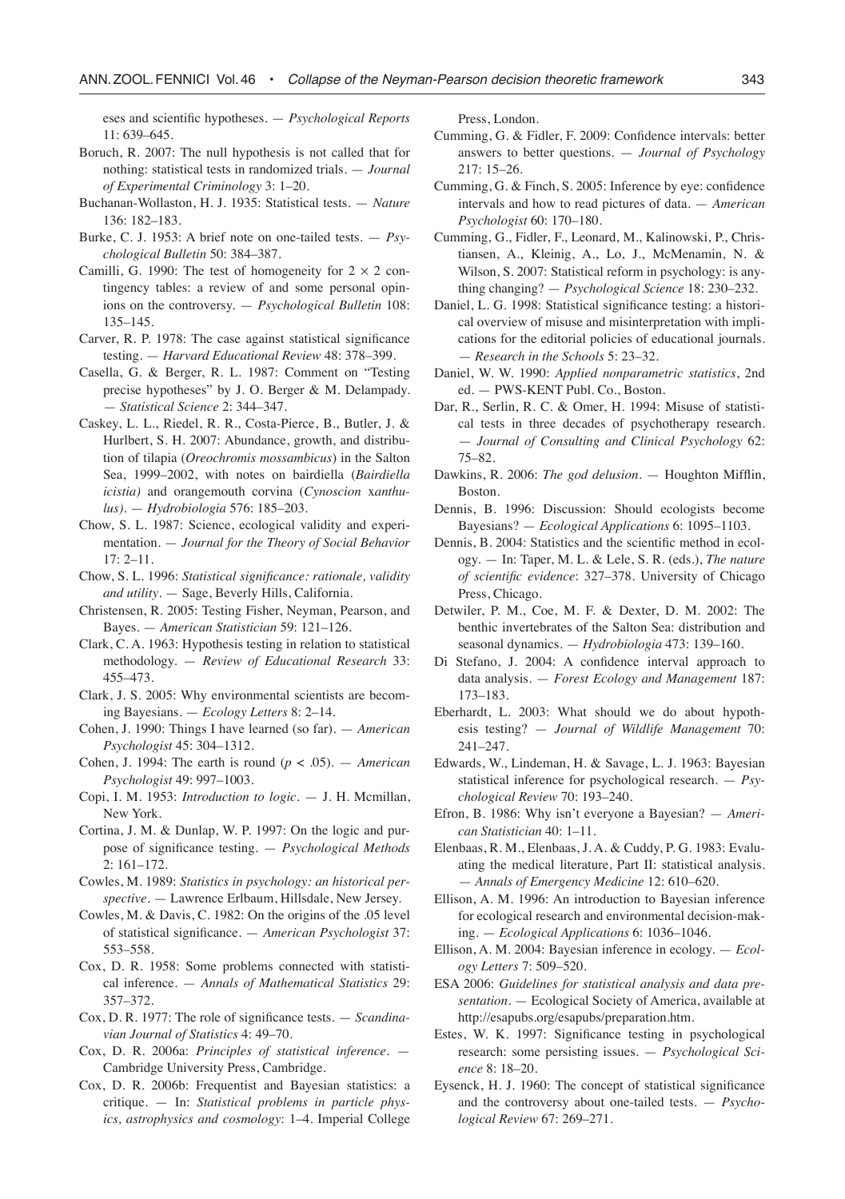eses and scientific hypotheses. — *Psychological Reports* 11: 639–645.

Boruch, R. 2007: The null hypothesis is not called that for nothing: statistical tests in randomized trials. — *Journal of Experimental Criminology* 3: 1–20.

Buchanan-Wollaston, H. J. 1935: Statistical tests. — *Nature* 136: 182–183.

Burke, C. J. 1953: A brief note on one-tailed tests. — *Psychological Bulletin* 50: 384–387.

Camilli, G. 1990: The test of homogeneity for $2 \times 2$ contingency tables: a review of and some personal opinions on the controversy. — *Psychological Bulletin* 108: 135–145.

Carver, R. P. 1978: The case against statistical significance testing. — *Harvard Educational Review* 48: 378–399.

Casella, G. & Berger, R. L. 1987: Comment on "Testing precise hypotheses" by J. O. Berger & M. Delampady. — *Statistical Science* 2: 344–347.

Caskey, L. L., Riedel, R. R., Costa-Pierce, B., Butler, J. & Hurlbert, S. H. 2007: Abundance, growth, and distribution of tilapia (*Oreochromis mossambicus*) in the Salton Sea, 1999–2002, with notes on bairdiella (*Bairdiella icistia)* and orangemouth corvina (*Cynoscion* x*anthulus*). — *Hydrobiologia* 576: 185–203.

Chow, S. L. 1987: Science, ecological validity and experimentation. — *Journal for the Theory of Social Behavior* 17: 2–11.

Chow, S. L. 1996: *Statistical significance: rationale, validity and utility*. — Sage, Beverly Hills, California.

Christensen, R. 2005: Testing Fisher, Neyman, Pearson, and Bayes. — *American Statistician* 59: 121–126.

Clark, C. A. 1963: Hypothesis testing in relation to statistical methodology. — *Review of Educational Research* 33: 455–473.

Clark, J. S. 2005: Why environmental scientists are becoming Bayesians. — *Ecology Letters* 8: 2–14.

Cohen, J. 1990: Things I have learned (so far). — *American Psychologist* 45: 304–1312.

Cohen, J. 1994: The earth is round ($p < .05$). — *American Psychologist* 49: 997–1003.

Copi, I. M. 1953: *Introduction to logic*. — J. H. Mcmillan, New York.

Cortina, J. M. & Dunlap, W. P. 1997: On the logic and purpose of significance testing. — *Psychological Methods* 2: 161–172.

Cowles, M. 1989: *Statistics in psychology: an historical perspective*. — Lawrence Erlbaum, Hillsdale, New Jersey.

Cowles, M. & Davis, C. 1982: On the origins of the .05 level of statistical significance. — *American Psychologist* 37: 553–558.

Cox, D. R. 1958: Some problems connected with statistical inference. — *Annals of Mathematical Statistics* 29: 357–372.

Cox, D. R. 1977: The role of significance tests. — *Scandinavian Journal of Statistics* 4: 49–70.

Cox, D. R. 2006a: *Principles of statistical inference*. — Cambridge University Press, Cambridge.

Cox, D. R. 2006b: Frequentist and Bayesian statistics: a critique. — In: *Statistical problems in particle physics, astrophysics and cosmology*: 1–4. Imperial College Press, London.

Cumming, G. & Fidler, F. 2009: Confidence intervals: better answers to better questions. — *Journal of Psychology* 217: 15–26.

Cumming, G. & Finch, S. 2005: Inference by eye: confidence intervals and how to read pictures of data. — *American Psychologist* 60: 170–180.

Cumming, G., Fidler, F., Leonard, M., Kalinowski, P., Christiansen, A., Kleinig, A., Lo, J., McMenamin, N. & Wilson, S. 2007: Statistical reform in psychology: is anything changing? — *Psychological Science* 18: 230–232.

Daniel, L. G. 1998: Statistical significance testing: a historical overview of misuse and misinterpretation with implications for the editorial policies of educational journals. — *Research in the Schools* 5: 23–32.

Daniel, W. W. 1990: *Applied nonparametric statistics*, 2nd ed. — PWS-KENT Publ. Co., Boston.

Dar, R., Serlin, R. C. & Omer, H. 1994: Misuse of statistical tests in three decades of psychotherapy research. — *Journal of Consulting and Clinical Psychology* 62: 75–82.

Dawkins, R. 2006: *The god delusion*. — Houghton Mifflin, Boston.

Dennis, B. 1996: Discussion: Should ecologists become Bayesians? — *Ecological Applications* 6: 1095–1103.

Dennis, B. 2004: Statistics and the scientific method in ecology. — In: Taper, M. L. & Lele, S. R. (eds.), *The nature of scientific evidence*: 327–378. University of Chicago Press, Chicago.

Detwiler, P. M., Coe, M. F. & Dexter, D. M. 2002: The benthic invertebrates of the Salton Sea: distribution and seasonal dynamics. — *Hydrobiologia* 473: 139–160.

Di Stefano, J. 2004: A confidence interval approach to data analysis. — *Forest Ecology and Management* 187: 173–183.

Eberhardt, L. 2003: What should we do about hypothesis testing? — *Journal of Wildlife Management* 70: 241–247.

Edwards, W., Lindeman, H. & Savage, L. J. 1963: Bayesian statistical inference for psychological research. — *Psychological Review* 70: 193–240.

Efron, B. 1986: Why isn't everyone a Bayesian? — *American Statistician* 40: 1–11.

Elenbaas, R. M., Elenbaas, J. A. & Cuddy, P. G. 1983: Evaluating the medical literature, Part II: statistical analysis. — *Annals of Emergency Medicine* 12: 610–620.

Ellison, A. M. 1996: An introduction to Bayesian inference for ecological research and environmental decision-making. — *Ecological Applications* 6: 1036–1046.

Ellison, A. M. 2004: Bayesian inference in ecology. — *Ecology Letters* 7: 509–520.

ESA 2006: *Guidelines for statistical analysis and data presentation*. — Ecological Society of America, available at http://esapubs.org/esapubs/preparation.htm.

Estes, W. K. 1997: Significance testing in psychological research: some persisting issues. — *Psychological Science* 8: 18–20.

Eysenck, H. J. 1960: The concept of statistical significance and the controversy about one-tailed tests. — *Psychological Review* 67: 269–271.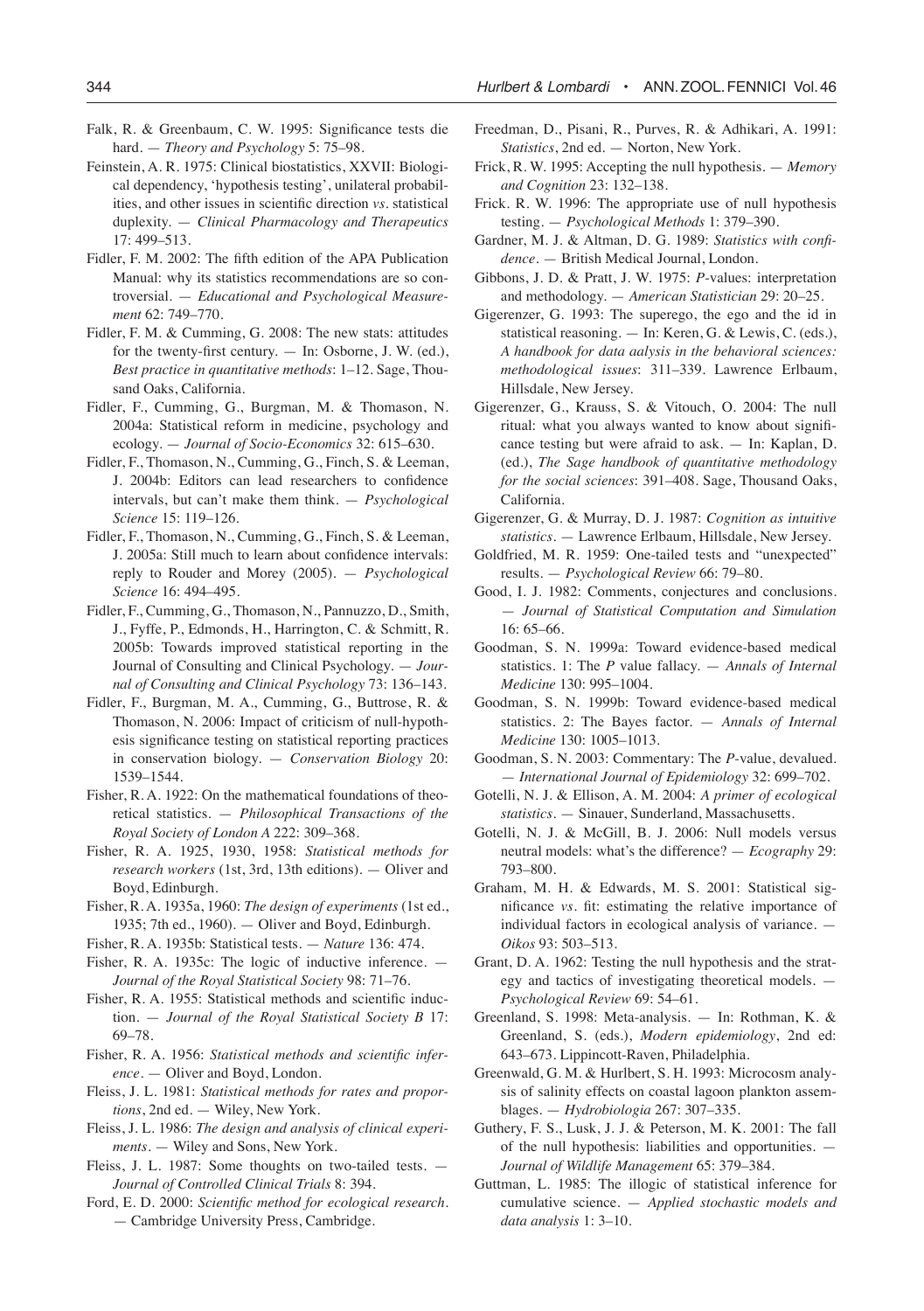Falk, R. & Greenbaum, C. W. 1995: Significance tests die hard. — *Theory and Psychology* 5: 75–98.

Feinstein, A. R. 1975: Clinical biostatistics, XXVII: Biological dependency, 'hypothesis testing', unilateral probabilities, and other issues in scientific direction *vs*. statistical duplexity. — *Clinical Pharmacology and Therapeutics* 17: 499–513.

Fidler, F. M. 2002: The fifth edition of the APA Publication Manual: why its statistics recommendations are so controversial. — *Educational and Psychological Measurement* 62: 749–770.

Fidler, F. M. & Cumming, G. 2008: The new stats: attitudes for the twenty-first century. — In: Osborne, J. W. (ed.), *Best practice in quantitative methods*: 1–12. Sage, Thousand Oaks, California.

Fidler, F., Cumming, G., Burgman, M. & Thomason, N. 2004a: Statistical reform in medicine, psychology and ecology. — *Journal of Socio-Economics* 32: 615–630.

Fidler, F., Thomason, N., Cumming, G., Finch, S. & Leeman, J. 2004b: Editors can lead researchers to confidence intervals, but can't make them think. — *Psychological Science* 15: 119–126.

Fidler, F., Thomason, N., Cumming, G., Finch, S. & Leeman, J. 2005a: Still much to learn about confidence intervals: reply to Rouder and Morey (2005). — *Psychological Science* 16: 494–495.

Fidler, F., Cumming, G., Thomason, N., Pannuzzo, D., Smith, J., Fyffe, P., Edmonds, H., Harrington, C. & Schmitt, R. 2005b: Towards improved statistical reporting in the Journal of Consulting and Clinical Psychology. — *Journal of Consulting and Clinical Psychology* 73: 136–143.

Fidler, F., Burgman, M. A., Cumming, G., Buttrose, R. & Thomason, N. 2006: Impact of criticism of null-hypothesis significance testing on statistical reporting practices in conservation biology. — *Conservation Biology* 20: 1539–1544.

Fisher, R. A. 1922: On the mathematical foundations of theoretical statistics. — *Philosophical Transactions of the Royal Society of London A* 222: 309–368.

Fisher, R. A. 1925, 1930, 1958: *Statistical methods for research workers* (1st, 3rd, 13th editions). — Oliver and Boyd, Edinburgh.

Fisher, R. A. 1935a, 1960: *The design of experiments* (1st ed., 1935; 7th ed., 1960). — Oliver and Boyd, Edinburgh.

Fisher, R. A. 1935b: Statistical tests. — *Nature* 136: 474.

Fisher, R. A. 1935c: The logic of inductive inference. — *Journal of the Royal Statistical Society* 98: 71–76.

Fisher, R. A. 1955: Statistical methods and scientific induction. — *Journal of the Royal Statistical Society B* 17: 69–78.

Fisher, R. A. 1956: *Statistical methods and scientific inference*. — Oliver and Boyd, London.

Fleiss, J. L. 1981: *Statistical methods for rates and proportions*, 2nd ed. — Wiley, New York.

Fleiss, J. L. 1986: *The design and analysis of clinical experiments*. — Wiley and Sons, New York.

Fleiss, J. L. 1987: Some thoughts on two-tailed tests. — *Journal of Controlled Clinical Trials* 8: 394.

Ford, E. D. 2000: *Scientific method for ecological research*. — Cambridge University Press, Cambridge.

Freedman, D., Pisani, R., Purves, R. & Adhikari, A. 1991: *Statistics*, 2nd ed. — Norton, New York.

Frick, R. W. 1995: Accepting the null hypothesis. — *Memory and Cognition* 23: 132–138.

Frick. R. W. 1996: The appropriate use of null hypothesis testing. — *Psychological Methods* 1: 379–390.

Gardner, M. J. & Altman, D. G. 1989: *Statistics with confidence*. — British Medical Journal, London.

Gibbons, J. D. & Pratt, J. W. 1975: *P*-values: interpretation and methodology. — *American Statistician* 29: 20–25.

Gigerenzer, G. 1993: The superego, the ego and the id in statistical reasoning. — In: Keren, G. & Lewis, C. (eds.), *A handbook for data aalysis in the behavioral sciences: methodological issues*: 311–339. Lawrence Erlbaum, Hillsdale, New Jersey.

Gigerenzer, G., Krauss, S. & Vitouch, O. 2004: The null ritual: what you always wanted to know about significance testing but were afraid to ask. — In: Kaplan, D. (ed.), *The Sage handbook of quantitative methodology for the social sciences*: 391–408. Sage, Thousand Oaks, California.

Gigerenzer, G. & Murray, D. J. 1987: *Cognition as intuitive statistics*. — Lawrence Erlbaum, Hillsdale, New Jersey.

Goldfried, M. R. 1959: One-tailed tests and "unexpected" results. — *Psychological Review* 66: 79–80.

Good, I. J. 1982: Comments, conjectures and conclusions. — *Journal of Statistical Computation and Simulation* 16: 65–66.

Goodman, S. N. 1999a: Toward evidence-based medical statistics. 1: The *P* value fallacy. — *Annals of Internal Medicine* 130: 995–1004.

Goodman, S. N. 1999b: Toward evidence-based medical statistics. 2: The Bayes factor. — *Annals of Internal Medicine* 130: 1005–1013.

Goodman, S. N. 2003: Commentary: The *P*-value, devalued. — *International Journal of Epidemiology* 32: 699–702.

Gotelli, N. J. & Ellison, A. M. 2004: *A primer of ecological statistics*. — Sinauer, Sunderland, Massachusetts.

Gotelli, N. J. & McGill, B. J. 2006: Null models versus neutral models: what's the difference? — *Ecography* 29: 793–800.

Graham, M. H. & Edwards, M. S. 2001: Statistical significance *vs*. fit: estimating the relative importance of individual factors in ecological analysis of variance. — *Oikos* 93: 503–513.

Grant, D. A. 1962: Testing the null hypothesis and the strategy and tactics of investigating theoretical models. — *Psychological Review* 69: 54–61.

Greenland, S. 1998: Meta-analysis. — In: Rothman, K. & Greenland, S. (eds.), *Modern epidemiology*, 2nd ed: 643–673. Lippincott-Raven, Philadelphia.

Greenwald, G. M. & Hurlbert, S. H. 1993: Microcosm analysis of salinity effects on coastal lagoon plankton assemblages. — *Hydrobiologia* 267: 307–335.

Guthery, F. S., Lusk, J. J. & Peterson, M. K. 2001: The fall of the null hypothesis: liabilities and opportunities. — *Journal of Wildlife Management* 65: 379–384.

Guttman, L. 1985: The illogic of statistical inference for cumulative science. — *Applied stochastic models and data analysis* 1: 3–10.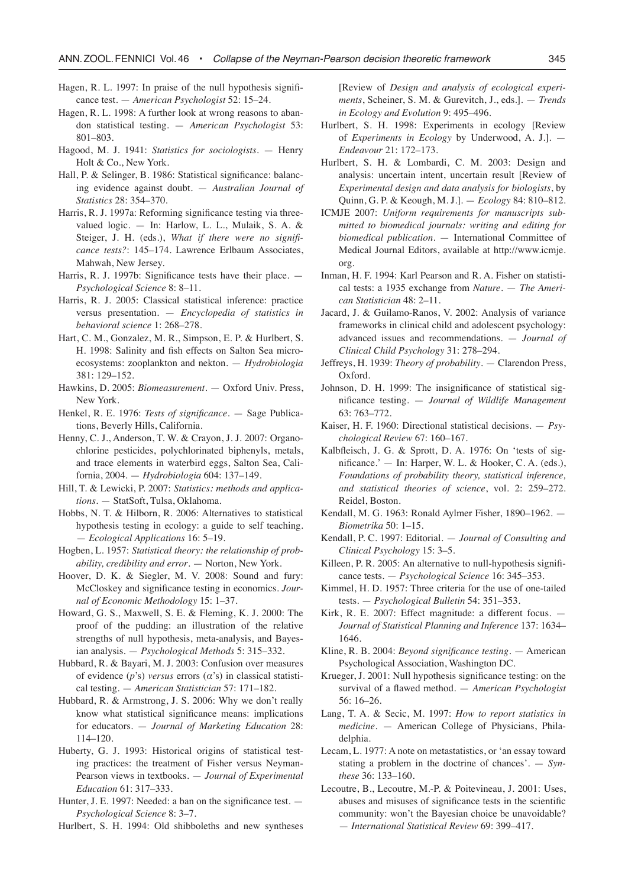Hagen, R. L. 1997: In praise of the null hypothesis significance test. — *American Psychologist* 52: 15–24.

Hagen, R. L. 1998: A further look at wrong reasons to abandon statistical testing. — *American Psychologist* 53: 801–803.

Hagood, M. J. 1941: *Statistics for sociologists*. — Henry Holt & Co., New York.

Hall, P. & Selinger, B. 1986: Statistical significance: balancing evidence against doubt. — *Australian Journal of Statistics* 28: 354–370.

Harris, R. J. 1997a: Reforming significance testing via three-valued logic. — In: Harlow, L. L., Mulaik, S. A. & Steiger, J. H. (eds.), *What if there were no significance tests?*: 145–174. Lawrence Erlbaum Associates, Mahwah, New Jersey.

Harris, R. J. 1997b: Significance tests have their place. — *Psychological Science* 8: 8–11.

Harris, R. J. 2005: Classical statistical inference: practice versus presentation. — *Encyclopedia of statistics in behavioral science* 1: 268–278.

Hart, C. M., Gonzalez, M. R., Simpson, E. P. & Hurlbert, S. H. 1998: Salinity and fish effects on Salton Sea microecosystems: zooplankton and nekton. — *Hydrobiologia* 381: 129–152.

Hawkins, D. 2005: *Biomeasurement*. — Oxford Univ. Press, New York.

Henkel, R. E. 1976: *Tests of significance*. — Sage Publications, Beverly Hills, California.

Henny, C. J., Anderson, T. W. & Crayon, J. J. 2007: Organochlorine pesticides, polychlorinated biphenyls, metals, and trace elements in waterbird eggs, Salton Sea, California, 2004. — *Hydrobiologia* 604: 137–149.

Hill, T. & Lewicki, P. 2007: *Statistics: methods and applications*. — StatSoft, Tulsa, Oklahoma.

Hobbs, N. T. & Hilborn, R. 2006: Alternatives to statistical hypothesis testing in ecology: a guide to self teaching. — *Ecological Applications* 16: 5–19.

Hogben, L. 1957: *Statistical theory: the relationship of probability, credibility and error*. — Norton, New York.

Hoover, D. K. & Siegler, M. V. 2008: Sound and fury: McCloskey and significance testing in economics. *Journal of Economic Methodology* 15: 1–37.

Howard, G. S., Maxwell, S. E. & Fleming, K. J. 2000: The proof of the pudding: an illustration of the relative strengths of null hypothesis, meta-analysis, and Bayesian analysis. — *Psychological Methods* 5: 315–332.

Hubbard, R. & Bayari, M. J. 2003: Confusion over measures of evidence ($p$'s) *versus* errors ($\alpha$'s) in classical statistical testing. — *American Statistician* 57: 171–182.

Hubbard, R. & Armstrong, J. S. 2006: Why we don't really know what statistical significance means: implications for educators. — *Journal of Marketing Education* 28: 114–120.

Huberty, G. J. 1993: Historical origins of statistical testing practices: the treatment of Fisher versus Neyman-Pearson views in textbooks. — *Journal of Experimental Education* 61: 317–333.

Hunter, J. E. 1997: Needed: a ban on the significance test. — *Psychological Science* 8: 3–7.

Hurlbert, S. H. 1994: Old shibboleths and new syntheses [Review of *Design and analysis of ecological experiments*, Scheiner, S. M. & Gurevitch, J., eds.]. — *Trends in Ecology and Evolution* 9: 495–496.

Hurlbert, S. H. 1998: Experiments in ecology [Review of *Experiments in Ecology* by Underwood, A. J.]. — *Endeavour* 21: 172–173.

Hurlbert, S. H. & Lombardi, C. M. 2003: Design and analysis: uncertain intent, uncertain result [Review of *Experimental design and data analysis for biologists*, by Quinn, G. P. & Keough, M. J.]. — *Ecology* 84: 810–812.

ICMJE 2007: *Uniform requirements for manuscripts submitted to biomedical journals: writing and editing for biomedical publication*. — International Committee of Medical Journal Editors, available at http://www.icmje.org.

Inman, H. F. 1994: Karl Pearson and R. A. Fisher on statistical tests: a 1935 exchange from *Nature*. — *The American Statistician* 48: 2–11.

Jacard, J. & Guilamo-Ranos, V. 2002: Analysis of variance frameworks in clinical child and adolescent psychology: advanced issues and recommendations. — *Journal of Clinical Child Psychology* 31: 278–294.

Jeffreys, H. 1939: *Theory of probability*. — Clarendon Press, Oxford.

Johnson, D. H. 1999: The insignificance of statistical significance testing. — *Journal of Wildlife Management* 63: 763–772.

Kaiser, H. F. 1960: Directional statistical decisions. — *Psychological Review* 67: 160–167.

Kalbfleisch, J. G. & Sprott, D. A. 1976: On 'tests of significance.' — In: Harper, W. L. & Hooker, C. A. (eds.), *Foundations of probability theory, statistical inference, and statistical theories of science*, vol. 2: 259–272. Reidel, Boston.

Kendall, M. G. 1963: Ronald Aylmer Fisher, 1890–1962. — *Biometrika* 50: 1–15.

Kendall, P. C. 1997: Editorial. — *Journal of Consulting and Clinical Psychology* 15: 3–5.

Killeen, P. R. 2005: An alternative to null-hypothesis significance tests. — *Psychological Science* 16: 345–353.

Kimmel, H. D. 1957: Three criteria for the use of one-tailed tests. — *Psychological Bulletin* 54: 351–353.

Kirk, R. E. 2007: Effect magnitude: a different focus. — *Journal of Statistical Planning and Inference* 137: 1634–1646.

Kline, R. B. 2004: *Beyond significance testing*. — American Psychological Association, Washington DC.

Krueger, J. 2001: Null hypothesis significance testing: on the survival of a flawed method. — *American Psychologist* 56: 16–26.

Lang, T. A. & Secic, M. 1997: *How to report statistics in medicine*. — American College of Physicians, Philadelphia.

Lecam, L. 1977: A note on metastatistics, or 'an essay toward stating a problem in the doctrine of chances'. — *Synthese* 36: 133–160.

Lecoutre, B., Lecoutre, M.-P. & Poitevineau, J. 2001: Uses, abuses and misuses of significance tests in the scientific community: won't the Bayesian choice be unavoidable? — *International Statistical Review* 69: 399–417.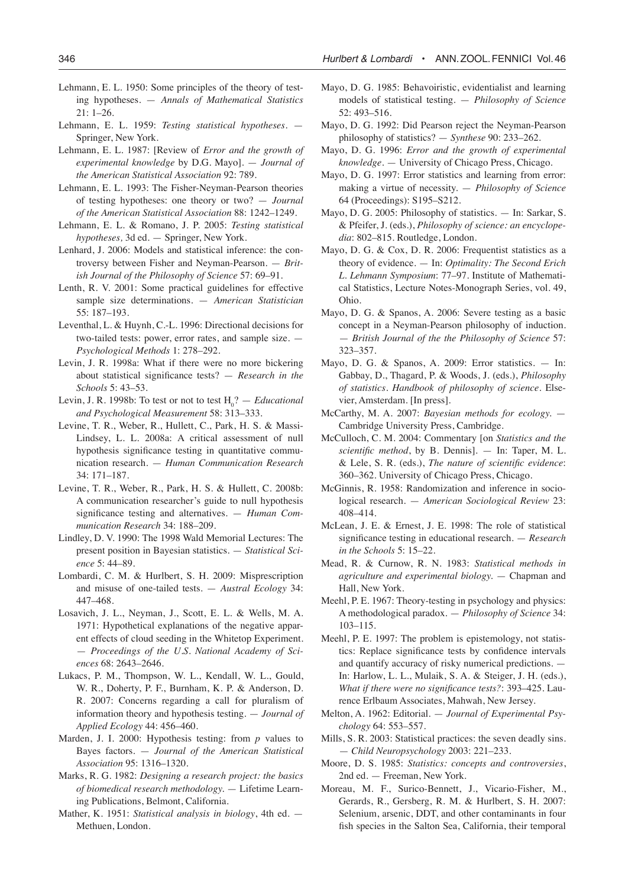Lehmann, E. L. 1950: Some principles of the theory of testing hypotheses. — *Annals of Mathematical Statistics* 21: 1–26.

Lehmann, E. L. 1959: *Testing statistical hypotheses*. — Springer, New York.

Lehmann, E. L. 1987: [Review of *Error and the growth of experimental knowledge* by D.G. Mayo]. — *Journal of the American Statistical Association* 92: 789.

Lehmann, E. L. 1993: The Fisher-Neyman-Pearson theories of testing hypotheses: one theory or two? — *Journal of the American Statistical Association* 88: 1242–1249.

Lehmann, E. L. & Romano, J. P. 2005: *Testing statistical hypotheses,* 3d ed. — Springer, New York.

Lenhard, J. 2006: Models and statistical inference: the controversy between Fisher and Neyman-Pearson. — *British Journal of the Philosophy of Science* 57: 69–91.

Lenth, R. V. 2001: Some practical guidelines for effective sample size determinations. — *American Statistician* 55: 187–193.

Leventhal, L. & Huynh, C.-L. 1996: Directional decisions for two-tailed tests: power, error rates, and sample size. — *Psychological Methods* 1: 278–292.

Levin, J. R. 1998a: What if there were no more bickering about statistical significance tests? — *Research in the Schools* 5: 43–53.

Levin, J. R. 1998b: To test or not to test $H_0$? — *Educational and Psychological Measurement* 58: 313–333.

Levine, T. R., Weber, R., Hullett, C., Park, H. S. & Massi-Lindsey, L. L. 2008a: A critical assessment of null hypothesis significance testing in quantitative communication research. — *Human Communication Research* 34: 171–187.

Levine, T. R., Weber, R., Park, H. S. & Hullett, C. 2008b: A communication researcher's guide to null hypothesis significance testing and alternatives. — *Human Communication Research* 34: 188–209.

Lindley, D. V. 1990: The 1998 Wald Memorial Lectures: The present position in Bayesian statistics. — *Statistical Science* 5: 44–89.

Lombardi, C. M. & Hurlbert, S. H. 2009: Misprescription and misuse of one-tailed tests. — *Austral Ecology* 34: 447–468.

Losavich, J. L., Neyman, J., Scott, E. L. & Wells, M. A. 1971: Hypothetical explanations of the negative apparent effects of cloud seeding in the Whitetop Experiment. — *Proceedings of the U.S. National Academy of Sciences* 68: 2643–2646.

Lukacs, P. M., Thompson, W. L., Kendall, W. L., Gould, W. R., Doherty, P. F., Burnham, K. P. & Anderson, D. R. 2007: Concerns regarding a call for pluralism of information theory and hypothesis testing. — *Journal of Applied Ecology* 44: 456–460.

Marden, J. I. 2000: Hypothesis testing: from *p* values to Bayes factors. — *Journal of the American Statistical Association* 95: 1316–1320.

Marks, R. G. 1982: *Designing a research project: the basics of biomedical research methodology.* — Lifetime Learning Publications, Belmont, California.

Mather, K. 1951: *Statistical analysis in biology*, 4th ed. — Methuen, London.

Mayo, D. G. 1985: Behavoiristic, evidentialist and learning models of statistical testing. — *Philosophy of Science* 52: 493–516.

Mayo, D. G. 1992: Did Pearson reject the Neyman-Pearson philosophy of statistics? — *Synthese* 90: 233–262.

Mayo, D. G. 1996: *Error and the growth of experimental knowledge*. — University of Chicago Press, Chicago.

Mayo, D. G. 1997: Error statistics and learning from error: making a virtue of necessity. — *Philosophy of Science* 64 (Proceedings): S195–S212.

Mayo, D. G. 2005: Philosophy of statistics. — In: Sarkar, S. & Pfeifer, J. (eds.), *Philosophy of science: an encyclopedia*: 802–815. Routledge, London.

Mayo, D. G. & Cox, D. R. 2006: Frequentist statistics as a theory of evidence. — In: *Optimality: The Second Erich L. Lehmann Symposium*: 77–97. Institute of Mathematical Statistics, Lecture Notes-Monograph Series, vol. 49, Ohio.

Mayo, D. G. & Spanos, A. 2006: Severe testing as a basic concept in a Neyman-Pearson philosophy of induction. — *British Journal of the the Philosophy of Science* 57: 323–357.

Mayo, D. G. & Spanos, A. 2009: Error statistics. — In: Gabbay, D., Thagard, P. & Woods, J. (eds.), *Philosophy of statistics. Handbook of philosophy of science*. Elsevier, Amsterdam. [In press].

McCarthy, M. A. 2007: *Bayesian methods for ecology.* — Cambridge University Press, Cambridge.

McCulloch, C. M. 2004: Commentary [on *Statistics and the scientific method*, by B. Dennis]. — In: Taper, M. L. & Lele, S. R. (eds.), *The nature of scientific evidence*: 360–362. University of Chicago Press, Chicago.

McGinnis, R. 1958: Randomization and inference in sociological research. — *American Sociological Review* 23: 408–414.

McLean, J. E. & Ernest, J. E. 1998: The role of statistical significance testing in educational research. — *Research in the Schools* 5: 15–22.

Mead, R. & Curnow, R. N. 1983: *Statistical methods in agriculture and experimental biology.* — Chapman and Hall, New York.

Meehl, P. E. 1967: Theory-testing in psychology and physics: A methodological paradox. — *Philosophy of Science* 34: 103–115.

Meehl, P. E. 1997: The problem is epistemology, not statistics: Replace significance tests by confidence intervals and quantify accuracy of risky numerical predictions. — In: Harlow, L. L., Mulaik, S. A. & Steiger, J. H. (eds.), *What if there were no significance tests?*: 393–425. Laurence Erlbaum Associates, Mahwah, New Jersey.

Melton, A. 1962: Editorial. — *Journal of Experimental Psychology* 64: 553–557.

Mills, S. R. 2003: Statistical practices: the seven deadly sins. — *Child Neuropsychology* 2003: 221–233.

Moore, D. S. 1985: *Statistics: concepts and controversies*, 2nd ed. — Freeman, New York.

Moreau, M. F., Surico-Bennett, J., Vicario-Fisher, M., Gerards, R., Gersberg, R. M. & Hurlbert, S. H. 2007: Selenium, arsenic, DDT, and other contaminants in four fish species in the Salton Sea, California, their temporal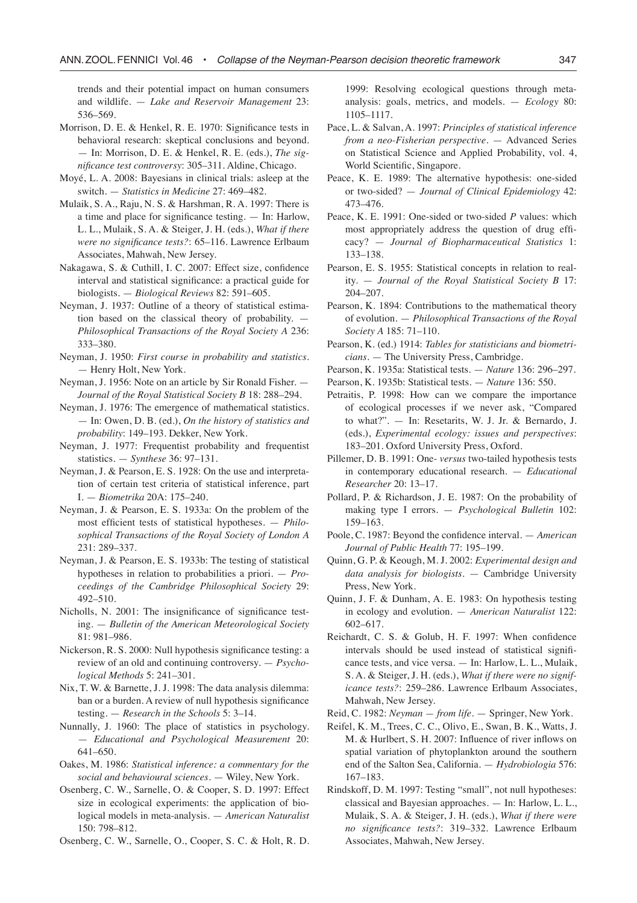trends and their potential impact on human consumers and wildlife. — *Lake and Reservoir Management* 23: 536–569.

Morrison, D. E. & Henkel, R. E. 1970: Significance tests in behavioral research: skeptical conclusions and beyond. — In: Morrison, D. E. & Henkel, R. E. (eds.), *The significance test controversy*: 305–311. Aldine, Chicago.

Moyé, L. A. 2008: Bayesians in clinical trials: asleep at the switch. — *Statistics in Medicine* 27: 469–482.

Mulaik, S. A., Raju, N. S. & Harshman, R. A. 1997: There is a time and place for significance testing. — In: Harlow, L. L., Mulaik, S. A. & Steiger, J. H. (eds.), *What if there were no significance tests?*: 65–116. Lawrence Erlbaum Associates, Mahwah, New Jersey.

Nakagawa, S. & Cuthill, I. C. 2007: Effect size, confidence interval and statistical significance: a practical guide for biologists. — *Biological Reviews* 82: 591–605.

Neyman, J. 1937: Outline of a theory of statistical estimation based on the classical theory of probability. — *Philosophical Transactions of the Royal Society A* 236: 333–380.

Neyman, J. 1950: *First course in probability and statistics*. — Henry Holt, New York.

Neyman, J. 1956: Note on an article by Sir Ronald Fisher. — *Journal of the Royal Statistical Society B* 18: 288–294.

Neyman, J. 1976: The emergence of mathematical statistics. — In: Owen, D. B. (ed.), *On the history of statistics and probability*: 149–193. Dekker, New York.

Neyman, J. 1977: Frequentist probability and frequentist statistics. — *Synthese* 36: 97–131.

Neyman, J. & Pearson, E. S. 1928: On the use and interpretation of certain test criteria of statistical inference, part I. — *Biometrika* 20A: 175–240.

Neyman, J. & Pearson, E. S. 1933a: On the problem of the most efficient tests of statistical hypotheses. — *Philosophical Transactions of the Royal Society of London A* 231: 289–337.

Neyman, J. & Pearson, E. S. 1933b: The testing of statistical hypotheses in relation to probabilities a priori. — *Proceedings of the Cambridge Philosophical Society* 29: 492–510.

Nicholls, N. 2001: The insignificance of significance testing. — *Bulletin of the American Meteorological Society* 81: 981–986.

Nickerson, R. S. 2000: Null hypothesis significance testing: a review of an old and continuing controversy. — *Psychological Methods* 5: 241–301.

Nix, T. W. & Barnette, J. J. 1998: The data analysis dilemma: ban or a burden. A review of null hypothesis significance testing. — *Research in the Schools* 5: 3–14.

Nunnally, J. 1960: The place of statistics in psychology. — *Educational and Psychological Measurement* 20: 641–650.

Oakes, M. 1986: *Statistical inference: a commentary for the social and behavioural sciences*. — Wiley, New York.

Osenberg, C. W., Sarnelle, O. & Cooper, S. D. 1997: Effect size in ecological experiments: the application of biological models in meta-analysis. — *American Naturalist* 150: 798–812.

Osenberg, C. W., Sarnelle, O., Cooper, S. C. & Holt, R. D. 1999: Resolving ecological questions through meta-analysis: goals, metrics, and models. — *Ecology* 80: 1105–1117.

Pace, L. & Salvan, A. 1997: *Principles of statistical inference from a neo-Fisherian perspective*. — Advanced Series on Statistical Science and Applied Probability, vol. 4, World Scientific, Singapore.

Peace, K. E. 1989: The alternative hypothesis: one-sided or two-sided? — *Journal of Clinical Epidemiology* 42: 473–476.

Peace, K. E. 1991: One-sided or two-sided *P* values: which most appropriately address the question of drug efficacy? — *Journal of Biopharmaceutical Statistics* 1: 133–138.

Pearson, E. S. 1955: Statistical concepts in relation to reality. — *Journal of the Royal Statistical Society B* 17: 204–207.

Pearson, K. 1894: Contributions to the mathematical theory of evolution. — *Philosophical Transactions of the Royal Society A* 185: 71–110.

Pearson, K. (ed.) 1914: *Tables for statisticians and biometricians*. — The University Press, Cambridge.

Pearson, K. 1935a: Statistical tests. — *Nature* 136: 296–297.

Pearson, K. 1935b: Statistical tests. — *Nature* 136: 550.

Petraitis, P. 1998: How can we compare the importance of ecological processes if we never ask, "Compared to what?". — In: Resetarits, W. J. Jr. & Bernardo, J. (eds.), *Experimental ecology: issues and perspectives*: 183–201. Oxford University Press, Oxford.

Pillemer, D. B. 1991: One- *versus* two-tailed hypothesis tests in contemporary educational research. — *Educational Researcher* 20: 13–17.

Pollard, P. & Richardson, J. E. 1987: On the probability of making type I errors. — *Psychological Bulletin* 102: 159–163.

Poole, C. 1987: Beyond the confidence interval. — *American Journal of Public Health* 77: 195–199.

Quinn, G. P. & Keough, M. J. 2002: *Experimental design and data analysis for biologists*. — Cambridge University Press, New York.

Quinn, J. F. & Dunham, A. E. 1983: On hypothesis testing in ecology and evolution. — *American Naturalist* 122: 602–617.

Reichardt, C. S. & Golub, H. F. 1997: When confidence intervals should be used instead of statistical significance tests, and vice versa. — In: Harlow, L. L., Mulaik, S. A. & Steiger, J. H. (eds.), *What if there were no significance tests?*: 259–286. Lawrence Erlbaum Associates, Mahwah, New Jersey.

Reid, C. 1982: *Neyman — from life*. — Springer, New York.

Reifel, K. M., Trees, C. C., Olivo, E., Swan, B. K., Watts, J. M. & Hurlbert, S. H. 2007: Influence of river inflows on spatial variation of phytoplankton around the southern end of the Salton Sea, California. — *Hydrobiologia* 576: 167–183.

Rindskoff, D. M. 1997: Testing "small", not null hypotheses: classical and Bayesian approaches. — In: Harlow, L. L., Mulaik, S. A. & Steiger, J. H. (eds.), *What if there were no significance tests?*: 319–332. Lawrence Erlbaum Associates, Mahwah, New Jersey.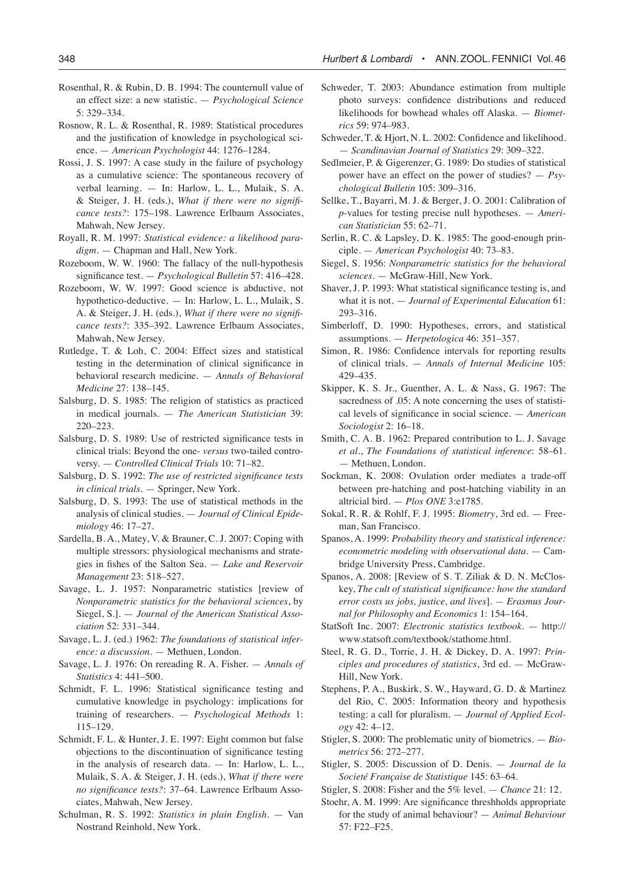Rosenthal, R. & Rubin, D. B. 1994: The counternull value of an effect size: a new statistic. — *Psychological Science* 5: 329–334.

Rosnow, R. L. & Rosenthal, R. 1989: Statistical procedures and the justification of knowledge in psychological science. — *American Psychologist* 44: 1276–1284.

Rossi, J. S. 1997: A case study in the failure of psychology as a cumulative science: The spontaneous recovery of verbal learning. — In: Harlow, L. L., Mulaik, S. A. & Steiger, J. H. (eds.), *What if there were no significance tests?*: 175–198. Lawrence Erlbaum Associates, Mahwah, New Jersey.

Royall, R. M. 1997: *Statistical evidence: a likelihood paradigm*. — Chapman and Hall, New York.

Rozeboom, W. W. 1960: The fallacy of the null-hypothesis significance test. — *Psychological Bulletin* 57: 416–428.

Rozeboom, W. W. 1997: Good science is abductive, not hypothetico-deductive. — In: Harlow, L. L., Mulaik, S. A. & Steiger, J. H. (eds.), *What if there were no significance tests?*: 335–392. Lawrence Erlbaum Associates, Mahwah, New Jersey.

Rutledge, T. & Loh, C. 2004: Effect sizes and statistical testing in the determination of clinical significance in behavioral research medicine. — *Annals of Behavioral Medicine* 27: 138–145.

Salsburg, D. S. 1985: The religion of statistics as practiced in medical journals. — *The American Statistician* 39: 220–223.

Salsburg, D. S. 1989: Use of restricted significance tests in clinical trials: Beyond the one- *versus* two-tailed controversy. — *Controlled Clinical Trials* 10: 71–82.

Salsburg, D. S. 1992: *The use of restricted significance tests in clinical trials*. — Springer, New York.

Salsburg, D. S. 1993: The use of statistical methods in the analysis of clinical studies. — *Journal of Clinical Epidemiology* 46: 17–27.

Sardella, B. A., Matey, V. & Brauner, C. J. 2007: Coping with multiple stressors: physiological mechanisms and strategies in fishes of the Salton Sea. — *Lake and Reservoir Management* 23: 518–527.

Savage, L. J. 1957: Nonparametric statistics [review of *Nonparametric statistics for the behavioral sciences*, by Siegel, S.]. — *Journal of the American Statistical Association* 52: 331–344.

Savage, L. J. (ed.) 1962: *The foundations of statistical inference: a discussion*. — Methuen, London.

Savage, L. J. 1976: On rereading R. A. Fisher. — *Annals of Statistics* 4: 441–500.

Schmidt, F. L. 1996: Statistical significance testing and cumulative knowledge in psychology: implications for training of researchers. — *Psychological Methods* 1: 115–129.

Schmidt, F. L. & Hunter, J. E. 1997: Eight common but false objections to the discontinuation of significance testing in the analysis of research data. — In: Harlow, L. L., Mulaik, S. A. & Steiger, J. H. (eds.), *What if there were no significance tests?*: 37–64. Lawrence Erlbaum Associates, Mahwah, New Jersey.

Schulman, R. S. 1992: *Statistics in plain English*. — Van Nostrand Reinhold, New York.

Schweder, T. 2003: Abundance estimation from multiple photo surveys: confidence distributions and reduced likelihoods for bowhead whales off Alaska. — *Biometrics* 59: 974–983.

Schweder, T. & Hjort, N. L. 2002: Confidence and likelihood. — *Scandinavian Journal of Statistics* 29: 309–322.

Sedlmeier, P. & Gigerenzer, G. 1989: Do studies of statistical power have an effect on the power of studies? — *Psychological Bulletin* 105: 309–316.

Sellke, T., Bayarri, M. J. & Berger, J. O. 2001: Calibration of *p*-values for testing precise null hypotheses. — *American Statistician* 55: 62–71.

Serlin, R. C. & Lapsley, D. K. 1985: The good-enough principle. — *American Psychologist* 40: 73–83.

Siegel, S. 1956: *Nonparametric statistics for the behavioral sciences*. — McGraw-Hill, New York.

Shaver, J. P. 1993: What statistical significance testing is, and what it is not. — *Journal of Experimental Education* 61: 293–316.

Simberloff, D. 1990: Hypotheses, errors, and statistical assumptions. — *Herpetologica* 46: 351–357.

Simon, R. 1986: Confidence intervals for reporting results of clinical trials. — *Annals of Internal Medicine* 105: 429–435.

Skipper, K. S. Jr., Guenther, A. L. & Nass, G. 1967: The sacredness of .05: A note concerning the uses of statistical levels of significance in social science. — *American Sociologist* 2: 16–18.

Smith, C. A. B. 1962: Prepared contribution to L. J. Savage *et al*., *The Foundations of statistical inference*: 58–61. — Methuen, London.

Sockman, K. 2008: Ovulation order mediates a trade-off between pre-hatching and post-hatching viability in an altricial bird. — *Plos ONE* 3:e1785.

Sokal, R. R. & Rohlf, F. J. 1995: *Biometry*, 3rd ed. — Freeman, San Francisco.

Spanos, A. 1999: *Probability theory and statistical inference: econometric modeling with observational data*. — Cambridge University Press, Cambridge.

Spanos, A. 2008: [Review of S. T. Ziliak & D. N. McCloskey, *The cult of statistical significance: how the standard error costs us jobs, justice, and lives*]. — *Erasmus Journal for Philosophy and Economics* 1: 154–164.

StatSoft Inc. 2007: *Electronic statistics textbook*. — http://www.statsoft.com/textbook/stathome.html.

Steel, R. G. D., Torrie, J. H. & Dickey, D. A. 1997: *Principles and procedures of statistics*, 3rd ed. — McGraw-Hill, New York.

Stephens, P. A., Buskirk, S. W., Hayward, G. D. & Martinez del Rio, C. 2005: Information theory and hypothesis testing: a call for pluralism. — *Journal of Applied Ecology* 42: 4–12.

Stigler, S. 2000: The problematic unity of biometrics. — *Biometrics* 56: 272–277.

Stigler, S. 2005: Discussion of D. Denis. — *Journal de la Societé Française de Statistique* 145: 63–64.

Stigler, S. 2008: Fisher and the 5% level. — *Chance* 21: 12.

Stoehr, A. M. 1999: Are significance threshholds appropriate for the study of animal behaviour? — *Animal Behaviour* 57: F22–F25.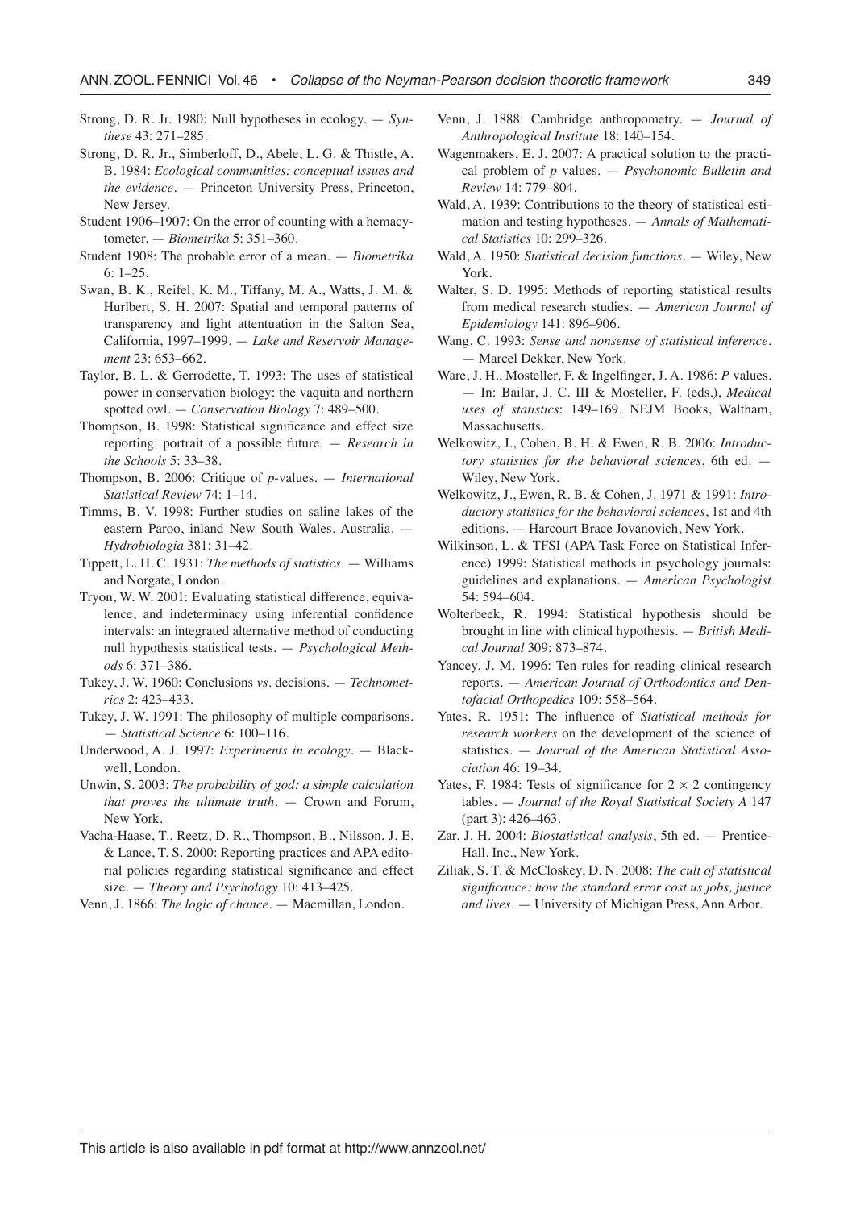Strong, D. R. Jr. 1980: Null hypotheses in ecology. — *Synthese* 43: 271–285.

Strong, D. R. Jr., Simberloff, D., Abele, L. G. & Thistle, A. B. 1984: *Ecological communities: conceptual issues and the evidence*. — Princeton University Press, Princeton, New Jersey.

Student 1906–1907: On the error of counting with a hemacytometer. — *Biometrika* 5: 351–360.

Student 1908: The probable error of a mean. — *Biometrika* 6: 1–25.

Swan, B. K., Reifel, K. M., Tiffany, M. A., Watts, J. M. & Hurlbert, S. H. 2007: Spatial and temporal patterns of transparency and light attentuation in the Salton Sea, California, 1997–1999. — *Lake and Reservoir Management* 23: 653–662.

Taylor, B. L. & Gerrodette, T. 1993: The uses of statistical power in conservation biology: the vaquita and northern spotted owl. — *Conservation Biology* 7: 489–500.

Thompson, B. 1998: Statistical significance and effect size reporting: portrait of a possible future. — *Research in the Schools* 5: 33–38.

Thompson, B. 2006: Critique of *p*-values. — *International Statistical Review* 74: 1–14.

Timms, B. V. 1998: Further studies on saline lakes of the eastern Paroo, inland New South Wales, Australia. — *Hydrobiologia* 381: 31–42.

Tippett, L. H. C. 1931: *The methods of statistics*. — Williams and Norgate, London.

Tryon, W. W. 2001: Evaluating statistical difference, equivalence, and indeterminacy using inferential confidence intervals: an integrated alternative method of conducting null hypothesis statistical tests. — *Psychological Methods* 6: 371–386.

Tukey, J. W. 1960: Conclusions *vs*. decisions. — *Technometrics* 2: 423–433.

Tukey, J. W. 1991: The philosophy of multiple comparisons. — *Statistical Science* 6: 100–116.

Underwood, A. J. 1997: *Experiments in ecology*. — Blackwell, London.

Unwin, S. 2003: *The probability of god: a simple calculation that proves the ultimate truth*. — Crown and Forum, New York.

Vacha-Haase, T., Reetz, D. R., Thompson, B., Nilsson, J. E. & Lance, T. S. 2000: Reporting practices and APA editorial policies regarding statistical significance and effect size. — *Theory and Psychology* 10: 413–425.

Venn, J. 1866: *The logic of chance*. — Macmillan, London.

Venn, J. 1888: Cambridge anthropometry. — *Journal of Anthropological Institute* 18: 140–154.

Wagenmakers, E. J. 2007: A practical solution to the practical problem of *p* values. — *Psychonomic Bulletin and Review* 14: 779–804.

Wald, A. 1939: Contributions to the theory of statistical estimation and testing hypotheses. — *Annals of Mathematical Statistics* 10: 299–326.

Wald, A. 1950: *Statistical decision functions*. — Wiley, New York.

Walter, S. D. 1995: Methods of reporting statistical results from medical research studies. — *American Journal of Epidemiology* 141: 896–906.

Wang, C. 1993: *Sense and nonsense of statistical inference*. — Marcel Dekker, New York.

Ware, J. H., Mosteller, F. & Ingelfinger, J. A. 1986: *P* values. — In: Bailar, J. C. III & Mosteller, F. (eds.), *Medical uses of statistics*: 149–169. NEJM Books, Waltham, Massachusetts.

Welkowitz, J., Cohen, B. H. & Ewen, R. B. 2006: *Introductory statistics for the behavioral sciences*, 6th ed. — Wiley, New York.

Welkowitz, J., Ewen, R. B. & Cohen, J. 1971 & 1991: *Introductory statistics for the behavioral sciences*, 1st and 4th editions. — Harcourt Brace Jovanovich, New York.

Wilkinson, L. & TFSI (APA Task Force on Statistical Inference) 1999: Statistical methods in psychology journals: guidelines and explanations. — *American Psychologist* 54: 594–604.

Wolterbeek, R. 1994: Statistical hypothesis should be brought in line with clinical hypothesis. — *British Medical Journal* 309: 873–874.

Yancey, J. M. 1996: Ten rules for reading clinical research reports. — *American Journal of Orthodontics and Dentofacial Orthopedics* 109: 558–564.

Yates, R. 1951: The influence of *Statistical methods for research workers* on the development of the science of statistics. — *Journal of the American Statistical Association* 46: 19–34.

Yates, F. 1984: Tests of significance for $2 \times 2$ contingency tables. — *Journal of the Royal Statistical Society A* 147 (part 3): 426–463.

Zar, J. H. 2004: *Biostatistical analysis*, 5th ed. — Prentice-Hall, Inc., New York.

Ziliak, S. T. & McCloskey, D. N. 2008: *The cult of statistical significance: how the standard error cost us jobs, justice and lives*. — University of Michigan Press, Ann Arbor.

This article is also available in pdf format at http://www.annzool.net/